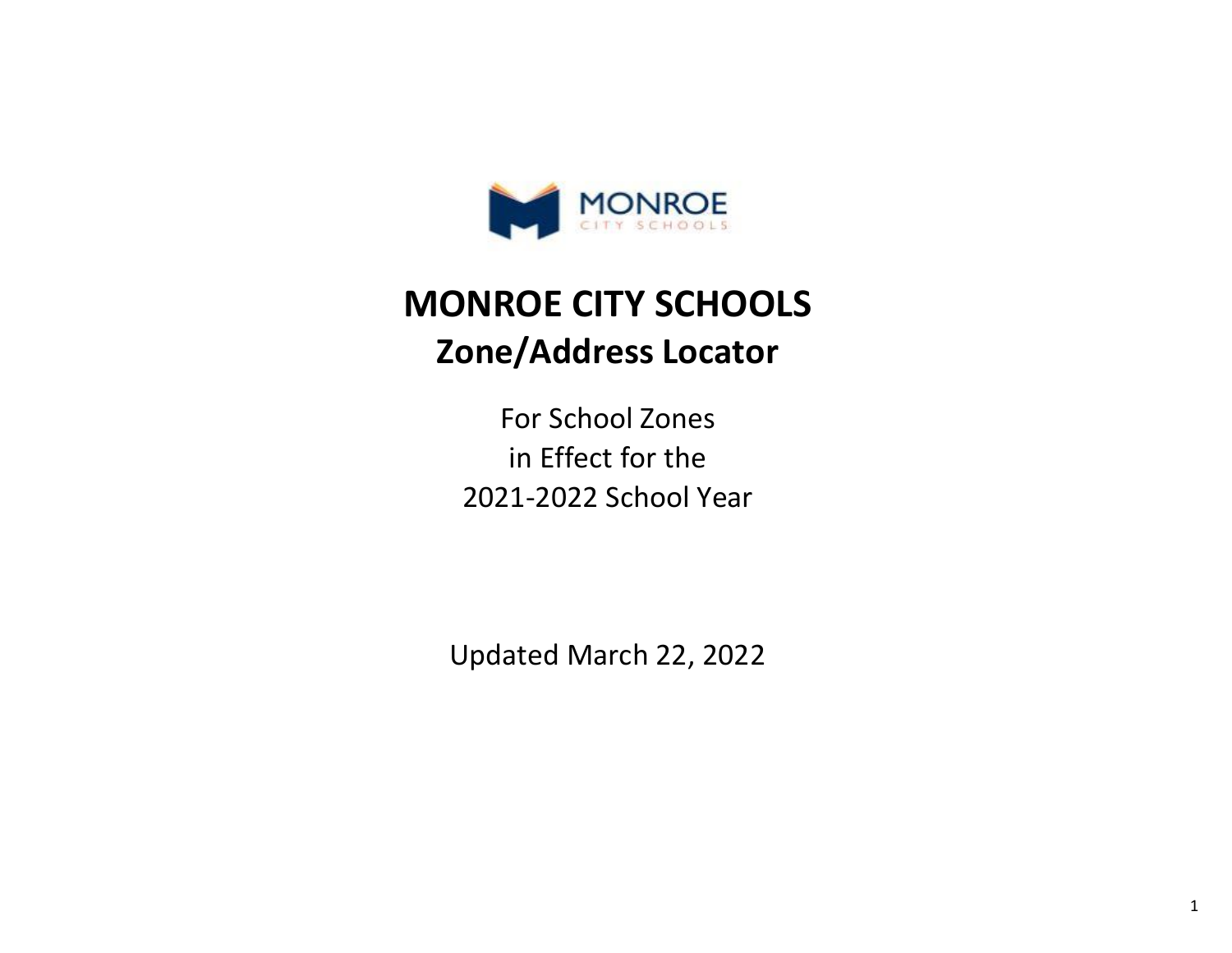# MONROE CITY SCHOOLS

## Zone/Address Locator

For School Zones
in Effect for the
2021-2022 School Year

Updated March 22, 2022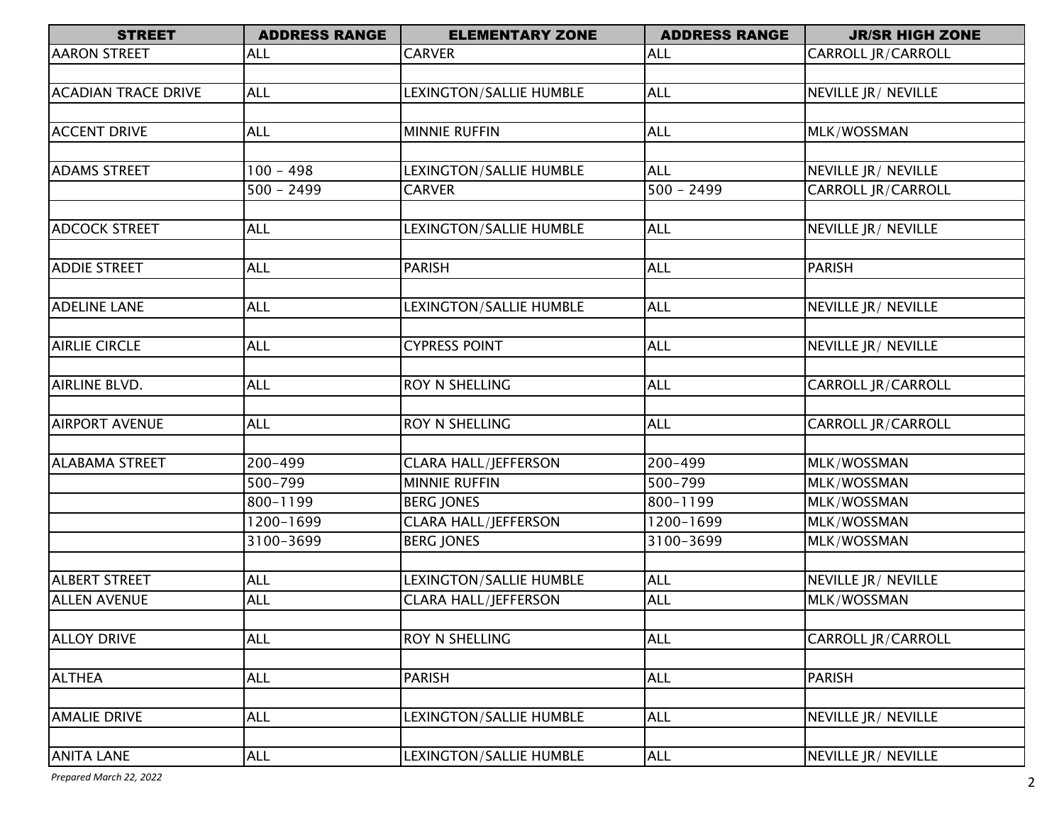| STREET | ADDRESS RANGE | ELEMENTARY ZONE | ADDRESS RANGE | JR/SR HIGH ZONE |
|---|---|---|---|---|
| AARON STREET | ALL | CARVER | ALL | CARROLL JR/CARROLL |
| | | | | |
| ACADIAN TRACE DRIVE | ALL | LEXINGTON/SALLIE HUMBLE | ALL | NEVILLE JR/ NEVILLE |
| | | | | |
| ACCENT DRIVE | ALL | MINNIE RUFFIN | ALL | MLK/WOSSMAN |
| | | | | |
| ADAMS STREET | 100 - 498 | LEXINGTON/SALLIE HUMBLE | ALL | NEVILLE JR/ NEVILLE |
| | 500 - 2499 | CARVER | 500 - 2499 | CARROLL JR/CARROLL |
| | | | | |
| ADCOCK STREET | ALL | LEXINGTON/SALLIE HUMBLE | ALL | NEVILLE JR/ NEVILLE |
| | | | | |
| ADDIE STREET | ALL | PARISH | ALL | PARISH |
| | | | | |
| ADELINE LANE | ALL | LEXINGTON/SALLIE HUMBLE | ALL | NEVILLE JR/ NEVILLE |
| | | | | |
| AIRLIE CIRCLE | ALL | CYPRESS POINT | ALL | NEVILLE JR/ NEVILLE |
| | | | | |
| AIRLINE BLVD. | ALL | ROY N SHELLING | ALL | CARROLL JR/CARROLL |
| | | | | |
| AIRPORT AVENUE | ALL | ROY N SHELLING | ALL | CARROLL JR/CARROLL |
| | | | | |
| ALABAMA STREET | 200-499 | CLARA HALL/JEFFERSON | 200-499 | MLK/WOSSMAN |
| | 500-799 | MINNIE RUFFIN | 500-799 | MLK/WOSSMAN |
| | 800-1199 | BERG JONES | 800-1199 | MLK/WOSSMAN |
| | 1200-1699 | CLARA HALL/JEFFERSON | 1200-1699 | MLK/WOSSMAN |
| | 3100-3699 | BERG JONES | 3100-3699 | MLK/WOSSMAN |
| | | | | |
| ALBERT STREET | ALL | LEXINGTON/SALLIE HUMBLE | ALL | NEVILLE JR/ NEVILLE |
| ALLEN AVENUE | ALL | CLARA HALL/JEFFERSON | ALL | MLK/WOSSMAN |
| | | | | |
| ALLOY DRIVE | ALL | ROY N SHELLING | ALL | CARROLL JR/CARROLL |
| | | | | |
| ALTHEA | ALL | PARISH | ALL | PARISH |
| | | | | |
| AMALIE DRIVE | ALL | LEXINGTON/SALLIE HUMBLE | ALL | NEVILLE JR/ NEVILLE |
| | | | | |
| ANITA LANE | ALL | LEXINGTON/SALLIE HUMBLE | ALL | NEVILLE JR/ NEVILLE |

*Prepared March 22, 2022*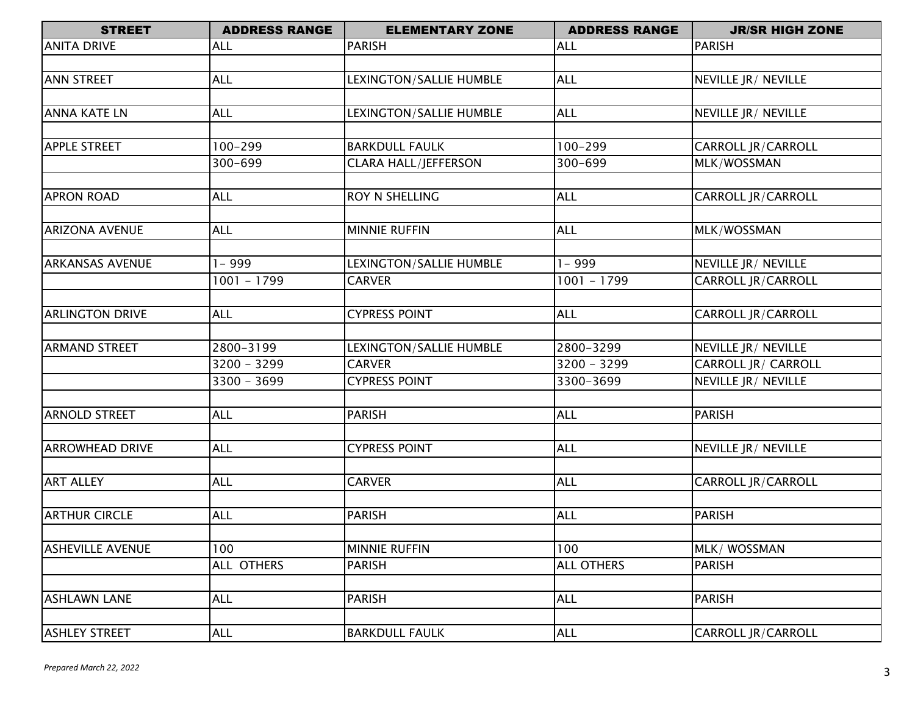| STREET | ADDRESS RANGE | ELEMENTARY ZONE | ADDRESS RANGE | JR/SR HIGH ZONE |
|---|---|---|---|---|
| ANITA DRIVE | ALL | PARISH | ALL | PARISH |
| | | | | |
| ANN STREET | ALL | LEXINGTON/SALLIE HUMBLE | ALL | NEVILLE JR/ NEVILLE |
| | | | | |
| ANNA KATE LN | ALL | LEXINGTON/SALLIE HUMBLE | ALL | NEVILLE JR/ NEVILLE |
| | | | | |
| APPLE STREET | 100-299 | BARKDULL FAULK | 100-299 | CARROLL JR/CARROLL |
| | 300-699 | CLARA HALL/JEFFERSON | 300-699 | MLK/WOSSMAN |
| | | | | |
| APRON ROAD | ALL | ROY N SHELLING | ALL | CARROLL JR/CARROLL |
| | | | | |
| ARIZONA AVENUE | ALL | MINNIE RUFFIN | ALL | MLK/WOSSMAN |
| | | | | |
| ARKANSAS AVENUE | 1- 999 | LEXINGTON/SALLIE HUMBLE | 1- 999 | NEVILLE JR/ NEVILLE |
| | 1001 - 1799 | CARVER | 1001 - 1799 | CARROLL JR/CARROLL |
| | | | | |
| ARLINGTON DRIVE | ALL | CYPRESS POINT | ALL | CARROLL JR/CARROLL |
| | | | | |
| ARMAND STREET | 2800-3199 | LEXINGTON/SALLIE HUMBLE | 2800-3299 | NEVILLE JR/ NEVILLE |
| | 3200 - 3299 | CARVER | 3200 - 3299 | CARROLL JR/ CARROLL |
| | 3300 - 3699 | CYPRESS POINT | 3300-3699 | NEVILLE JR/ NEVILLE |
| | | | | |
| ARNOLD STREET | ALL | PARISH | ALL | PARISH |
| | | | | |
| ARROWHEAD DRIVE | ALL | CYPRESS POINT | ALL | NEVILLE JR/ NEVILLE |
| | | | | |
| ART ALLEY | ALL | CARVER | ALL | CARROLL JR/CARROLL |
| | | | | |
| ARTHUR CIRCLE | ALL | PARISH | ALL | PARISH |
| | | | | |
| ASHEVILLE AVENUE | 100 | MINNIE RUFFIN | 100 | MLK/ WOSSMAN |
| | ALL OTHERS | PARISH | ALL OTHERS | PARISH |
| | | | | |
| ASHLAWN LANE | ALL | PARISH | ALL | PARISH |
| | | | | |
| ASHLEY STREET | ALL | BARKDULL FAULK | ALL | CARROLL JR/CARROLL |

*Prepared March 22, 2022*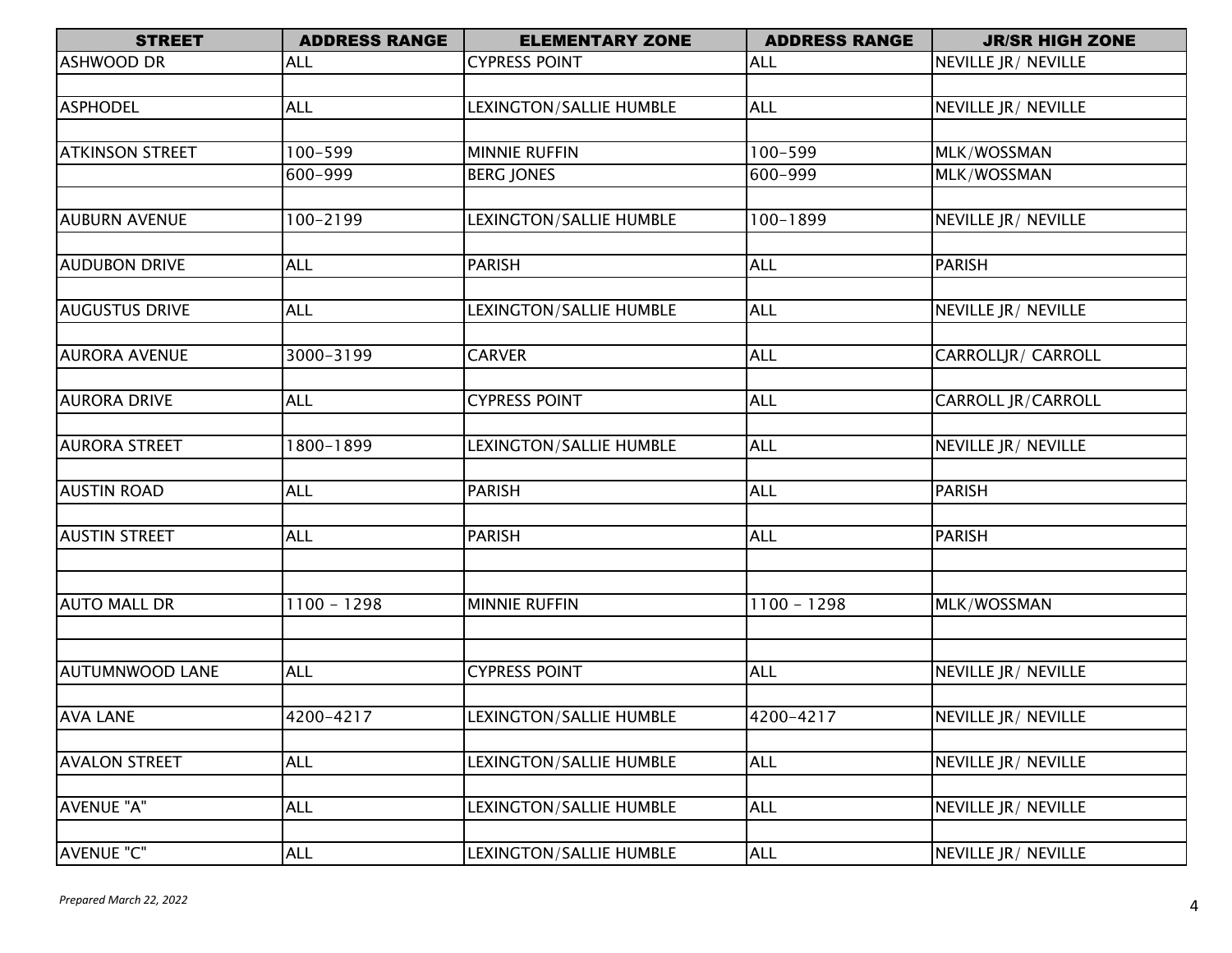| STREET | ADDRESS RANGE | ELEMENTARY ZONE | ADDRESS RANGE | JR/SR HIGH ZONE |
|---|---|---|---|---|
| ASHWOOD DR | ALL | CYPRESS POINT | ALL | NEVILLE JR/ NEVILLE |
| | | | | |
| ASPHODEL | ALL | LEXINGTON/SALLIE HUMBLE | ALL | NEVILLE JR/ NEVILLE |
| | | | | |
| ATKINSON STREET | 100-599 | MINNIE RUFFIN | 100-599 | MLK/WOSSMAN |
| | 600-999 | BERG JONES | 600-999 | MLK/WOSSMAN |
| | | | | |
| AUBURN AVENUE | 100-2199 | LEXINGTON/SALLIE HUMBLE | 100-1899 | NEVILLE JR/ NEVILLE |
| | | | | |
| AUDUBON DRIVE | ALL | PARISH | ALL | PARISH |
| | | | | |
| AUGUSTUS DRIVE | ALL | LEXINGTON/SALLIE HUMBLE | ALL | NEVILLE JR/ NEVILLE |
| | | | | |
| AURORA AVENUE | 3000-3199 | CARVER | ALL | CARROLLJR/ CARROLL |
| | | | | |
| AURORA DRIVE | ALL | CYPRESS POINT | ALL | CARROLL JR/CARROLL |
| | | | | |
| AURORA STREET | 1800-1899 | LEXINGTON/SALLIE HUMBLE | ALL | NEVILLE JR/ NEVILLE |
| | | | | |
| AUSTIN ROAD | ALL | PARISH | ALL | PARISH |
| | | | | |
| AUSTIN STREET | ALL | PARISH | ALL | PARISH |
| | | | | |
| | | | | |
| AUTO MALL DR | 1100 - 1298 | MINNIE RUFFIN | 1100 - 1298 | MLK/WOSSMAN |
| | | | | |
| | | | | |
| AUTUMNWOOD LANE | ALL | CYPRESS POINT | ALL | NEVILLE JR/ NEVILLE |
| | | | | |
| AVA LANE | 4200-4217 | LEXINGTON/SALLIE HUMBLE | 4200-4217 | NEVILLE JR/ NEVILLE |
| | | | | |
| AVALON STREET | ALL | LEXINGTON/SALLIE HUMBLE | ALL | NEVILLE JR/ NEVILLE |
| | | | | |
| AVENUE "A" | ALL | LEXINGTON/SALLIE HUMBLE | ALL | NEVILLE JR/ NEVILLE |
| | | | | |
| AVENUE "C" | ALL | LEXINGTON/SALLIE HUMBLE | ALL | NEVILLE JR/ NEVILLE |

*Prepared March 22, 2022*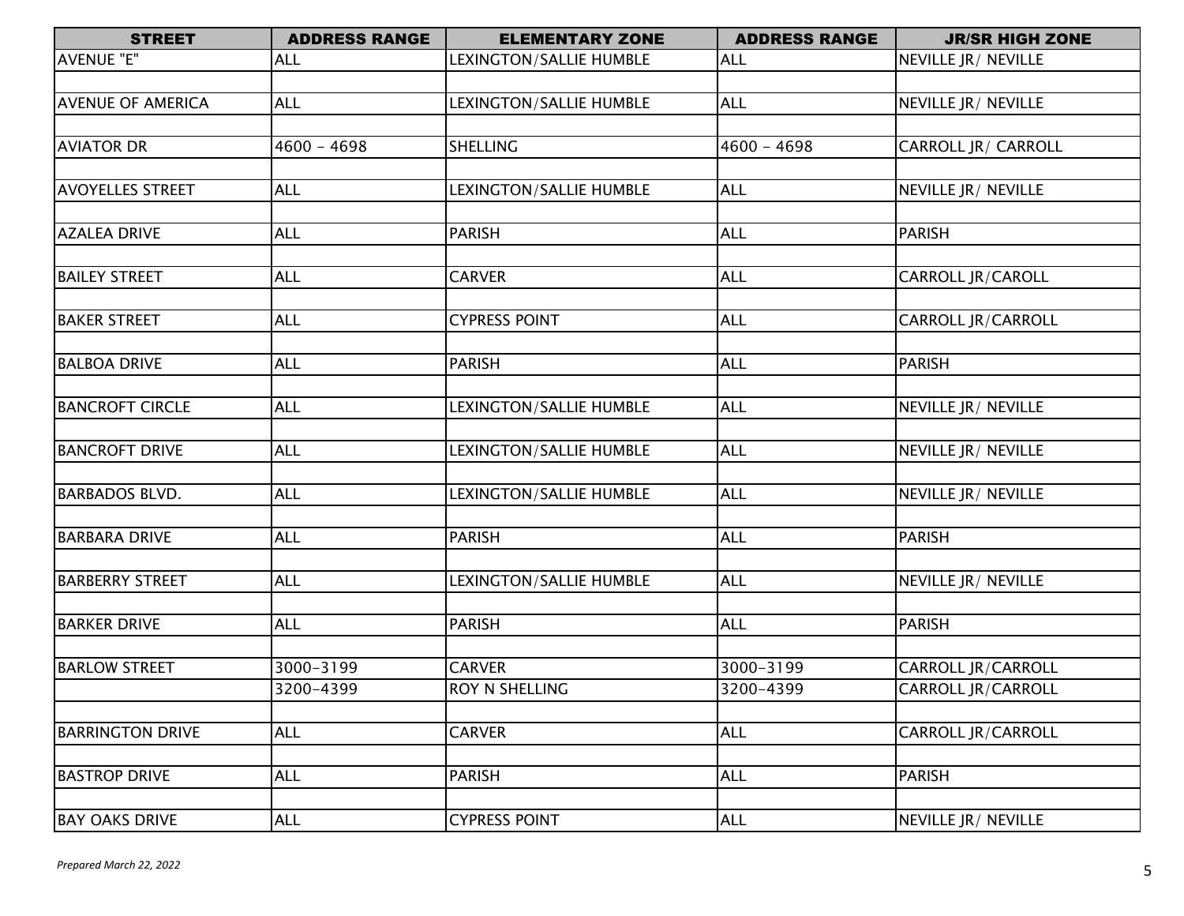| STREET | ADDRESS RANGE | ELEMENTARY ZONE | ADDRESS RANGE | JR/SR HIGH ZONE |
|---|---|---|---|---|
| AVENUE "E" | ALL | LEXINGTON/SALLIE HUMBLE | ALL | NEVILLE JR/ NEVILLE |
| | | | | |
| AVENUE OF AMERICA | ALL | LEXINGTON/SALLIE HUMBLE | ALL | NEVILLE JR/ NEVILLE |
| | | | | |
| AVIATOR DR | 4600 - 4698 | SHELLING | 4600 - 4698 | CARROLL JR/ CARROLL |
| | | | | |
| AVOYELLES STREET | ALL | LEXINGTON/SALLIE HUMBLE | ALL | NEVILLE JR/ NEVILLE |
| | | | | |
| AZALEA DRIVE | ALL | PARISH | ALL | PARISH |
| | | | | |
| BAILEY STREET | ALL | CARVER | ALL | CARROLL JR/CAROLL |
| | | | | |
| BAKER STREET | ALL | CYPRESS POINT | ALL | CARROLL JR/CARROLL |
| | | | | |
| BALBOA DRIVE | ALL | PARISH | ALL | PARISH |
| | | | | |
| BANCROFT CIRCLE | ALL | LEXINGTON/SALLIE HUMBLE | ALL | NEVILLE JR/ NEVILLE |
| | | | | |
| BANCROFT DRIVE | ALL | LEXINGTON/SALLIE HUMBLE | ALL | NEVILLE JR/ NEVILLE |
| | | | | |
| BARBADOS BLVD. | ALL | LEXINGTON/SALLIE HUMBLE | ALL | NEVILLE JR/ NEVILLE |
| | | | | |
| BARBARA DRIVE | ALL | PARISH | ALL | PARISH |
| | | | | |
| BARBERRY STREET | ALL | LEXINGTON/SALLIE HUMBLE | ALL | NEVILLE JR/ NEVILLE |
| | | | | |
| BARKER DRIVE | ALL | PARISH | ALL | PARISH |
| | | | | |
| BARLOW STREET | 3000-3199 | CARVER | 3000-3199 | CARROLL JR/CARROLL |
| | 3200-4399 | ROY N SHELLING | 3200-4399 | CARROLL JR/CARROLL |
| | | | | |
| BARRINGTON DRIVE | ALL | CARVER | ALL | CARROLL JR/CARROLL |
| | | | | |
| BASTROP DRIVE | ALL | PARISH | ALL | PARISH |
| | | | | |
| BAY OAKS DRIVE | ALL | CYPRESS POINT | ALL | NEVILLE JR/ NEVILLE |

*Prepared March 22, 2022*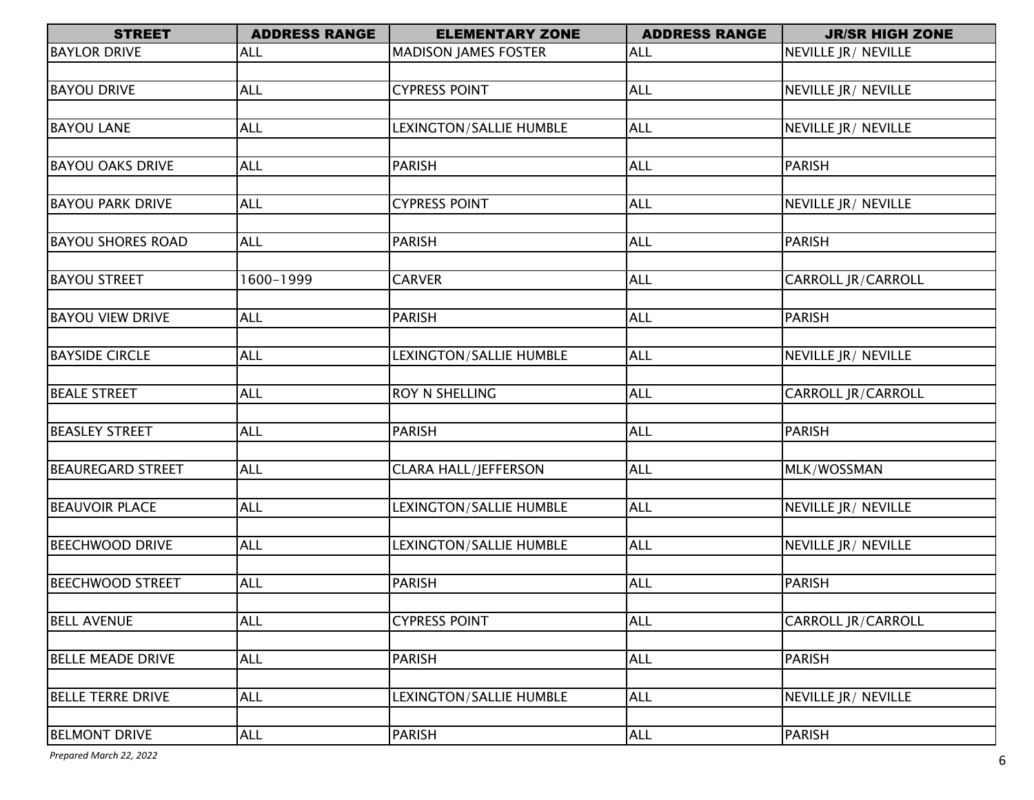| STREET | ADDRESS RANGE | ELEMENTARY ZONE | ADDRESS RANGE | JR/SR HIGH ZONE |
|---|---|---|---|---|
| BAYLOR DRIVE | ALL | MADISON JAMES FOSTER | ALL | NEVILLE JR/ NEVILLE |
| | | | | |
| BAYOU DRIVE | ALL | CYPRESS POINT | ALL | NEVILLE JR/ NEVILLE |
| | | | | |
| BAYOU LANE | ALL | LEXINGTON/SALLIE HUMBLE | ALL | NEVILLE JR/ NEVILLE |
| | | | | |
| BAYOU OAKS DRIVE | ALL | PARISH | ALL | PARISH |
| | | | | |
| BAYOU PARK DRIVE | ALL | CYPRESS POINT | ALL | NEVILLE JR/ NEVILLE |
| | | | | |
| BAYOU SHORES ROAD | ALL | PARISH | ALL | PARISH |
| | | | | |
| BAYOU STREET | 1600-1999 | CARVER | ALL | CARROLL JR/CARROLL |
| | | | | |
| BAYOU VIEW DRIVE | ALL | PARISH | ALL | PARISH |
| | | | | |
| BAYSIDE CIRCLE | ALL | LEXINGTON/SALLIE HUMBLE | ALL | NEVILLE JR/ NEVILLE |
| | | | | |
| BEALE STREET | ALL | ROY N SHELLING | ALL | CARROLL JR/CARROLL |
| | | | | |
| BEASLEY STREET | ALL | PARISH | ALL | PARISH |
| | | | | |
| BEAUREGARD STREET | ALL | CLARA HALL/JEFFERSON | ALL | MLK/WOSSMAN |
| | | | | |
| BEAUVOIR PLACE | ALL | LEXINGTON/SALLIE HUMBLE | ALL | NEVILLE JR/ NEVILLE |
| | | | | |
| BEECHWOOD DRIVE | ALL | LEXINGTON/SALLIE HUMBLE | ALL | NEVILLE JR/ NEVILLE |
| | | | | |
| BEECHWOOD STREET | ALL | PARISH | ALL | PARISH |
| | | | | |
| BELL AVENUE | ALL | CYPRESS POINT | ALL | CARROLL JR/CARROLL |
| | | | | |
| BELLE MEADE DRIVE | ALL | PARISH | ALL | PARISH |
| | | | | |
| BELLE TERRE DRIVE | ALL | LEXINGTON/SALLIE HUMBLE | ALL | NEVILLE JR/ NEVILLE |
| | | | | |
| BELMONT DRIVE | ALL | PARISH | ALL | PARISH |

*Prepared March 22, 2022*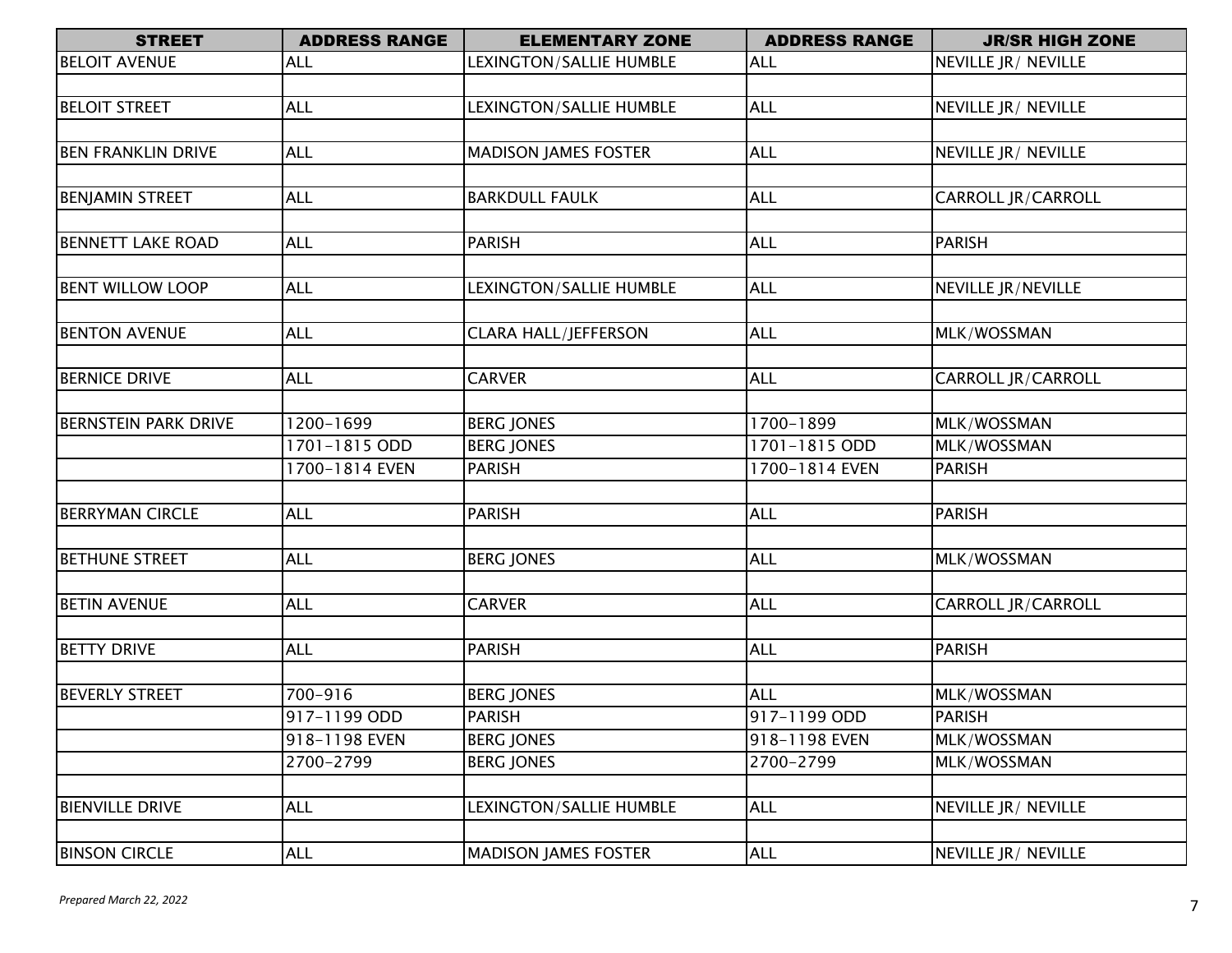| STREET | ADDRESS RANGE | ELEMENTARY ZONE | ADDRESS RANGE | JR/SR HIGH ZONE |
|---|---|---|---|---|
| BELOIT AVENUE | ALL | LEXINGTON/SALLIE HUMBLE | ALL | NEVILLE JR/ NEVILLE |
| | | | | |
| BELOIT STREET | ALL | LEXINGTON/SALLIE HUMBLE | ALL | NEVILLE JR/ NEVILLE |
| | | | | |
| BEN FRANKLIN DRIVE | ALL | MADISON JAMES FOSTER | ALL | NEVILLE JR/ NEVILLE |
| | | | | |
| BENJAMIN STREET | ALL | BARKDULL FAULK | ALL | CARROLL JR/CARROLL |
| | | | | |
| BENNETT LAKE ROAD | ALL | PARISH | ALL | PARISH |
| | | | | |
| BENT WILLOW LOOP | ALL | LEXINGTON/SALLIE HUMBLE | ALL | NEVILLE JR/NEVILLE |
| | | | | |
| BENTON AVENUE | ALL | CLARA HALL/JEFFERSON | ALL | MLK/WOSSMAN |
| | | | | |
| BERNICE DRIVE | ALL | CARVER | ALL | CARROLL JR/CARROLL |
| | | | | |
| BERNSTEIN PARK DRIVE | 1200-1699 | BERG JONES | 1700-1899 | MLK/WOSSMAN |
| | 1701-1815 ODD | BERG JONES | 1701-1815 ODD | MLK/WOSSMAN |
| | 1700-1814 EVEN | PARISH | 1700-1814 EVEN | PARISH |
| | | | | |
| BERRYMAN CIRCLE | ALL | PARISH | ALL | PARISH |
| | | | | |
| BETHUNE STREET | ALL | BERG JONES | ALL | MLK/WOSSMAN |
| | | | | |
| BETIN AVENUE | ALL | CARVER | ALL | CARROLL JR/CARROLL |
| | | | | |
| BETTY DRIVE | ALL | PARISH | ALL | PARISH |
| | | | | |
| BEVERLY STREET | 700-916 | BERG JONES | ALL | MLK/WOSSMAN |
| | 917-1199 ODD | PARISH | 917-1199 ODD | PARISH |
| | 918-1198 EVEN | BERG JONES | 918-1198 EVEN | MLK/WOSSMAN |
| | 2700-2799 | BERG JONES | 2700-2799 | MLK/WOSSMAN |
| | | | | |
| BIENVILLE DRIVE | ALL | LEXINGTON/SALLIE HUMBLE | ALL | NEVILLE JR/ NEVILLE |
| | | | | |
| BINSON CIRCLE | ALL | MADISON JAMES FOSTER | ALL | NEVILLE JR/ NEVILLE |

*Prepared March 22, 2022*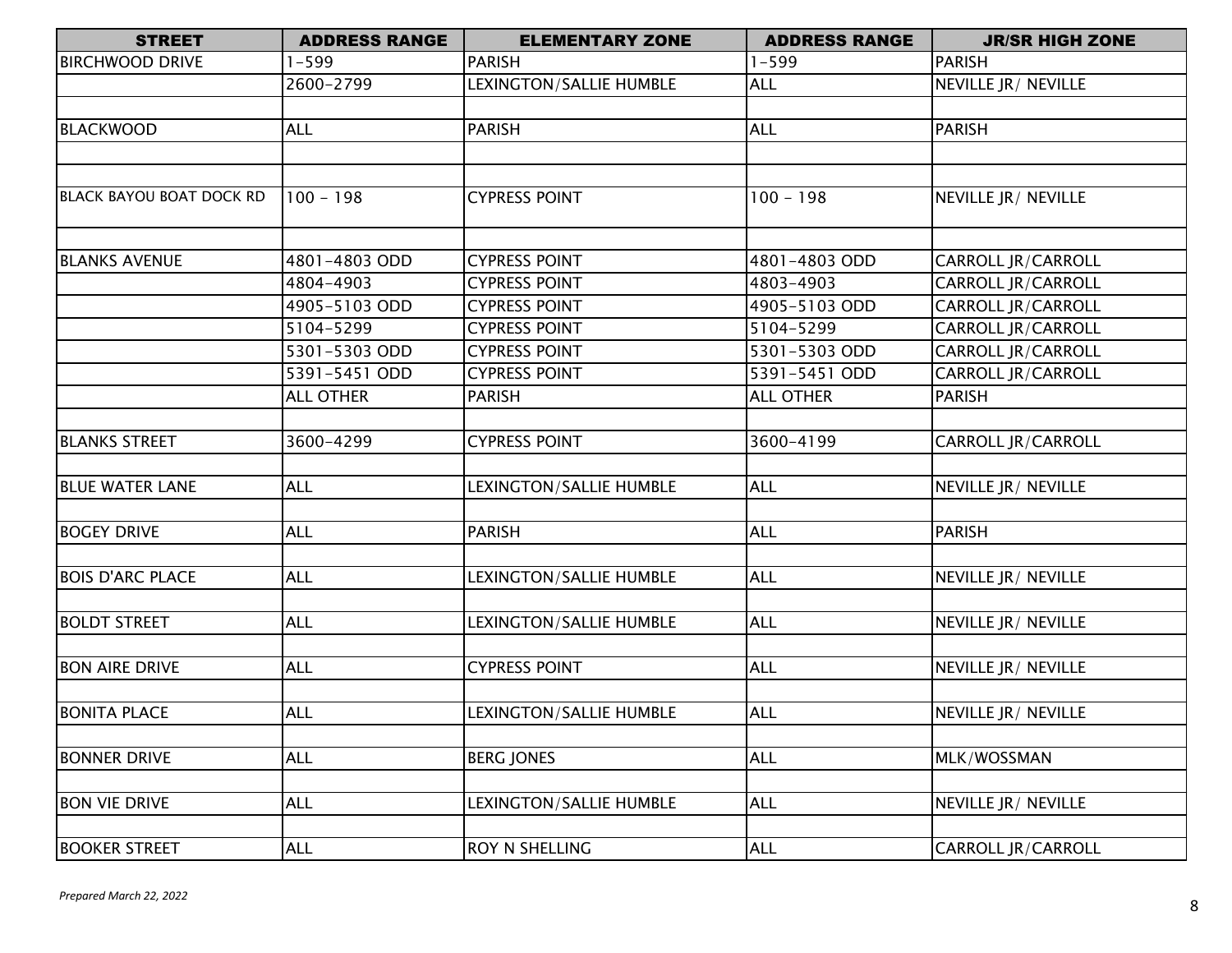| STREET | ADDRESS RANGE | ELEMENTARY ZONE | ADDRESS RANGE | JR/SR HIGH ZONE |
|---|---|---|---|---|
| BIRCHWOOD DRIVE | 1-599 | PARISH | 1-599 | PARISH |
| | 2600-2799 | LEXINGTON/SALLIE HUMBLE | ALL | NEVILLE JR/ NEVILLE |
| | | | | |
| BLACKWOOD | ALL | PARISH | ALL | PARISH |
| | | | | |
| | | | | |
| BLACK BAYOU BOAT DOCK RD | 100 - 198 | CYPRESS POINT | 100 - 198 | NEVILLE JR/ NEVILLE |
| | | | | |
| BLANKS AVENUE | 4801-4803 ODD | CYPRESS POINT | 4801-4803 ODD | CARROLL JR/CARROLL |
| | 4804-4903 | CYPRESS POINT | 4803-4903 | CARROLL JR/CARROLL |
| | 4905-5103 ODD | CYPRESS POINT | 4905-5103 ODD | CARROLL JR/CARROLL |
| | 5104-5299 | CYPRESS POINT | 5104-5299 | CARROLL JR/CARROLL |
| | 5301-5303 ODD | CYPRESS POINT | 5301-5303 ODD | CARROLL JR/CARROLL |
| | 5391-5451 ODD | CYPRESS POINT | 5391-5451 ODD | CARROLL JR/CARROLL |
| | ALL OTHER | PARISH | ALL OTHER | PARISH |
| | | | | |
| BLANKS STREET | 3600-4299 | CYPRESS POINT | 3600-4199 | CARROLL JR/CARROLL |
| | | | | |
| BLUE WATER LANE | ALL | LEXINGTON/SALLIE HUMBLE | ALL | NEVILLE JR/ NEVILLE |
| | | | | |
| BOGEY DRIVE | ALL | PARISH | ALL | PARISH |
| | | | | |
| BOIS D'ARC PLACE | ALL | LEXINGTON/SALLIE HUMBLE | ALL | NEVILLE JR/ NEVILLE |
| | | | | |
| BOLDT STREET | ALL | LEXINGTON/SALLIE HUMBLE | ALL | NEVILLE JR/ NEVILLE |
| | | | | |
| BON AIRE DRIVE | ALL | CYPRESS POINT | ALL | NEVILLE JR/ NEVILLE |
| | | | | |
| BONITA PLACE | ALL | LEXINGTON/SALLIE HUMBLE | ALL | NEVILLE JR/ NEVILLE |
| | | | | |
| BONNER DRIVE | ALL | BERG JONES | ALL | MLK/WOSSMAN |
| | | | | |
| BON VIE DRIVE | ALL | LEXINGTON/SALLIE HUMBLE | ALL | NEVILLE JR/ NEVILLE |
| | | | | |
| BOOKER STREET | ALL | ROY N SHELLING | ALL | CARROLL JR/CARROLL |

*Prepared March 22, 2022*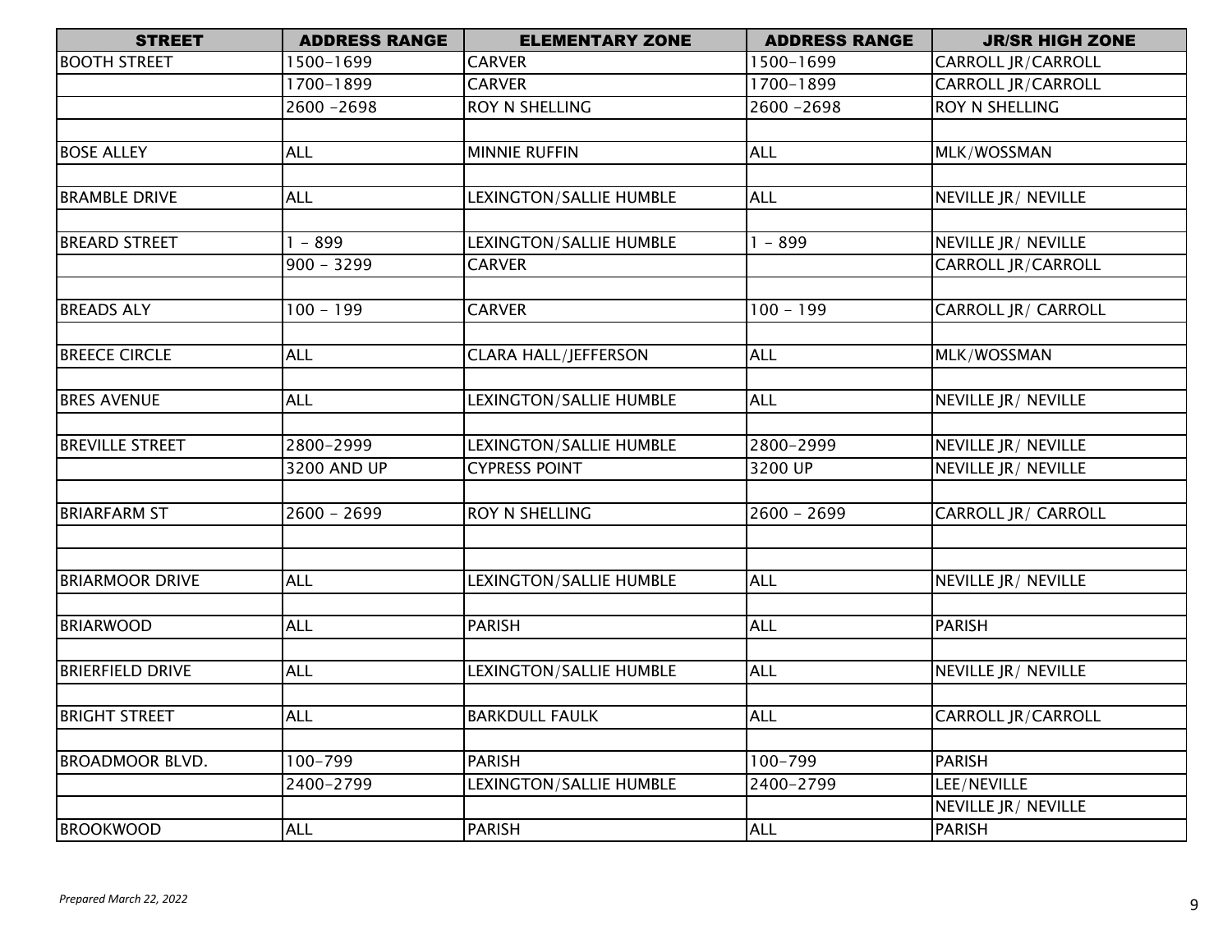| STREET | ADDRESS RANGE | ELEMENTARY ZONE | ADDRESS RANGE | JR/SR HIGH ZONE |
|---|---|---|---|---|
| BOOTH STREET | 1500-1699 | CARVER | 1500-1699 | CARROLL JR/CARROLL |
| | 1700-1899 | CARVER | 1700-1899 | CARROLL JR/CARROLL |
| | 2600 -2698 | ROY N SHELLING | 2600 -2698 | ROY N SHELLING |
| | | | | |
| BOSE ALLEY | ALL | MINNIE RUFFIN | ALL | MLK/WOSSMAN |
| | | | | |
| BRAMBLE DRIVE | ALL | LEXINGTON/SALLIE HUMBLE | ALL | NEVILLE JR/ NEVILLE |
| | | | | |
| BREARD STREET | 1 - 899 | LEXINGTON/SALLIE HUMBLE | 1 - 899 | NEVILLE JR/ NEVILLE |
| | 900 - 3299 | CARVER | | CARROLL JR/CARROLL |
| | | | | |
| BREADS ALY | 100 - 199 | CARVER | 100 - 199 | CARROLL JR/ CARROLL |
| | | | | |
| BREECE CIRCLE | ALL | CLARA HALL/JEFFERSON | ALL | MLK/WOSSMAN |
| | | | | |
| BRES AVENUE | ALL | LEXINGTON/SALLIE HUMBLE | ALL | NEVILLE JR/ NEVILLE |
| | | | | |
| BREVILLE STREET | 2800-2999 | LEXINGTON/SALLIE HUMBLE | 2800-2999 | NEVILLE JR/ NEVILLE |
| | 3200 AND UP | CYPRESS POINT | 3200 UP | NEVILLE JR/ NEVILLE |
| | | | | |
| BRIARFARM ST | 2600 - 2699 | ROY N SHELLING | 2600 - 2699 | CARROLL JR/ CARROLL |
| | | | | |
| | | | | |
| BRIARMOOR DRIVE | ALL | LEXINGTON/SALLIE HUMBLE | ALL | NEVILLE JR/ NEVILLE |
| | | | | |
| BRIARWOOD | ALL | PARISH | ALL | PARISH |
| | | | | |
| BRIERFIELD DRIVE | ALL | LEXINGTON/SALLIE HUMBLE | ALL | NEVILLE JR/ NEVILLE |
| | | | | |
| BRIGHT STREET | ALL | BARKDULL FAULK | ALL | CARROLL JR/CARROLL |
| | | | | |
| BROADMOOR BLVD. | 100-799 | PARISH | 100-799 | PARISH |
| | 2400-2799 | LEXINGTON/SALLIE HUMBLE | 2400-2799 | LEE/NEVILLE |
| | | | | NEVILLE JR/ NEVILLE |
| BROOKWOOD | ALL | PARISH | ALL | PARISH |

*Prepared March 22, 2022*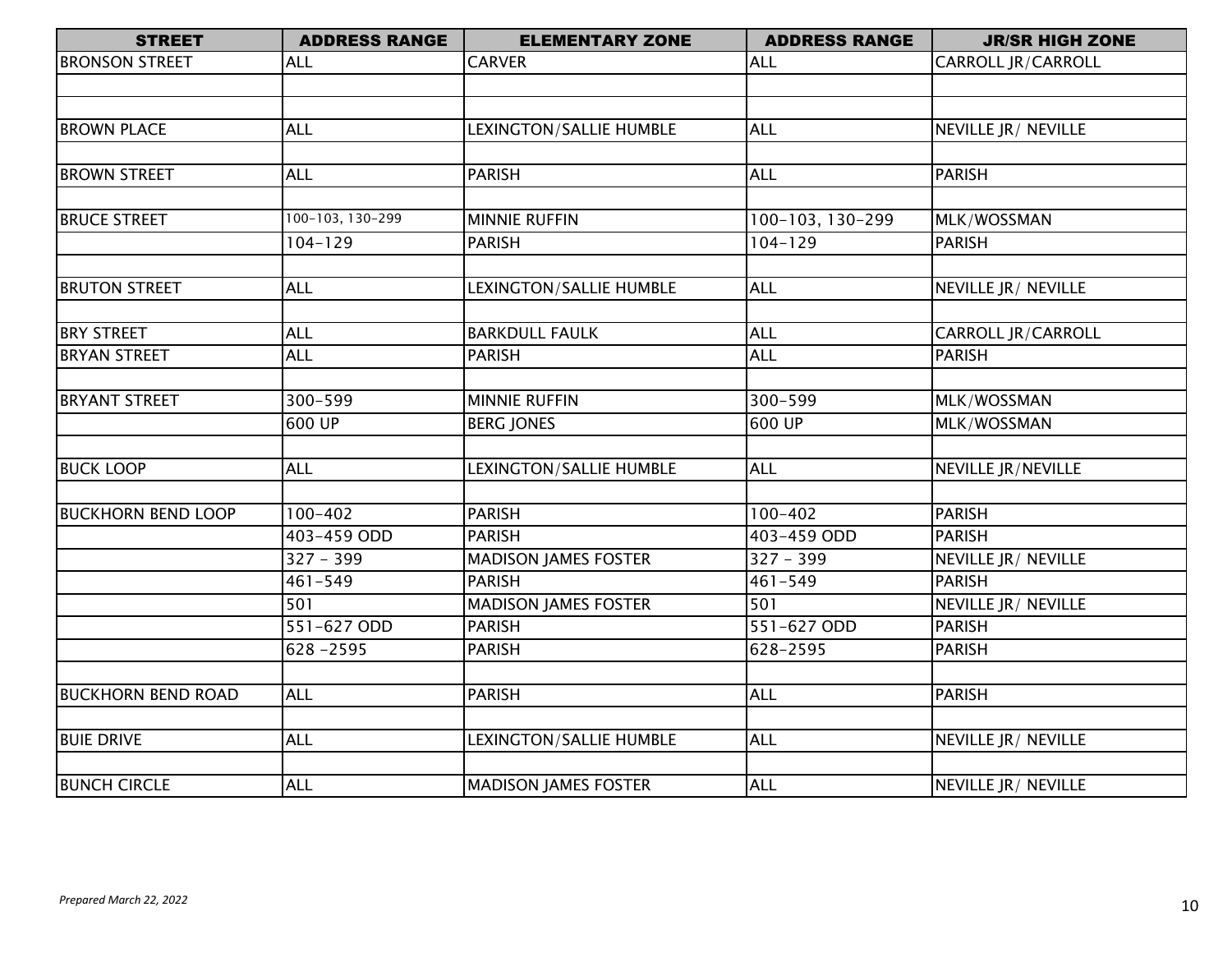| STREET | ADDRESS RANGE | ELEMENTARY ZONE | ADDRESS RANGE | JR/SR HIGH ZONE |
|---|---|---|---|---|
| BRONSON STREET | ALL | CARVER | ALL | CARROLL JR/CARROLL |
| | | | | |
| | | | | |
| BROWN PLACE | ALL | LEXINGTON/SALLIE HUMBLE | ALL | NEVILLE JR/ NEVILLE |
| | | | | |
| BROWN STREET | ALL | PARISH | ALL | PARISH |
| | | | | |
| BRUCE STREET | 100-103, 130-299 | MINNIE RUFFIN | 100-103, 130-299 | MLK/WOSSMAN |
| | 104-129 | PARISH | 104-129 | PARISH |
| | | | | |
| BRUTON STREET | ALL | LEXINGTON/SALLIE HUMBLE | ALL | NEVILLE JR/ NEVILLE |
| | | | | |
| BRY STREET | ALL | BARKDULL FAULK | ALL | CARROLL JR/CARROLL |
| BRYAN STREET | ALL | PARISH | ALL | PARISH |
| | | | | |
| BRYANT STREET | 300-599 | MINNIE RUFFIN | 300-599 | MLK/WOSSMAN |
| | 600 UP | BERG JONES | 600 UP | MLK/WOSSMAN |
| | | | | |
| BUCK LOOP | ALL | LEXINGTON/SALLIE HUMBLE | ALL | NEVILLE JR/NEVILLE |
| | | | | |
| BUCKHORN BEND LOOP | 100-402 | PARISH | 100-402 | PARISH |
| | 403-459 ODD | PARISH | 403-459 ODD | PARISH |
| | 327 - 399 | MADISON JAMES FOSTER | 327 - 399 | NEVILLE JR/ NEVILLE |
| | 461-549 | PARISH | 461-549 | PARISH |
| | 501 | MADISON JAMES FOSTER | 501 | NEVILLE JR/ NEVILLE |
| | 551-627 ODD | PARISH | 551-627 ODD | PARISH |
| | 628 -2595 | PARISH | 628-2595 | PARISH |
| | | | | |
| BUCKHORN BEND ROAD | ALL | PARISH | ALL | PARISH |
| | | | | |
| BUIE DRIVE | ALL | LEXINGTON/SALLIE HUMBLE | ALL | NEVILLE JR/ NEVILLE |
| | | | | |
| BUNCH CIRCLE | ALL | MADISON JAMES FOSTER | ALL | NEVILLE JR/ NEVILLE |

*Prepared March 22, 2022*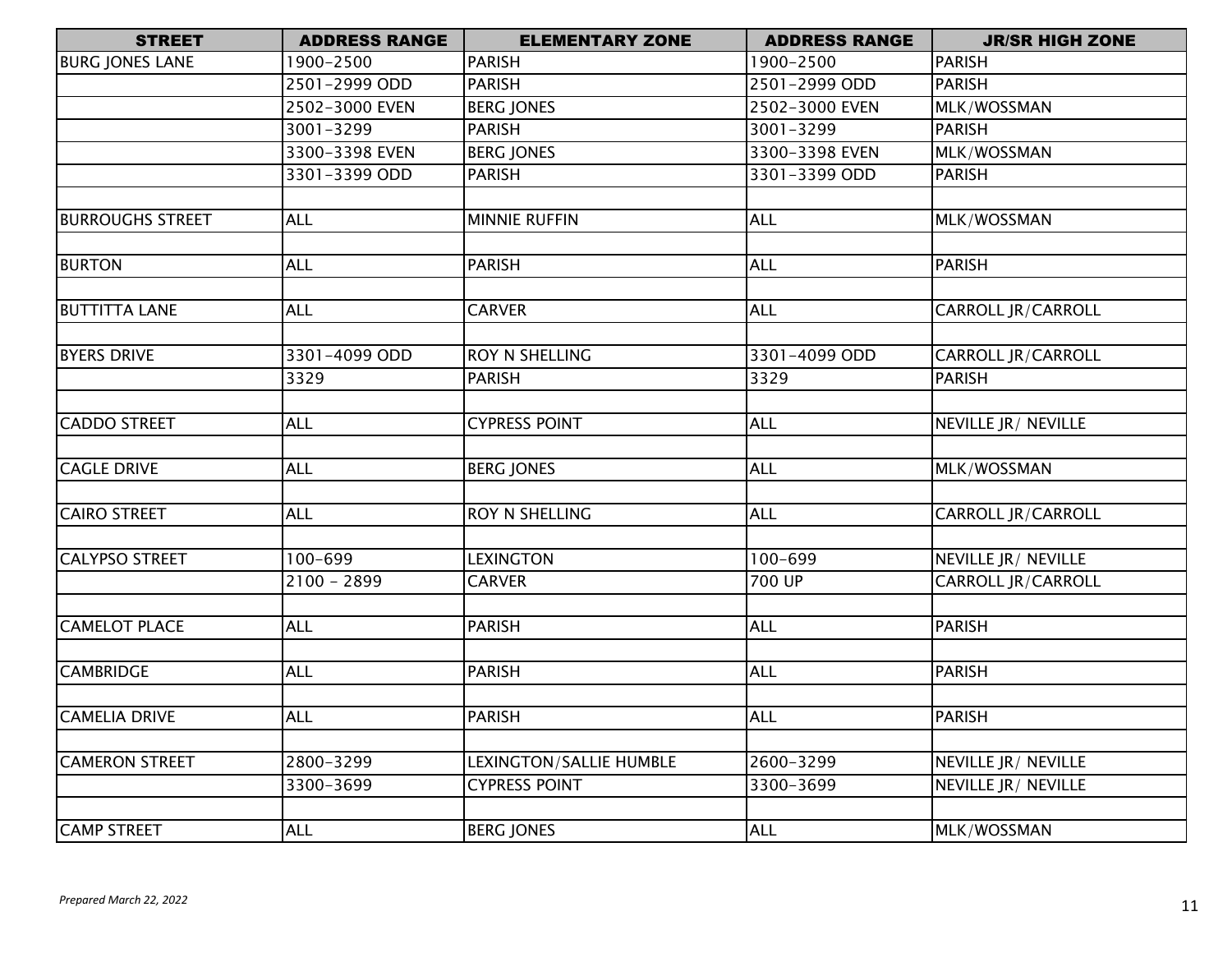| STREET | ADDRESS RANGE | ELEMENTARY ZONE | ADDRESS RANGE | JR/SR HIGH ZONE |
|---|---|---|---|---|
| BURG JONES LANE | 1900-2500 | PARISH | 1900-2500 | PARISH |
| | 2501-2999 ODD | PARISH | 2501-2999 ODD | PARISH |
| | 2502-3000 EVEN | BERG JONES | 2502-3000 EVEN | MLK/WOSSMAN |
| | 3001-3299 | PARISH | 3001-3299 | PARISH |
| | 3300-3398 EVEN | BERG JONES | 3300-3398 EVEN | MLK/WOSSMAN |
| | 3301-3399 ODD | PARISH | 3301-3399 ODD | PARISH |
| | | | | |
| BURROUGHS STREET | ALL | MINNIE RUFFIN | ALL | MLK/WOSSMAN |
| | | | | |
| BURTON | ALL | PARISH | ALL | PARISH |
| | | | | |
| BUTTITTA LANE | ALL | CARVER | ALL | CARROLL JR/CARROLL |
| | | | | |
| BYERS DRIVE | 3301-4099 ODD | ROY N SHELLING | 3301-4099 ODD | CARROLL JR/CARROLL |
| | 3329 | PARISH | 3329 | PARISH |
| | | | | |
| CADDO STREET | ALL | CYPRESS POINT | ALL | NEVILLE JR/ NEVILLE |
| | | | | |
| CAGLE DRIVE | ALL | BERG JONES | ALL | MLK/WOSSMAN |
| | | | | |
| CAIRO STREET | ALL | ROY N SHELLING | ALL | CARROLL JR/CARROLL |
| | | | | |
| CALYPSO STREET | 100-699 | LEXINGTON | 100-699 | NEVILLE JR/ NEVILLE |
| | 2100 - 2899 | CARVER | 700 UP | CARROLL JR/CARROLL |
| | | | | |
| CAMELOT PLACE | ALL | PARISH | ALL | PARISH |
| | | | | |
| CAMBRIDGE | ALL | PARISH | ALL | PARISH |
| | | | | |
| CAMELIA DRIVE | ALL | PARISH | ALL | PARISH |
| | | | | |
| CAMERON STREET | 2800-3299 | LEXINGTON/SALLIE HUMBLE | 2600-3299 | NEVILLE JR/ NEVILLE |
| | 3300-3699 | CYPRESS POINT | 3300-3699 | NEVILLE JR/ NEVILLE |
| | | | | |
| CAMP STREET | ALL | BERG JONES | ALL | MLK/WOSSMAN |

*Prepared March 22, 2022*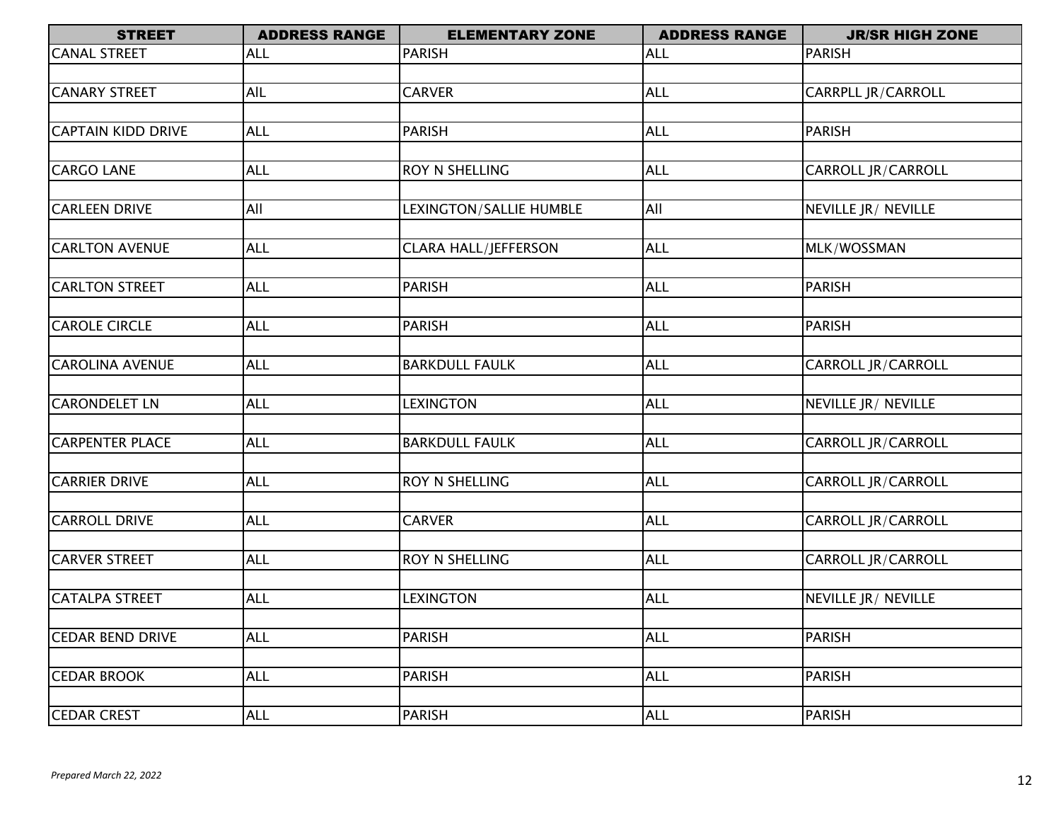| STREET | ADDRESS RANGE | ELEMENTARY ZONE | ADDRESS RANGE | JR/SR HIGH ZONE |
|---|---|---|---|---|
| CANAL STREET | ALL | PARISH | ALL | PARISH |
| | | | | |
| CANARY STREET | AlL | CARVER | ALL | CARRPLL JR/CARROLL |
| | | | | |
| CAPTAIN KIDD DRIVE | ALL | PARISH | ALL | PARISH |
| | | | | |
| CARGO LANE | ALL | ROY N SHELLING | ALL | CARROLL JR/CARROLL |
| | | | | |
| CARLEEN DRIVE | All | LEXINGTON/SALLIE HUMBLE | All | NEVILLE JR/ NEVILLE |
| | | | | |
| CARLTON AVENUE | ALL | CLARA HALL/JEFFERSON | ALL | MLK/WOSSMAN |
| | | | | |
| CARLTON STREET | ALL | PARISH | ALL | PARISH |
| | | | | |
| CAROLE CIRCLE | ALL | PARISH | ALL | PARISH |
| | | | | |
| CAROLINA AVENUE | ALL | BARKDULL FAULK | ALL | CARROLL JR/CARROLL |
| | | | | |
| CARONDELET LN | ALL | LEXINGTON | ALL | NEVILLE JR/ NEVILLE |
| | | | | |
| CARPENTER PLACE | ALL | BARKDULL FAULK | ALL | CARROLL JR/CARROLL |
| | | | | |
| CARRIER DRIVE | ALL | ROY N SHELLING | ALL | CARROLL JR/CARROLL |
| | | | | |
| CARROLL DRIVE | ALL | CARVER | ALL | CARROLL JR/CARROLL |
| | | | | |
| CARVER STREET | ALL | ROY N SHELLING | ALL | CARROLL JR/CARROLL |
| | | | | |
| CATALPA STREET | ALL | LEXINGTON | ALL | NEVILLE JR/ NEVILLE |
| | | | | |
| CEDAR BEND DRIVE | ALL | PARISH | ALL | PARISH |
| | | | | |
| CEDAR BROOK | ALL | PARISH | ALL | PARISH |
| | | | | |
| CEDAR CREST | ALL | PARISH | ALL | PARISH |

*Prepared March 22, 2022*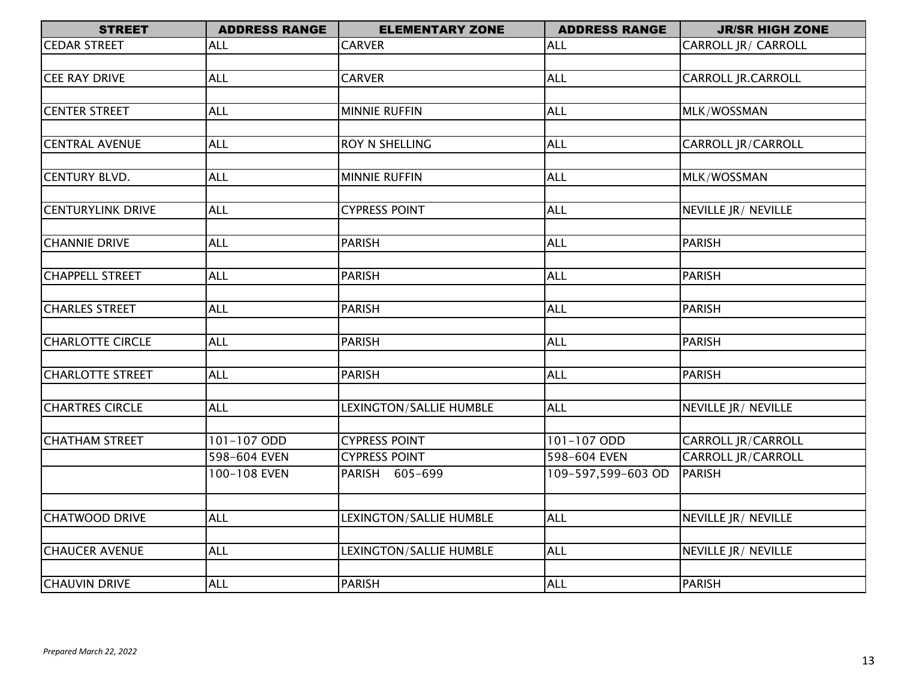| STREET | ADDRESS RANGE | ELEMENTARY ZONE | ADDRESS RANGE | JR/SR HIGH ZONE |
|---|---|---|---|---|
| CEDAR STREET | ALL | CARVER | ALL | CARROLL JR/ CARROLL |
| | | | | |
| CEE RAY DRIVE | ALL | CARVER | ALL | CARROLL JR.CARROLL |
| | | | | |
| CENTER STREET | ALL | MINNIE RUFFIN | ALL | MLK/WOSSMAN |
| | | | | |
| CENTRAL AVENUE | ALL | ROY N SHELLING | ALL | CARROLL JR/CARROLL |
| | | | | |
| CENTURY BLVD. | ALL | MINNIE RUFFIN | ALL | MLK/WOSSMAN |
| | | | | |
| CENTURYLINK DRIVE | ALL | CYPRESS POINT | ALL | NEVILLE JR/ NEVILLE |
| | | | | |
| CHANNIE DRIVE | ALL | PARISH | ALL | PARISH |
| | | | | |
| CHAPPELL STREET | ALL | PARISH | ALL | PARISH |
| | | | | |
| CHARLES STREET | ALL | PARISH | ALL | PARISH |
| | | | | |
| CHARLOTTE CIRCLE | ALL | PARISH | ALL | PARISH |
| | | | | |
| CHARLOTTE STREET | ALL | PARISH | ALL | PARISH |
| | | | | |
| CHARTRES CIRCLE | ALL | LEXINGTON/SALLIE HUMBLE | ALL | NEVILLE JR/ NEVILLE |
| | | | | |
| CHATHAM STREET | 101-107 ODD | CYPRESS POINT | 101-107 ODD | CARROLL JR/CARROLL |
| | 598-604 EVEN | CYPRESS POINT | 598-604 EVEN | CARROLL JR/CARROLL |
| | 100-108 EVEN | PARISH 605-699 | 109-597,599-603 OD | PARISH |
| | | | | |
| CHATWOOD DRIVE | ALL | LEXINGTON/SALLIE HUMBLE | ALL | NEVILLE JR/ NEVILLE |
| | | | | |
| CHAUCER AVENUE | ALL | LEXINGTON/SALLIE HUMBLE | ALL | NEVILLE JR/ NEVILLE |
| | | | | |
| CHAUVIN DRIVE | ALL | PARISH | ALL | PARISH |

*Prepared March 22, 2022*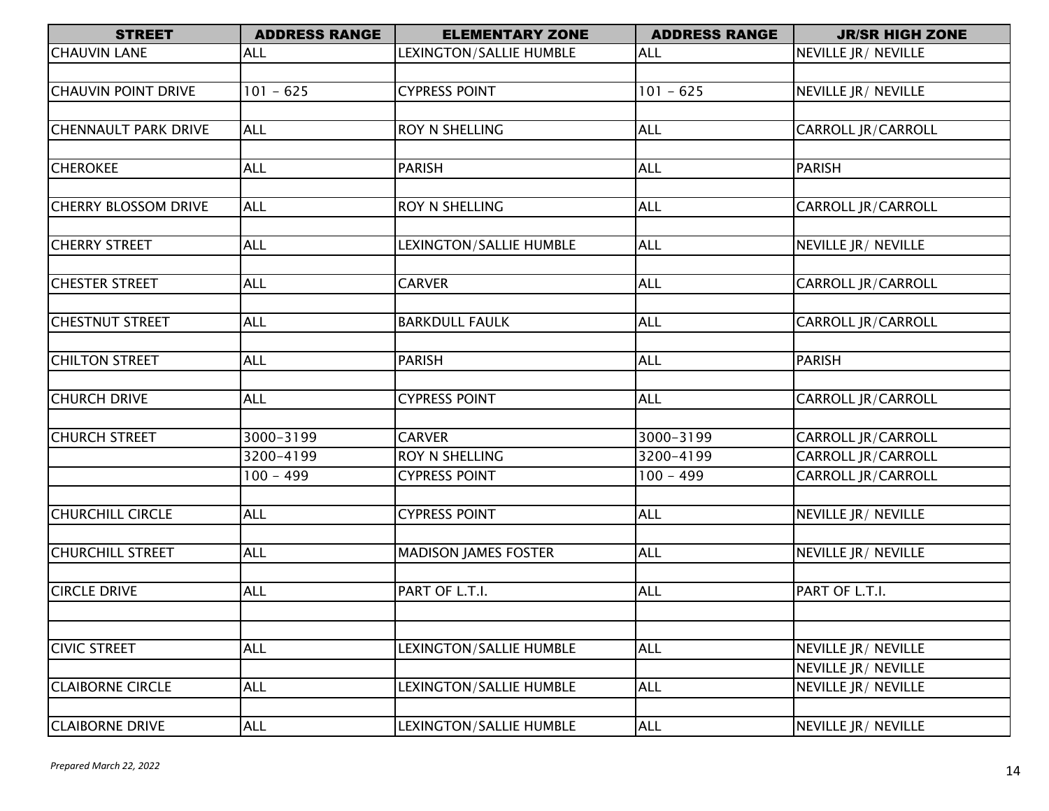| STREET | ADDRESS RANGE | ELEMENTARY ZONE | ADDRESS RANGE | JR/SR HIGH ZONE |
|---|---|---|---|---|
| CHAUVIN LANE | ALL | LEXINGTON/SALLIE HUMBLE | ALL | NEVILLE JR/ NEVILLE |
| | | | | |
| CHAUVIN POINT DRIVE | 101 - 625 | CYPRESS POINT | 101 - 625 | NEVILLE JR/ NEVILLE |
| | | | | |
| CHENNAULT PARK DRIVE | ALL | ROY N SHELLING | ALL | CARROLL JR/CARROLL |
| | | | | |
| CHEROKEE | ALL | PARISH | ALL | PARISH |
| | | | | |
| CHERRY BLOSSOM DRIVE | ALL | ROY N SHELLING | ALL | CARROLL JR/CARROLL |
| | | | | |
| CHERRY STREET | ALL | LEXINGTON/SALLIE HUMBLE | ALL | NEVILLE JR/ NEVILLE |
| | | | | |
| CHESTER STREET | ALL | CARVER | ALL | CARROLL JR/CARROLL |
| | | | | |
| CHESTNUT STREET | ALL | BARKDULL FAULK | ALL | CARROLL JR/CARROLL |
| | | | | |
| CHILTON STREET | ALL | PARISH | ALL | PARISH |
| | | | | |
| CHURCH DRIVE | ALL | CYPRESS POINT | ALL | CARROLL JR/CARROLL |
| | | | | |
| CHURCH STREET | 3000-3199 | CARVER | 3000-3199 | CARROLL JR/CARROLL |
| | 3200-4199 | ROY N SHELLING | 3200-4199 | CARROLL JR/CARROLL |
| | 100 - 499 | CYPRESS POINT | 100 - 499 | CARROLL JR/CARROLL |
| | | | | |
| CHURCHILL CIRCLE | ALL | CYPRESS POINT | ALL | NEVILLE JR/ NEVILLE |
| | | | | |
| CHURCHILL STREET | ALL | MADISON JAMES FOSTER | ALL | NEVILLE JR/ NEVILLE |
| | | | | |
| CIRCLE DRIVE | ALL | PART OF L.T.I. | ALL | PART OF L.T.I. |
| | | | | |
| | | | | |
| CIVIC STREET | ALL | LEXINGTON/SALLIE HUMBLE | ALL | NEVILLE JR/ NEVILLE |
| | | | | NEVILLE JR/ NEVILLE |
| CLAIBORNE CIRCLE | ALL | LEXINGTON/SALLIE HUMBLE | ALL | NEVILLE JR/ NEVILLE |
| | | | | |
| CLAIBORNE DRIVE | ALL | LEXINGTON/SALLIE HUMBLE | ALL | NEVILLE JR/ NEVILLE |

*Prepared March 22, 2022*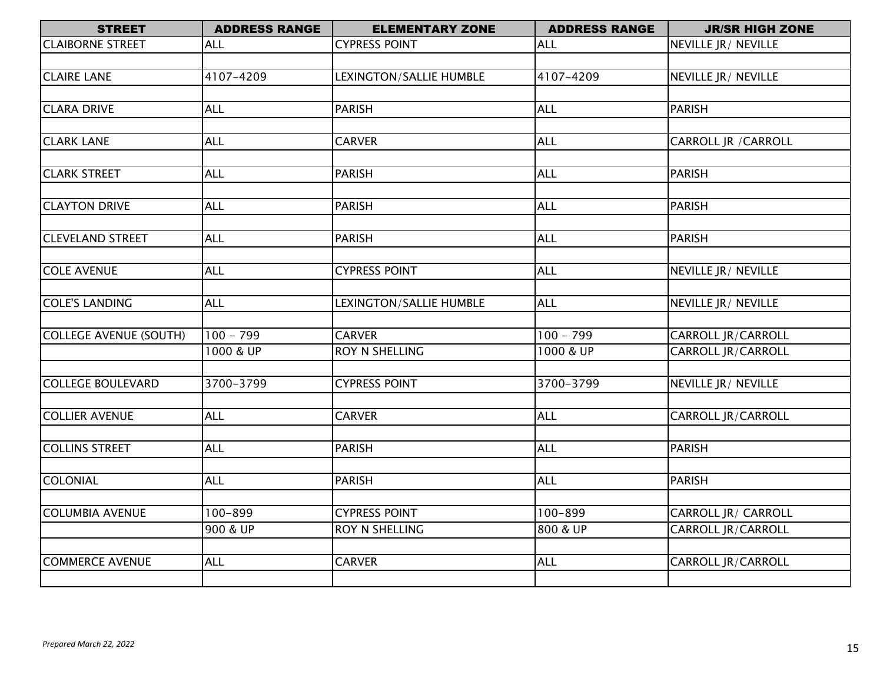| STREET | ADDRESS RANGE | ELEMENTARY ZONE | ADDRESS RANGE | JR/SR HIGH ZONE |
|---|---|---|---|---|
| CLAIBORNE STREET | ALL | CYPRESS POINT | ALL | NEVILLE JR/ NEVILLE |
| | | | | |
| CLAIRE LANE | 4107-4209 | LEXINGTON/SALLIE HUMBLE | 4107-4209 | NEVILLE JR/ NEVILLE |
| | | | | |
| CLARA DRIVE | ALL | PARISH | ALL | PARISH |
| | | | | |
| CLARK LANE | ALL | CARVER | ALL | CARROLL JR /CARROLL |
| | | | | |
| CLARK STREET | ALL | PARISH | ALL | PARISH |
| | | | | |
| CLAYTON DRIVE | ALL | PARISH | ALL | PARISH |
| | | | | |
| CLEVELAND STREET | ALL | PARISH | ALL | PARISH |
| | | | | |
| COLE AVENUE | ALL | CYPRESS POINT | ALL | NEVILLE JR/ NEVILLE |
| | | | | |
| COLE'S LANDING | ALL | LEXINGTON/SALLIE HUMBLE | ALL | NEVILLE JR/ NEVILLE |
| | | | | |
| COLLEGE AVENUE (SOUTH) | 100 - 799 | CARVER | 100 - 799 | CARROLL JR/CARROLL |
| | 1000 & UP | ROY N SHELLING | 1000 & UP | CARROLL JR/CARROLL |
| | | | | |
| COLLEGE BOULEVARD | 3700-3799 | CYPRESS POINT | 3700-3799 | NEVILLE JR/ NEVILLE |
| | | | | |
| COLLIER AVENUE | ALL | CARVER | ALL | CARROLL JR/CARROLL |
| | | | | |
| COLLINS STREET | ALL | PARISH | ALL | PARISH |
| | | | | |
| COLONIAL | ALL | PARISH | ALL | PARISH |
| | | | | |
| COLUMBIA AVENUE | 100-899 | CYPRESS POINT | 100-899 | CARROLL JR/ CARROLL |
| | 900 & UP | ROY N SHELLING | 800 & UP | CARROLL JR/CARROLL |
| | | | | |
| COMMERCE AVENUE | ALL | CARVER | ALL | CARROLL JR/CARROLL |
| | | | | |

*Prepared March 22, 2022*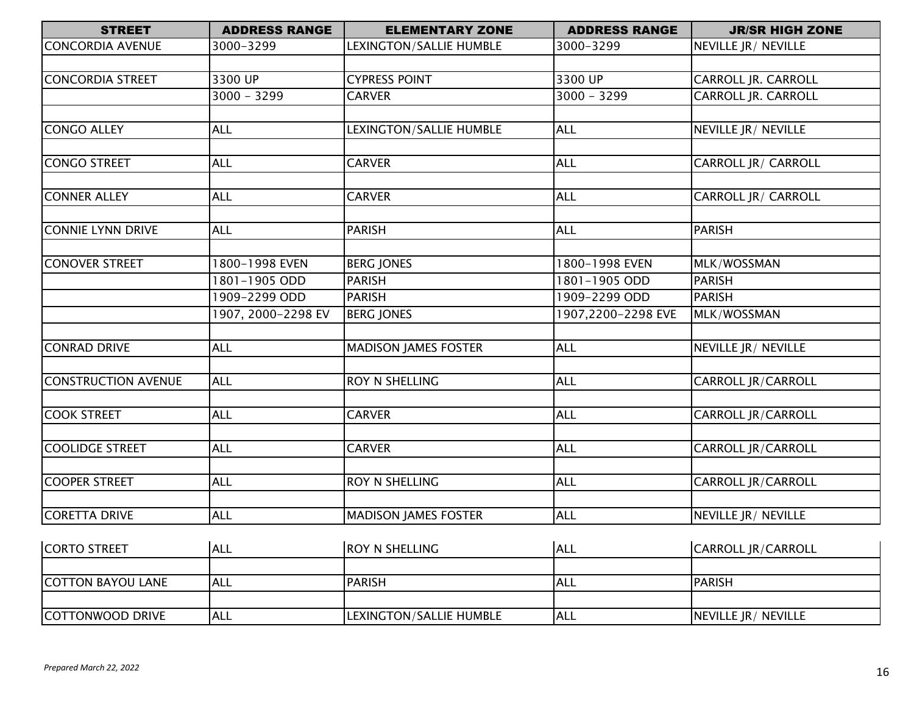| STREET | ADDRESS RANGE | ELEMENTARY ZONE | ADDRESS RANGE | JR/SR HIGH ZONE |
|---|---|---|---|---|
| CONCORDIA AVENUE | 3000-3299 | LEXINGTON/SALLIE HUMBLE | 3000-3299 | NEVILLE JR/ NEVILLE |
| | | | | |
| CONCORDIA STREET | 3300 UP | CYPRESS POINT | 3300 UP | CARROLL JR. CARROLL |
| | 3000 - 3299 | CARVER | 3000 - 3299 | CARROLL JR. CARROLL |
| | | | | |
| CONGO ALLEY | ALL | LEXINGTON/SALLIE HUMBLE | ALL | NEVILLE JR/ NEVILLE |
| | | | | |
| CONGO STREET | ALL | CARVER | ALL | CARROLL JR/ CARROLL |
| | | | | |
| CONNER ALLEY | ALL | CARVER | ALL | CARROLL JR/ CARROLL |
| | | | | |
| CONNIE LYNN DRIVE | ALL | PARISH | ALL | PARISH |
| | | | | |
| CONOVER STREET | 1800-1998 EVEN | BERG JONES | 1800-1998 EVEN | MLK/WOSSMAN |
| | 1801-1905 ODD | PARISH | 1801-1905 ODD | PARISH |
| | 1909-2299 ODD | PARISH | 1909-2299 ODD | PARISH |
| | 1907, 2000-2298 EV | BERG JONES | 1907,2200-2298 EVE | MLK/WOSSMAN |
| | | | | |
| CONRAD DRIVE | ALL | MADISON JAMES FOSTER | ALL | NEVILLE JR/ NEVILLE |
| | | | | |
| CONSTRUCTION AVENUE | ALL | ROY N SHELLING | ALL | CARROLL JR/CARROLL |
| | | | | |
| COOK STREET | ALL | CARVER | ALL | CARROLL JR/CARROLL |
| | | | | |
| COOLIDGE STREET | ALL | CARVER | ALL | CARROLL JR/CARROLL |
| | | | | |
| COOPER STREET | ALL | ROY N SHELLING | ALL | CARROLL JR/CARROLL |
| | | | | |
| CORETTA DRIVE | ALL | MADISON JAMES FOSTER | ALL | NEVILLE JR/ NEVILLE |
| CORTO STREET | ALL | ROY N SHELLING | ALL | CARROLL JR/CARROLL |
| | | | | |
| COTTON BAYOU LANE | ALL | PARISH | ALL | PARISH |
| | | | | |
| COTTONWOOD DRIVE | ALL | LEXINGTON/SALLIE HUMBLE | ALL | NEVILLE JR/ NEVILLE |

*Prepared March 22, 2022*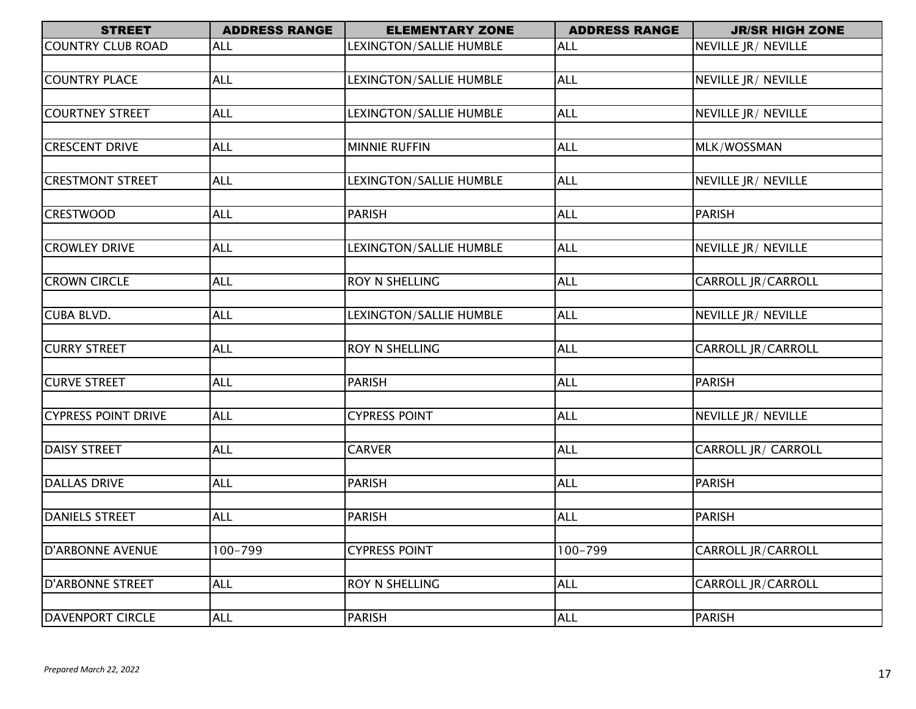| STREET | ADDRESS RANGE | ELEMENTARY ZONE | ADDRESS RANGE | JR/SR HIGH ZONE |
|---|---|---|---|---|
| COUNTRY CLUB ROAD | ALL | LEXINGTON/SALLIE HUMBLE | ALL | NEVILLE JR/ NEVILLE |
| COUNTRY PLACE | ALL | LEXINGTON/SALLIE HUMBLE | ALL | NEVILLE JR/ NEVILLE |
| COURTNEY STREET | ALL | LEXINGTON/SALLIE HUMBLE | ALL | NEVILLE JR/ NEVILLE |
| CRESCENT DRIVE | ALL | MINNIE RUFFIN | ALL | MLK/WOSSMAN |
| CRESTMONT STREET | ALL | LEXINGTON/SALLIE HUMBLE | ALL | NEVILLE JR/ NEVILLE |
| CRESTWOOD | ALL | PARISH | ALL | PARISH |
| CROWLEY DRIVE | ALL | LEXINGTON/SALLIE HUMBLE | ALL | NEVILLE JR/ NEVILLE |
| CROWN CIRCLE | ALL | ROY N SHELLING | ALL | CARROLL JR/CARROLL |
| CUBA BLVD. | ALL | LEXINGTON/SALLIE HUMBLE | ALL | NEVILLE JR/ NEVILLE |
| CURRY STREET | ALL | ROY N SHELLING | ALL | CARROLL JR/CARROLL |
| CURVE STREET | ALL | PARISH | ALL | PARISH |
| CYPRESS POINT DRIVE | ALL | CYPRESS POINT | ALL | NEVILLE JR/ NEVILLE |
| DAISY STREET | ALL | CARVER | ALL | CARROLL JR/ CARROLL |
| DALLAS DRIVE | ALL | PARISH | ALL | PARISH |
| DANIELS STREET | ALL | PARISH | ALL | PARISH |
| D'ARBONNE AVENUE | 100-799 | CYPRESS POINT | 100-799 | CARROLL JR/CARROLL |
| D'ARBONNE STREET | ALL | ROY N SHELLING | ALL | CARROLL JR/CARROLL |
| DAVENPORT CIRCLE | ALL | PARISH | ALL | PARISH |

*Prepared March 22, 2022*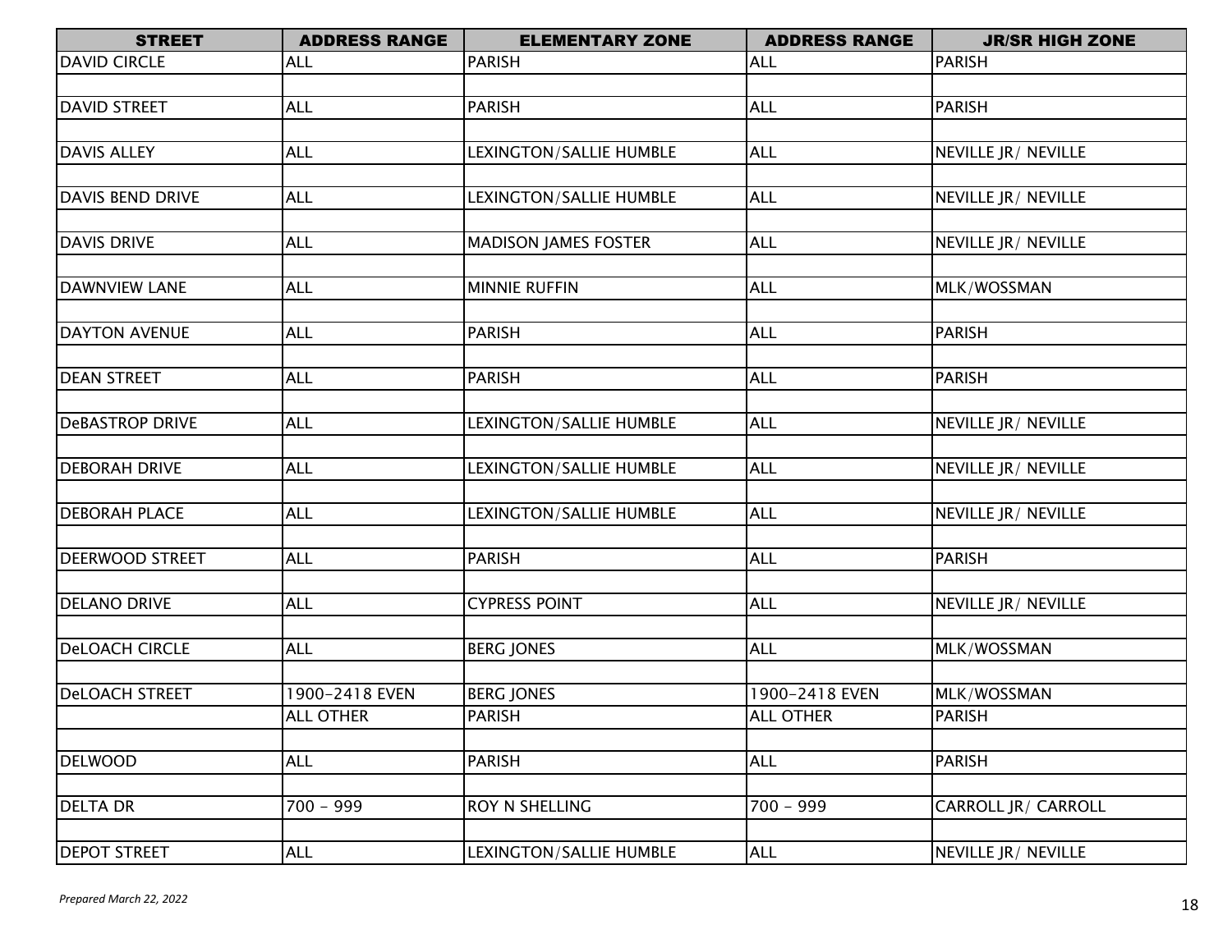| STREET | ADDRESS RANGE | ELEMENTARY ZONE | ADDRESS RANGE | JR/SR HIGH ZONE |
|---|---|---|---|---|
| DAVID CIRCLE | ALL | PARISH | ALL | PARISH |
| | | | | |
| DAVID STREET | ALL | PARISH | ALL | PARISH |
| | | | | |
| DAVIS ALLEY | ALL | LEXINGTON/SALLIE HUMBLE | ALL | NEVILLE JR/ NEVILLE |
| | | | | |
| DAVIS BEND DRIVE | ALL | LEXINGTON/SALLIE HUMBLE | ALL | NEVILLE JR/ NEVILLE |
| | | | | |
| DAVIS DRIVE | ALL | MADISON JAMES FOSTER | ALL | NEVILLE JR/ NEVILLE |
| | | | | |
| DAWNVIEW LANE | ALL | MINNIE RUFFIN | ALL | MLK/WOSSMAN |
| | | | | |
| DAYTON AVENUE | ALL | PARISH | ALL | PARISH |
| | | | | |
| DEAN STREET | ALL | PARISH | ALL | PARISH |
| | | | | |
| DeBASTROP DRIVE | ALL | LEXINGTON/SALLIE HUMBLE | ALL | NEVILLE JR/ NEVILLE |
| | | | | |
| DEBORAH DRIVE | ALL | LEXINGTON/SALLIE HUMBLE | ALL | NEVILLE JR/ NEVILLE |
| | | | | |
| DEBORAH PLACE | ALL | LEXINGTON/SALLIE HUMBLE | ALL | NEVILLE JR/ NEVILLE |
| | | | | |
| DEERWOOD STREET | ALL | PARISH | ALL | PARISH |
| | | | | |
| DELANO DRIVE | ALL | CYPRESS POINT | ALL | NEVILLE JR/ NEVILLE |
| | | | | |
| DeLOACH CIRCLE | ALL | BERG JONES | ALL | MLK/WOSSMAN |
| | | | | |
| DeLOACH STREET | 1900-2418 EVEN | BERG JONES | 1900-2418 EVEN | MLK/WOSSMAN |
| | ALL OTHER | PARISH | ALL OTHER | PARISH |
| | | | | |
| DELWOOD | ALL | PARISH | ALL | PARISH |
| | | | | |
| DELTA DR | 700 - 999 | ROY N SHELLING | 700 - 999 | CARROLL JR/ CARROLL |
| | | | | |
| DEPOT STREET | ALL | LEXINGTON/SALLIE HUMBLE | ALL | NEVILLE JR/ NEVILLE |

*Prepared March 22, 2022*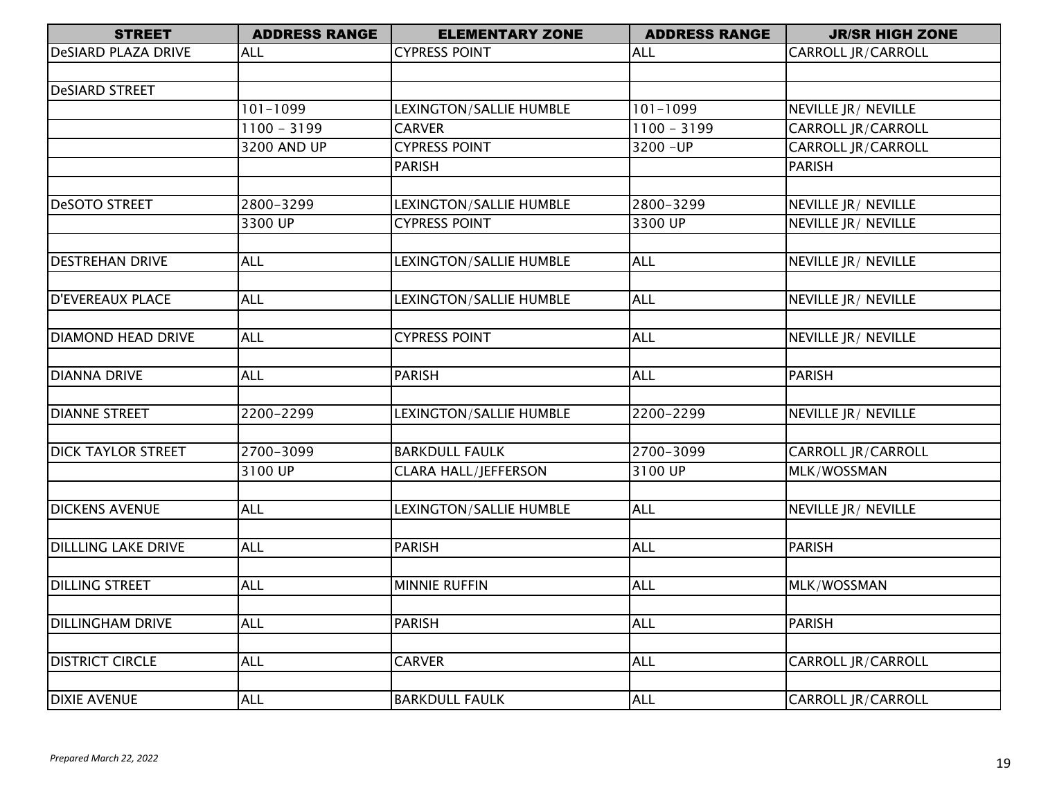| STREET | ADDRESS RANGE | ELEMENTARY ZONE | ADDRESS RANGE | JR/SR HIGH ZONE |
|---|---|---|---|---|
| DeSIARD PLAZA DRIVE | ALL | CYPRESS POINT | ALL | CARROLL JR/CARROLL |
| | | | | |
| DeSIARD STREET | | | | |
| | 101-1099 | LEXINGTON/SALLIE HUMBLE | 101-1099 | NEVILLE JR/ NEVILLE |
| | 1100 - 3199 | CARVER | 1100 - 3199 | CARROLL JR/CARROLL |
| | 3200 AND UP | CYPRESS POINT | 3200 -UP | CARROLL JR/CARROLL |
| | | PARISH | | PARISH |
| | | | | |
| DeSOTO STREET | 2800-3299 | LEXINGTON/SALLIE HUMBLE | 2800-3299 | NEVILLE JR/ NEVILLE |
| | 3300 UP | CYPRESS POINT | 3300 UP | NEVILLE JR/ NEVILLE |
| | | | | |
| DESTREHAN DRIVE | ALL | LEXINGTON/SALLIE HUMBLE | ALL | NEVILLE JR/ NEVILLE |
| | | | | |
| D'EVEREAUX PLACE | ALL | LEXINGTON/SALLIE HUMBLE | ALL | NEVILLE JR/ NEVILLE |
| | | | | |
| DIAMOND HEAD DRIVE | ALL | CYPRESS POINT | ALL | NEVILLE JR/ NEVILLE |
| | | | | |
| DIANNA DRIVE | ALL | PARISH | ALL | PARISH |
| | | | | |
| DIANNE STREET | 2200-2299 | LEXINGTON/SALLIE HUMBLE | 2200-2299 | NEVILLE JR/ NEVILLE |
| | | | | |
| DICK TAYLOR STREET | 2700-3099 | BARKDULL FAULK | 2700-3099 | CARROLL JR/CARROLL |
| | 3100 UP | CLARA HALL/JEFFERSON | 3100 UP | MLK/WOSSMAN |
| | | | | |
| DICKENS AVENUE | ALL | LEXINGTON/SALLIE HUMBLE | ALL | NEVILLE JR/ NEVILLE |
| | | | | |
| DILLLING LAKE DRIVE | ALL | PARISH | ALL | PARISH |
| | | | | |
| DILLING STREET | ALL | MINNIE RUFFIN | ALL | MLK/WOSSMAN |
| | | | | |
| DILLINGHAM DRIVE | ALL | PARISH | ALL | PARISH |
| | | | | |
| DISTRICT CIRCLE | ALL | CARVER | ALL | CARROLL JR/CARROLL |
| | | | | |
| DIXIE AVENUE | ALL | BARKDULL FAULK | ALL | CARROLL JR/CARROLL |

*Prepared March 22, 2022*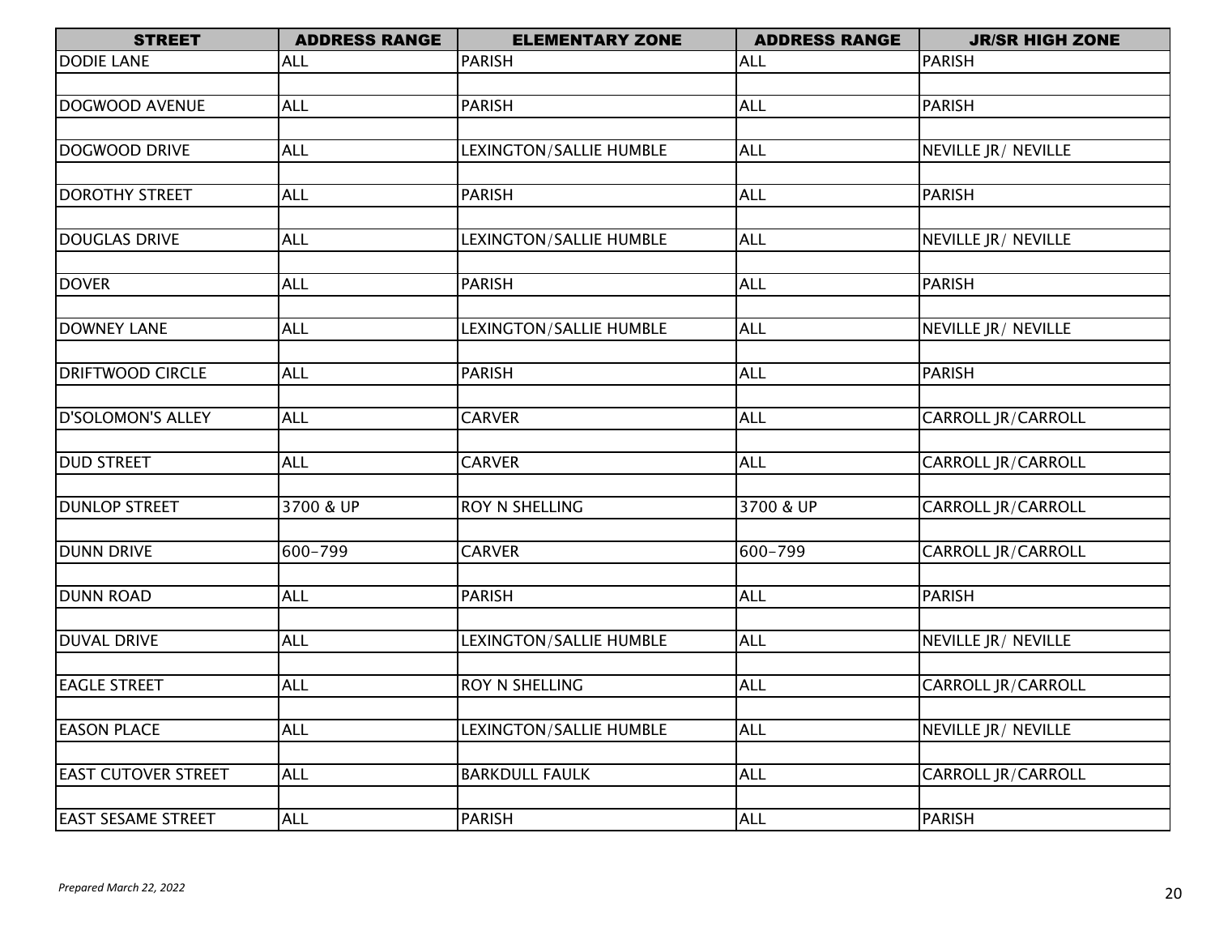| STREET | ADDRESS RANGE | ELEMENTARY ZONE | ADDRESS RANGE | JR/SR HIGH ZONE |
| --- | --- | --- | --- | --- |
| DODIE LANE | ALL | PARISH | ALL | PARISH |
| DOGWOOD AVENUE | ALL | PARISH | ALL | PARISH |
| DOGWOOD DRIVE | ALL | LEXINGTON/SALLIE HUMBLE | ALL | NEVILLE JR/ NEVILLE |
| DOROTHY STREET | ALL | PARISH | ALL | PARISH |
| DOUGLAS DRIVE | ALL | LEXINGTON/SALLIE HUMBLE | ALL | NEVILLE JR/ NEVILLE |
| DOVER | ALL | PARISH | ALL | PARISH |
| DOWNEY LANE | ALL | LEXINGTON/SALLIE HUMBLE | ALL | NEVILLE JR/ NEVILLE |
| DRIFTWOOD CIRCLE | ALL | PARISH | ALL | PARISH |
| D'SOLOMON'S ALLEY | ALL | CARVER | ALL | CARROLL JR/CARROLL |
| DUD STREET | ALL | CARVER | ALL | CARROLL JR/CARROLL |
| DUNLOP STREET | 3700 & UP | ROY N SHELLING | 3700 & UP | CARROLL JR/CARROLL |
| DUNN DRIVE | 600-799 | CARVER | 600-799 | CARROLL JR/CARROLL |
| DUNN ROAD | ALL | PARISH | ALL | PARISH |
| DUVAL DRIVE | ALL | LEXINGTON/SALLIE HUMBLE | ALL | NEVILLE JR/ NEVILLE |
| EAGLE STREET | ALL | ROY N SHELLING | ALL | CARROLL JR/CARROLL |
| EASON PLACE | ALL | LEXINGTON/SALLIE HUMBLE | ALL | NEVILLE JR/ NEVILLE |
| EAST CUTOVER STREET | ALL | BARKDULL FAULK | ALL | CARROLL JR/CARROLL |
| EAST SESAME STREET | ALL | PARISH | ALL | PARISH |

*Prepared March 22, 2022*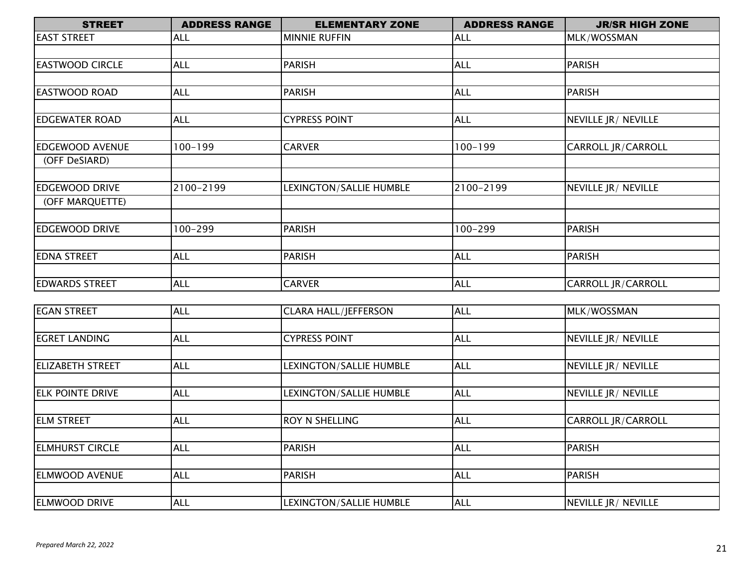| STREET | ADDRESS RANGE | ELEMENTARY ZONE | ADDRESS RANGE | JR/SR HIGH ZONE |
|---|---|---|---|---|
| EAST STREET | ALL | MINNIE RUFFIN | ALL | MLK/WOSSMAN |
| | | | | |
| EASTWOOD CIRCLE | ALL | PARISH | ALL | PARISH |
| | | | | |
| EASTWOOD ROAD | ALL | PARISH | ALL | PARISH |
| | | | | |
| EDGEWATER ROAD | ALL | CYPRESS POINT | ALL | NEVILLE JR/ NEVILLE |
| | | | | |
| EDGEWOOD AVENUE | 100-199 | CARVER | 100-199 | CARROLL JR/CARROLL |
| (OFF DeSIARD) | | | | |
| | | | | |
| EDGEWOOD DRIVE | 2100-2199 | LEXINGTON/SALLIE HUMBLE | 2100-2199 | NEVILLE JR/ NEVILLE |
| (OFF MARQUETTE) | | | | |
| | | | | |
| EDGEWOOD DRIVE | 100-299 | PARISH | 100-299 | PARISH |
| | | | | |
| EDNA STREET | ALL | PARISH | ALL | PARISH |
| | | | | |
| EDWARDS STREET | ALL | CARVER | ALL | CARROLL JR/CARROLL |
| EGAN STREET | ALL | CLARA HALL/JEFFERSON | ALL | MLK/WOSSMAN |
| | | | | |
| EGRET LANDING | ALL | CYPRESS POINT | ALL | NEVILLE JR/ NEVILLE |
| | | | | |
| ELIZABETH STREET | ALL | LEXINGTON/SALLIE HUMBLE | ALL | NEVILLE JR/ NEVILLE |
| | | | | |
| ELK POINTE DRIVE | ALL | LEXINGTON/SALLIE HUMBLE | ALL | NEVILLE JR/ NEVILLE |
| | | | | |
| ELM STREET | ALL | ROY N SHELLING | ALL | CARROLL JR/CARROLL |
| | | | | |
| ELMHURST CIRCLE | ALL | PARISH | ALL | PARISH |
| | | | | |
| ELMWOOD AVENUE | ALL | PARISH | ALL | PARISH |
| | | | | |
| ELMWOOD DRIVE | ALL | LEXINGTON/SALLIE HUMBLE | ALL | NEVILLE JR/ NEVILLE |

*Prepared March 22, 2022*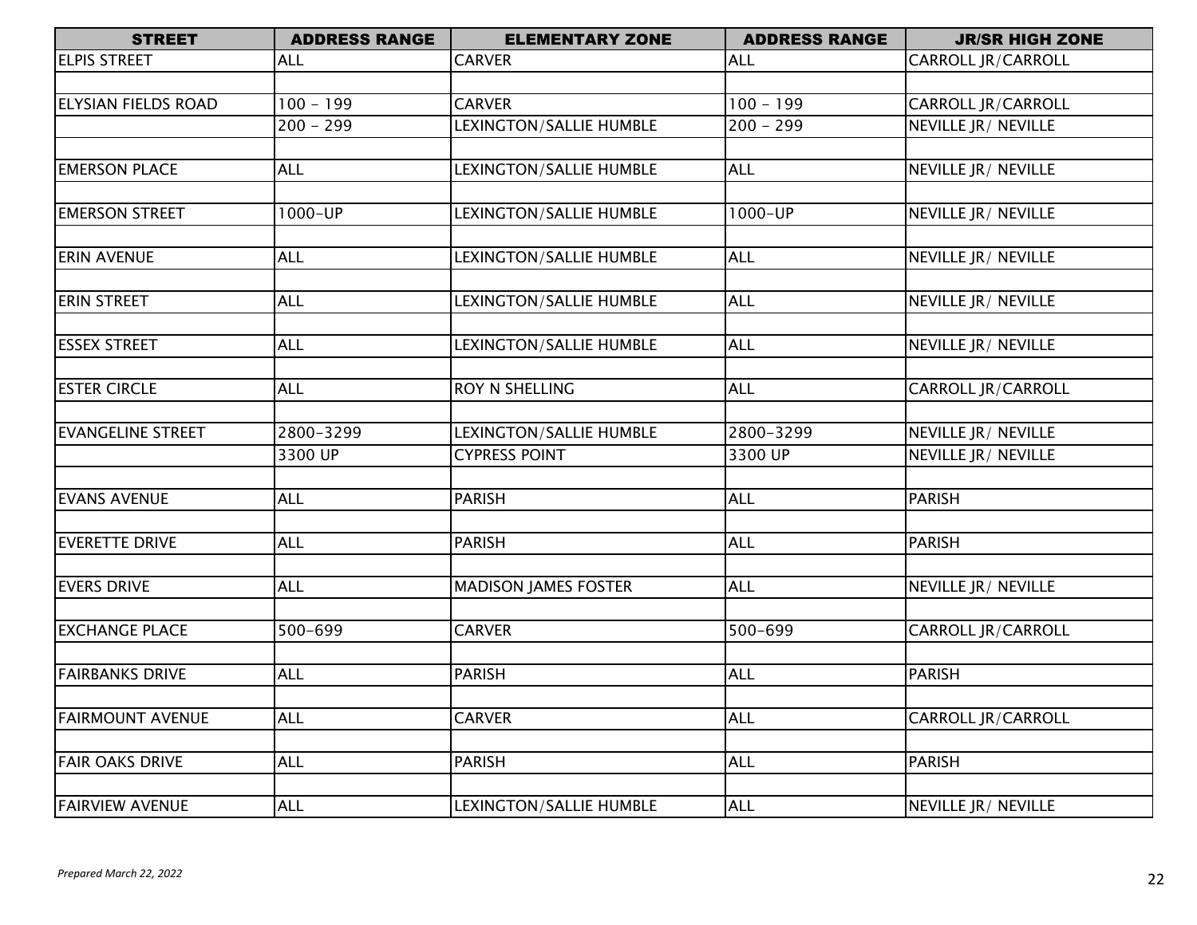| STREET | ADDRESS RANGE | ELEMENTARY ZONE | ADDRESS RANGE | JR/SR HIGH ZONE |
|---|---|---|---|---|
| ELPIS STREET | ALL | CARVER | ALL | CARROLL JR/CARROLL |
| | | | | |
| ELYSIAN FIELDS ROAD | 100 - 199 | CARVER | 100 - 199 | CARROLL JR/CARROLL |
| | 200 - 299 | LEXINGTON/SALLIE HUMBLE | 200 - 299 | NEVILLE JR/ NEVILLE |
| | | | | |
| EMERSON PLACE | ALL | LEXINGTON/SALLIE HUMBLE | ALL | NEVILLE JR/ NEVILLE |
| | | | | |
| EMERSON STREET | 1000-UP | LEXINGTON/SALLIE HUMBLE | 1000-UP | NEVILLE JR/ NEVILLE |
| | | | | |
| ERIN AVENUE | ALL | LEXINGTON/SALLIE HUMBLE | ALL | NEVILLE JR/ NEVILLE |
| | | | | |
| ERIN STREET | ALL | LEXINGTON/SALLIE HUMBLE | ALL | NEVILLE JR/ NEVILLE |
| | | | | |
| ESSEX STREET | ALL | LEXINGTON/SALLIE HUMBLE | ALL | NEVILLE JR/ NEVILLE |
| | | | | |
| ESTER CIRCLE | ALL | ROY N SHELLING | ALL | CARROLL JR/CARROLL |
| | | | | |
| EVANGELINE STREET | 2800-3299 | LEXINGTON/SALLIE HUMBLE | 2800-3299 | NEVILLE JR/ NEVILLE |
| | 3300 UP | CYPRESS POINT | 3300 UP | NEVILLE JR/ NEVILLE |
| | | | | |
| EVANS AVENUE | ALL | PARISH | ALL | PARISH |
| | | | | |
| EVERETTE DRIVE | ALL | PARISH | ALL | PARISH |
| | | | | |
| EVERS DRIVE | ALL | MADISON JAMES FOSTER | ALL | NEVILLE JR/ NEVILLE |
| | | | | |
| EXCHANGE PLACE | 500-699 | CARVER | 500-699 | CARROLL JR/CARROLL |
| | | | | |
| FAIRBANKS DRIVE | ALL | PARISH | ALL | PARISH |
| | | | | |
| FAIRMOUNT AVENUE | ALL | CARVER | ALL | CARROLL JR/CARROLL |
| | | | | |
| FAIR OAKS DRIVE | ALL | PARISH | ALL | PARISH |
| | | | | |
| FAIRVIEW AVENUE | ALL | LEXINGTON/SALLIE HUMBLE | ALL | NEVILLE JR/ NEVILLE |

*Prepared March 22, 2022*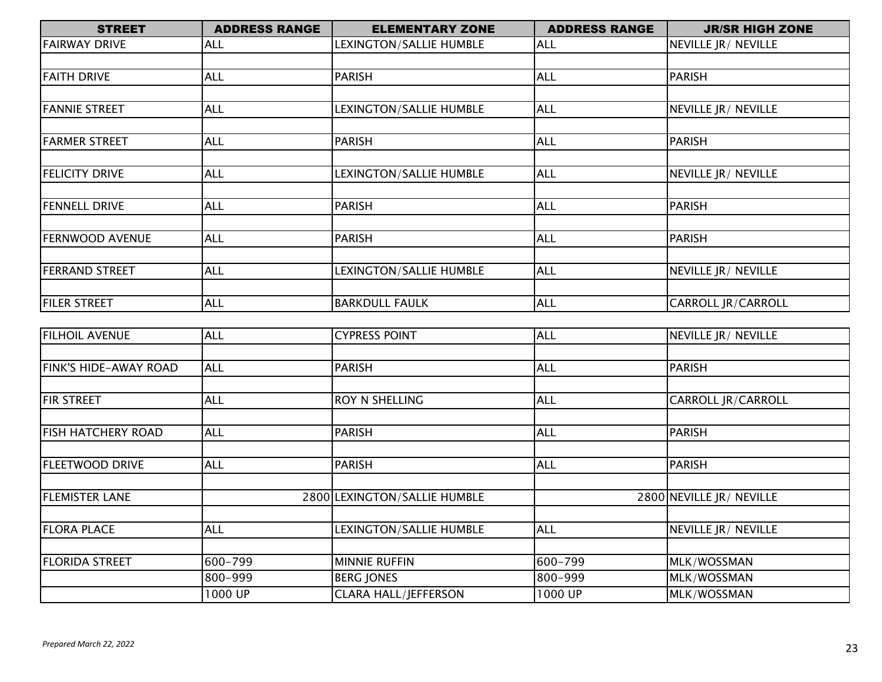| STREET | ADDRESS RANGE | ELEMENTARY ZONE | ADDRESS RANGE | JR/SR HIGH ZONE |
|---|---|---|---|---|
| FAIRWAY DRIVE | ALL | LEXINGTON/SALLIE HUMBLE | ALL | NEVILLE JR/ NEVILLE |
| | | | | |
| FAITH DRIVE | ALL | PARISH | ALL | PARISH |
| | | | | |
| FANNIE STREET | ALL | LEXINGTON/SALLIE HUMBLE | ALL | NEVILLE JR/ NEVILLE |
| | | | | |
| FARMER STREET | ALL | PARISH | ALL | PARISH |
| | | | | |
| FELICITY DRIVE | ALL | LEXINGTON/SALLIE HUMBLE | ALL | NEVILLE JR/ NEVILLE |
| | | | | |
| FENNELL DRIVE | ALL | PARISH | ALL | PARISH |
| | | | | |
| FERNWOOD AVENUE | ALL | PARISH | ALL | PARISH |
| | | | | |
| FERRAND STREET | ALL | LEXINGTON/SALLIE HUMBLE | ALL | NEVILLE JR/ NEVILLE |
| | | | | |
| FILER STREET | ALL | BARKDULL FAULK | ALL | CARROLL JR/CARROLL |
| FILHOIL AVENUE | ALL | CYPRESS POINT | ALL | NEVILLE JR/ NEVILLE |
| | | | | |
| FINK'S HIDE-AWAY ROAD | ALL | PARISH | ALL | PARISH |
| | | | | |
| FIR STREET | ALL | ROY N SHELLING | ALL | CARROLL JR/CARROLL |
| | | | | |
| FISH HATCHERY ROAD | ALL | PARISH | ALL | PARISH |
| | | | | |
| FLEETWOOD DRIVE | ALL | PARISH | ALL | PARISH |
| | | | | |
| FLEMISTER LANE | 2800 | LEXINGTON/SALLIE HUMBLE | 2800 | NEVILLE JR/ NEVILLE |
| | | | | |
| FLORA PLACE | ALL | LEXINGTON/SALLIE HUMBLE | ALL | NEVILLE JR/ NEVILLE |
| | | | | |
| FLORIDA STREET | 600-799 | MINNIE RUFFIN | 600-799 | MLK/WOSSMAN |
| | 800-999 | BERG JONES | 800-999 | MLK/WOSSMAN |
| | 1000 UP | CLARA HALL/JEFFERSON | 1000 UP | MLK/WOSSMAN |

*Prepared March 22, 2022*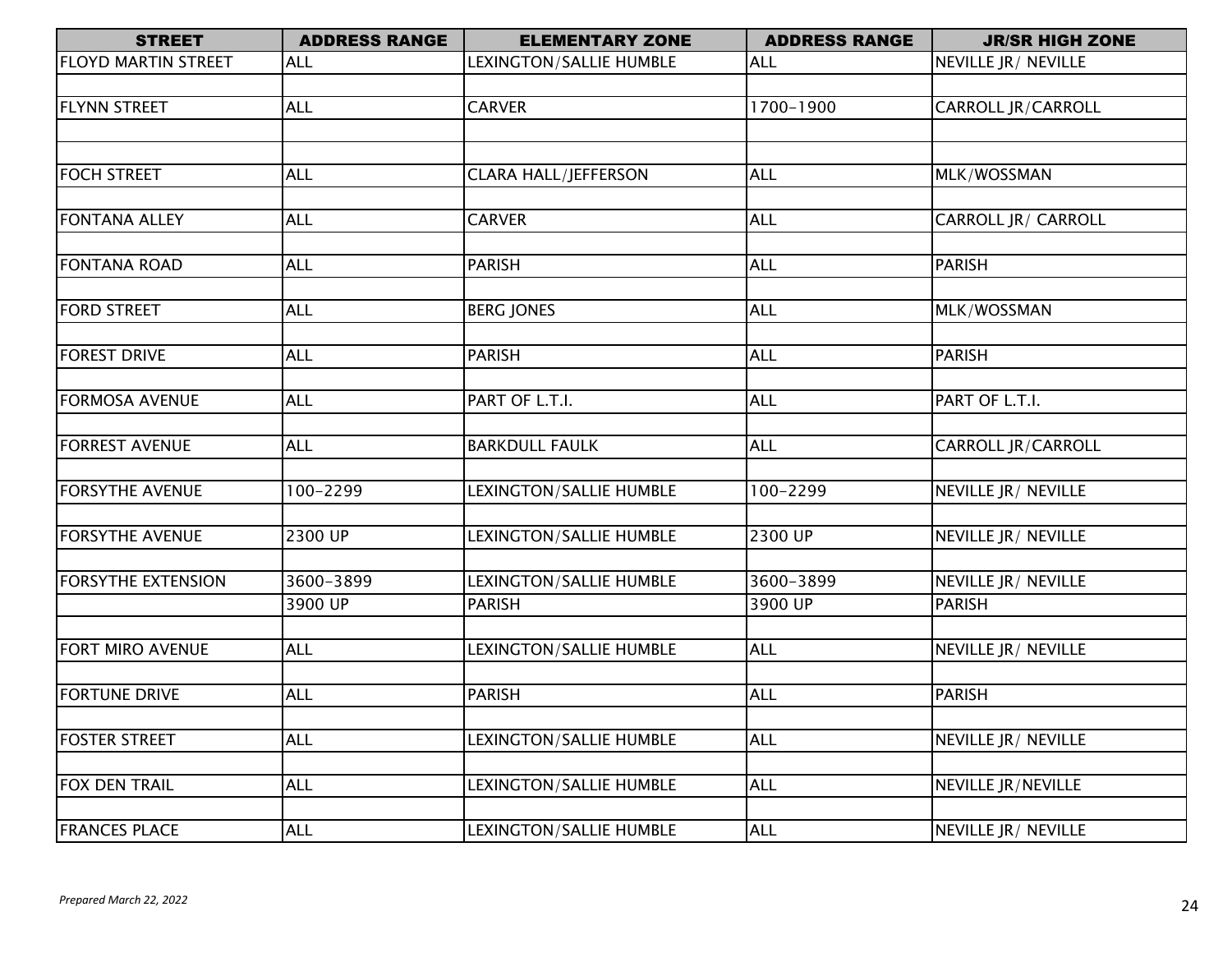| STREET | ADDRESS RANGE | ELEMENTARY ZONE | ADDRESS RANGE | JR/SR HIGH ZONE |
|---|---|---|---|---|
| FLOYD MARTIN STREET | ALL | LEXINGTON/SALLIE HUMBLE | ALL | NEVILLE JR/ NEVILLE |
| | | | | |
| FLYNN STREET | ALL | CARVER | 1700-1900 | CARROLL JR/CARROLL |
| | | | | |
| | | | | |
| FOCH STREET | ALL | CLARA HALL/JEFFERSON | ALL | MLK/WOSSMAN |
| | | | | |
| FONTANA ALLEY | ALL | CARVER | ALL | CARROLL JR/ CARROLL |
| | | | | |
| FONTANA ROAD | ALL | PARISH | ALL | PARISH |
| | | | | |
| FORD STREET | ALL | BERG JONES | ALL | MLK/WOSSMAN |
| | | | | |
| FOREST DRIVE | ALL | PARISH | ALL | PARISH |
| | | | | |
| FORMOSA AVENUE | ALL | PART OF L.T.I. | ALL | PART OF L.T.I. |
| | | | | |
| FORREST AVENUE | ALL | BARKDULL FAULK | ALL | CARROLL JR/CARROLL |
| | | | | |
| FORSYTHE AVENUE | 100-2299 | LEXINGTON/SALLIE HUMBLE | 100-2299 | NEVILLE JR/ NEVILLE |
| | | | | |
| FORSYTHE AVENUE | 2300 UP | LEXINGTON/SALLIE HUMBLE | 2300 UP | NEVILLE JR/ NEVILLE |
| | | | | |
| FORSYTHE EXTENSION | 3600-3899 | LEXINGTON/SALLIE HUMBLE | 3600-3899 | NEVILLE JR/ NEVILLE |
| | 3900 UP | PARISH | 3900 UP | PARISH |
| | | | | |
| FORT MIRO AVENUE | ALL | LEXINGTON/SALLIE HUMBLE | ALL | NEVILLE JR/ NEVILLE |
| | | | | |
| FORTUNE DRIVE | ALL | PARISH | ALL | PARISH |
| | | | | |
| FOSTER STREET | ALL | LEXINGTON/SALLIE HUMBLE | ALL | NEVILLE JR/ NEVILLE |
| | | | | |
| FOX DEN TRAIL | ALL | LEXINGTON/SALLIE HUMBLE | ALL | NEVILLE JR/NEVILLE |
| | | | | |
| FRANCES PLACE | ALL | LEXINGTON/SALLIE HUMBLE | ALL | NEVILLE JR/ NEVILLE |

*Prepared March 22, 2022*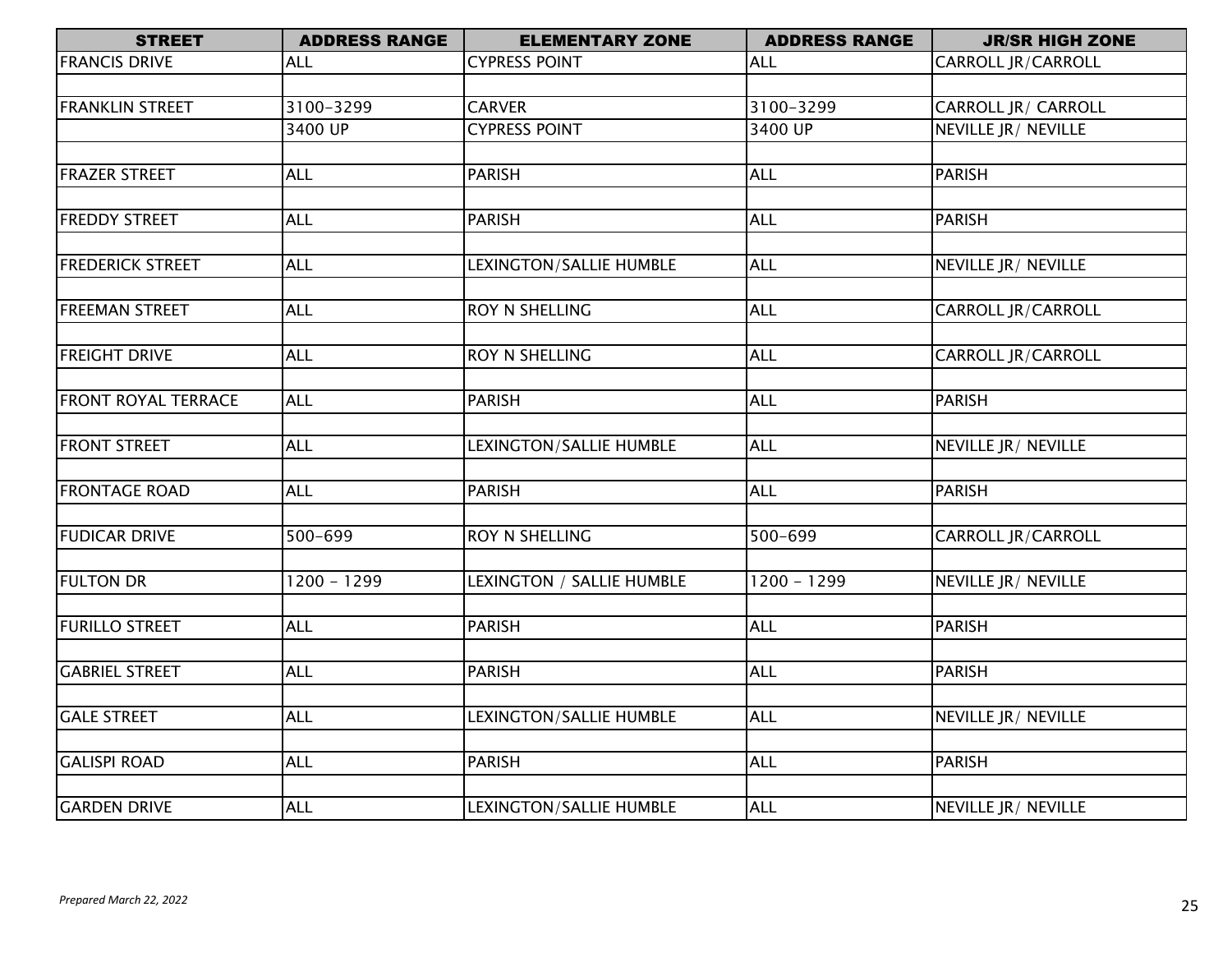| STREET | ADDRESS RANGE | ELEMENTARY ZONE | ADDRESS RANGE | JR/SR HIGH ZONE |
|---|---|---|---|---|
| FRANCIS DRIVE | ALL | CYPRESS POINT | ALL | CARROLL JR/CARROLL |
| | | | | |
| FRANKLIN STREET | 3100-3299 | CARVER | 3100-3299 | CARROLL JR/ CARROLL |
| | 3400 UP | CYPRESS POINT | 3400 UP | NEVILLE JR/ NEVILLE |
| | | | | |
| FRAZER STREET | ALL | PARISH | ALL | PARISH |
| | | | | |
| FREDDY STREET | ALL | PARISH | ALL | PARISH |
| | | | | |
| FREDERICK STREET | ALL | LEXINGTON/SALLIE HUMBLE | ALL | NEVILLE JR/ NEVILLE |
| | | | | |
| FREEMAN STREET | ALL | ROY N SHELLING | ALL | CARROLL JR/CARROLL |
| | | | | |
| FREIGHT DRIVE | ALL | ROY N SHELLING | ALL | CARROLL JR/CARROLL |
| | | | | |
| FRONT ROYAL TERRACE | ALL | PARISH | ALL | PARISH |
| | | | | |
| FRONT STREET | ALL | LEXINGTON/SALLIE HUMBLE | ALL | NEVILLE JR/ NEVILLE |
| | | | | |
| FRONTAGE ROAD | ALL | PARISH | ALL | PARISH |
| | | | | |
| FUDICAR DRIVE | 500-699 | ROY N SHELLING | 500-699 | CARROLL JR/CARROLL |
| | | | | |
| FULTON DR | 1200 - 1299 | LEXINGTON / SALLIE HUMBLE | 1200 - 1299 | NEVILLE JR/ NEVILLE |
| | | | | |
| FURILLO STREET | ALL | PARISH | ALL | PARISH |
| | | | | |
| GABRIEL STREET | ALL | PARISH | ALL | PARISH |
| | | | | |
| GALE STREET | ALL | LEXINGTON/SALLIE HUMBLE | ALL | NEVILLE JR/ NEVILLE |
| | | | | |
| GALISPI ROAD | ALL | PARISH | ALL | PARISH |
| | | | | |
| GARDEN DRIVE | ALL | LEXINGTON/SALLIE HUMBLE | ALL | NEVILLE JR/ NEVILLE |

*Prepared March 22, 2022*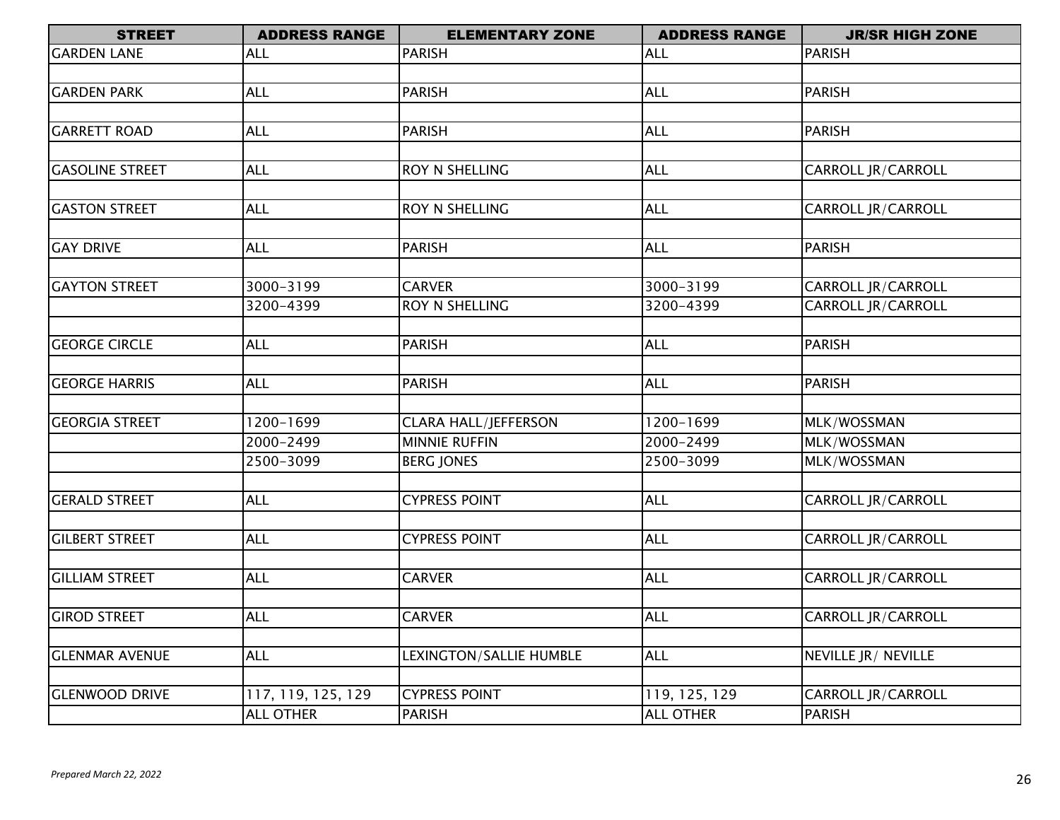| STREET | ADDRESS RANGE | ELEMENTARY ZONE | ADDRESS RANGE | JR/SR HIGH ZONE |
|---|---|---|---|---|
| GARDEN LANE | ALL | PARISH | ALL | PARISH |
| | | | | |
| GARDEN PARK | ALL | PARISH | ALL | PARISH |
| | | | | |
| GARRETT ROAD | ALL | PARISH | ALL | PARISH |
| | | | | |
| GASOLINE STREET | ALL | ROY N SHELLING | ALL | CARROLL JR/CARROLL |
| | | | | |
| GASTON STREET | ALL | ROY N SHELLING | ALL | CARROLL JR/CARROLL |
| | | | | |
| GAY DRIVE | ALL | PARISH | ALL | PARISH |
| | | | | |
| GAYTON STREET | 3000-3199 | CARVER | 3000-3199 | CARROLL JR/CARROLL |
| | 3200-4399 | ROY N SHELLING | 3200-4399 | CARROLL JR/CARROLL |
| | | | | |
| GEORGE CIRCLE | ALL | PARISH | ALL | PARISH |
| | | | | |
| GEORGE HARRIS | ALL | PARISH | ALL | PARISH |
| | | | | |
| GEORGIA STREET | 1200-1699 | CLARA HALL/JEFFERSON | 1200-1699 | MLK/WOSSMAN |
| | 2000-2499 | MINNIE RUFFIN | 2000-2499 | MLK/WOSSMAN |
| | 2500-3099 | BERG JONES | 2500-3099 | MLK/WOSSMAN |
| | | | | |
| GERALD STREET | ALL | CYPRESS POINT | ALL | CARROLL JR/CARROLL |
| | | | | |
| GILBERT STREET | ALL | CYPRESS POINT | ALL | CARROLL JR/CARROLL |
| | | | | |
| GILLIAM STREET | ALL | CARVER | ALL | CARROLL JR/CARROLL |
| | | | | |
| GIROD STREET | ALL | CARVER | ALL | CARROLL JR/CARROLL |
| | | | | |
| GLENMAR AVENUE | ALL | LEXINGTON/SALLIE HUMBLE | ALL | NEVILLE JR/ NEVILLE |
| | | | | |
| GLENWOOD DRIVE | 117, 119, 125, 129 | CYPRESS POINT | 119, 125, 129 | CARROLL JR/CARROLL |
| | ALL OTHER | PARISH | ALL OTHER | PARISH |

*Prepared March 22, 2022*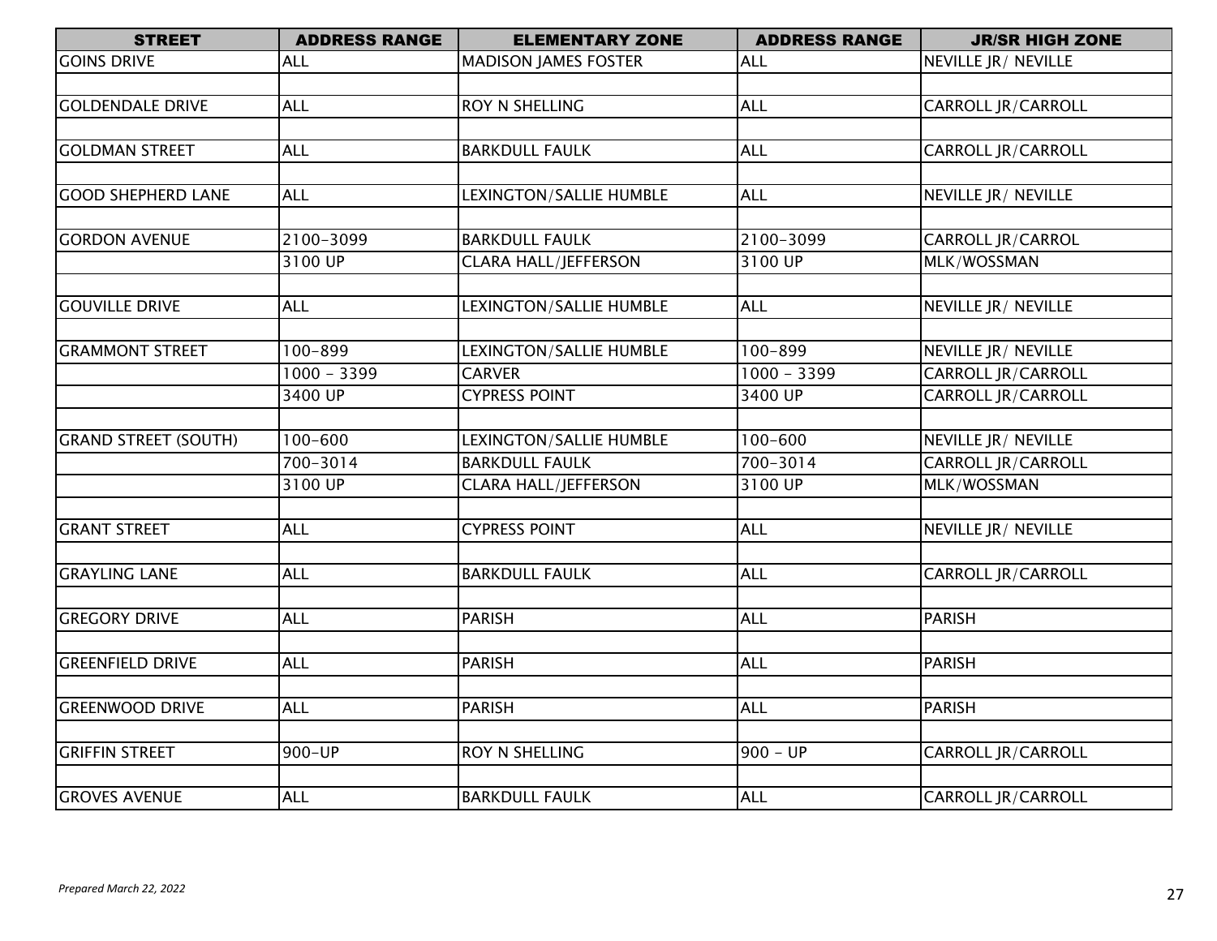| STREET | ADDRESS RANGE | ELEMENTARY ZONE | ADDRESS RANGE | JR/SR HIGH ZONE |
|---|---|---|---|---|
| GOINS DRIVE | ALL | MADISON JAMES FOSTER | ALL | NEVILLE JR/ NEVILLE |
| | | | | |
| GOLDENDALE DRIVE | ALL | ROY N SHELLING | ALL | CARROLL JR/CARROLL |
| | | | | |
| GOLDMAN STREET | ALL | BARKDULL FAULK | ALL | CARROLL JR/CARROLL |
| | | | | |
| GOOD SHEPHERD LANE | ALL | LEXINGTON/SALLIE HUMBLE | ALL | NEVILLE JR/ NEVILLE |
| | | | | |
| GORDON AVENUE | 2100-3099 | BARKDULL FAULK | 2100-3099 | CARROLL JR/CARROL |
| | 3100 UP | CLARA HALL/JEFFERSON | 3100 UP | MLK/WOSSMAN |
| | | | | |
| GOUVILLE DRIVE | ALL | LEXINGTON/SALLIE HUMBLE | ALL | NEVILLE JR/ NEVILLE |
| | | | | |
| GRAMMONT STREET | 100-899 | LEXINGTON/SALLIE HUMBLE | 100-899 | NEVILLE JR/ NEVILLE |
| | 1000 - 3399 | CARVER | 1000 - 3399 | CARROLL JR/CARROLL |
| | 3400 UP | CYPRESS POINT | 3400 UP | CARROLL JR/CARROLL |
| | | | | |
| GRAND STREET (SOUTH) | 100-600 | LEXINGTON/SALLIE HUMBLE | 100-600 | NEVILLE JR/ NEVILLE |
| | 700-3014 | BARKDULL FAULK | 700-3014 | CARROLL JR/CARROLL |
| | 3100 UP | CLARA HALL/JEFFERSON | 3100 UP | MLK/WOSSMAN |
| | | | | |
| GRANT STREET | ALL | CYPRESS POINT | ALL | NEVILLE JR/ NEVILLE |
| | | | | |
| GRAYLING LANE | ALL | BARKDULL FAULK | ALL | CARROLL JR/CARROLL |
| | | | | |
| GREGORY DRIVE | ALL | PARISH | ALL | PARISH |
| | | | | |
| GREENFIELD DRIVE | ALL | PARISH | ALL | PARISH |
| | | | | |
| GREENWOOD DRIVE | ALL | PARISH | ALL | PARISH |
| | | | | |
| GRIFFIN STREET | 900-UP | ROY N SHELLING | 900 - UP | CARROLL JR/CARROLL |
| | | | | |
| GROVES AVENUE | ALL | BARKDULL FAULK | ALL | CARROLL JR/CARROLL |

*Prepared March 22, 2022*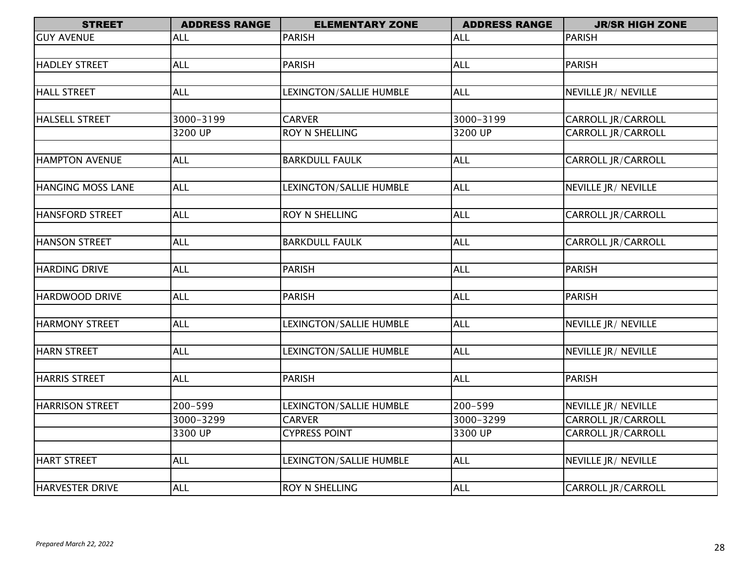| STREET | ADDRESS RANGE | ELEMENTARY ZONE | ADDRESS RANGE | JR/SR HIGH ZONE |
|---|---|---|---|---|
| GUY AVENUE | ALL | PARISH | ALL | PARISH |
| | | | | |
| HADLEY STREET | ALL | PARISH | ALL | PARISH |
| | | | | |
| HALL STREET | ALL | LEXINGTON/SALLIE HUMBLE | ALL | NEVILLE JR/ NEVILLE |
| | | | | |
| HALSELL STREET | 3000-3199 | CARVER | 3000-3199 | CARROLL JR/CARROLL |
| | 3200 UP | ROY N SHELLING | 3200 UP | CARROLL JR/CARROLL |
| | | | | |
| HAMPTON AVENUE | ALL | BARKDULL FAULK | ALL | CARROLL JR/CARROLL |
| | | | | |
| HANGING MOSS LANE | ALL | LEXINGTON/SALLIE HUMBLE | ALL | NEVILLE JR/ NEVILLE |
| | | | | |
| HANSFORD STREET | ALL | ROY N SHELLING | ALL | CARROLL JR/CARROLL |
| | | | | |
| HANSON STREET | ALL | BARKDULL FAULK | ALL | CARROLL JR/CARROLL |
| | | | | |
| HARDING DRIVE | ALL | PARISH | ALL | PARISH |
| | | | | |
| HARDWOOD DRIVE | ALL | PARISH | ALL | PARISH |
| | | | | |
| HARMONY STREET | ALL | LEXINGTON/SALLIE HUMBLE | ALL | NEVILLE JR/ NEVILLE |
| | | | | |
| HARN STREET | ALL | LEXINGTON/SALLIE HUMBLE | ALL | NEVILLE JR/ NEVILLE |
| | | | | |
| HARRIS STREET | ALL | PARISH | ALL | PARISH |
| | | | | |
| HARRISON STREET | 200-599 | LEXINGTON/SALLIE HUMBLE | 200-599 | NEVILLE JR/ NEVILLE |
| | 3000-3299 | CARVER | 3000-3299 | CARROLL JR/CARROLL |
| | 3300 UP | CYPRESS POINT | 3300 UP | CARROLL JR/CARROLL |
| | | | | |
| HART STREET | ALL | LEXINGTON/SALLIE HUMBLE | ALL | NEVILLE JR/ NEVILLE |
| | | | | |
| HARVESTER DRIVE | ALL | ROY N SHELLING | ALL | CARROLL JR/CARROLL |

*Prepared March 22, 2022*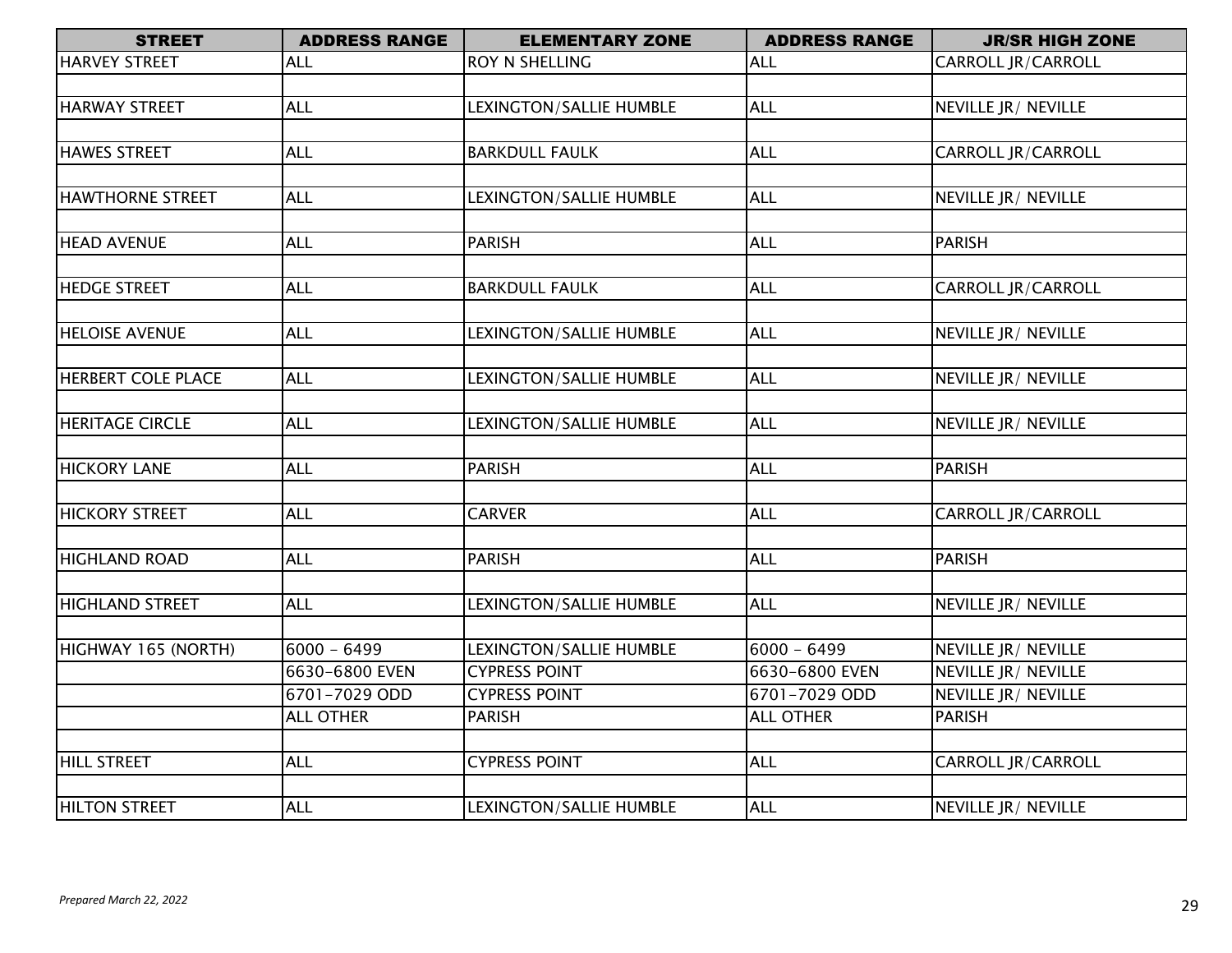| STREET | ADDRESS RANGE | ELEMENTARY ZONE | ADDRESS RANGE | JR/SR HIGH ZONE |
|---|---|---|---|---|
| HARVEY STREET | ALL | ROY N SHELLING | ALL | CARROLL JR/CARROLL |
| | | | | |
| HARWAY STREET | ALL | LEXINGTON/SALLIE HUMBLE | ALL | NEVILLE JR/ NEVILLE |
| | | | | |
| HAWES STREET | ALL | BARKDULL FAULK | ALL | CARROLL JR/CARROLL |
| | | | | |
| HAWTHORNE STREET | ALL | LEXINGTON/SALLIE HUMBLE | ALL | NEVILLE JR/ NEVILLE |
| | | | | |
| HEAD AVENUE | ALL | PARISH | ALL | PARISH |
| | | | | |
| HEDGE STREET | ALL | BARKDULL FAULK | ALL | CARROLL JR/CARROLL |
| | | | | |
| HELOISE AVENUE | ALL | LEXINGTON/SALLIE HUMBLE | ALL | NEVILLE JR/ NEVILLE |
| | | | | |
| HERBERT COLE PLACE | ALL | LEXINGTON/SALLIE HUMBLE | ALL | NEVILLE JR/ NEVILLE |
| | | | | |
| HERITAGE CIRCLE | ALL | LEXINGTON/SALLIE HUMBLE | ALL | NEVILLE JR/ NEVILLE |
| | | | | |
| HICKORY LANE | ALL | PARISH | ALL | PARISH |
| | | | | |
| HICKORY STREET | ALL | CARVER | ALL | CARROLL JR/CARROLL |
| | | | | |
| HIGHLAND ROAD | ALL | PARISH | ALL | PARISH |
| | | | | |
| HIGHLAND STREET | ALL | LEXINGTON/SALLIE HUMBLE | ALL | NEVILLE JR/ NEVILLE |
| | | | | |
| HIGHWAY 165 (NORTH) | 6000 - 6499 | LEXINGTON/SALLIE HUMBLE | 6000 - 6499 | NEVILLE JR/ NEVILLE |
| | 6630-6800 EVEN | CYPRESS POINT | 6630-6800 EVEN | NEVILLE JR/ NEVILLE |
| | 6701-7029 ODD | CYPRESS POINT | 6701-7029 ODD | NEVILLE JR/ NEVILLE |
| | ALL OTHER | PARISH | ALL OTHER | PARISH |
| | | | | |
| HILL STREET | ALL | CYPRESS POINT | ALL | CARROLL JR/CARROLL |
| | | | | |
| HILTON STREET | ALL | LEXINGTON/SALLIE HUMBLE | ALL | NEVILLE JR/ NEVILLE |

*Prepared March 22, 2022*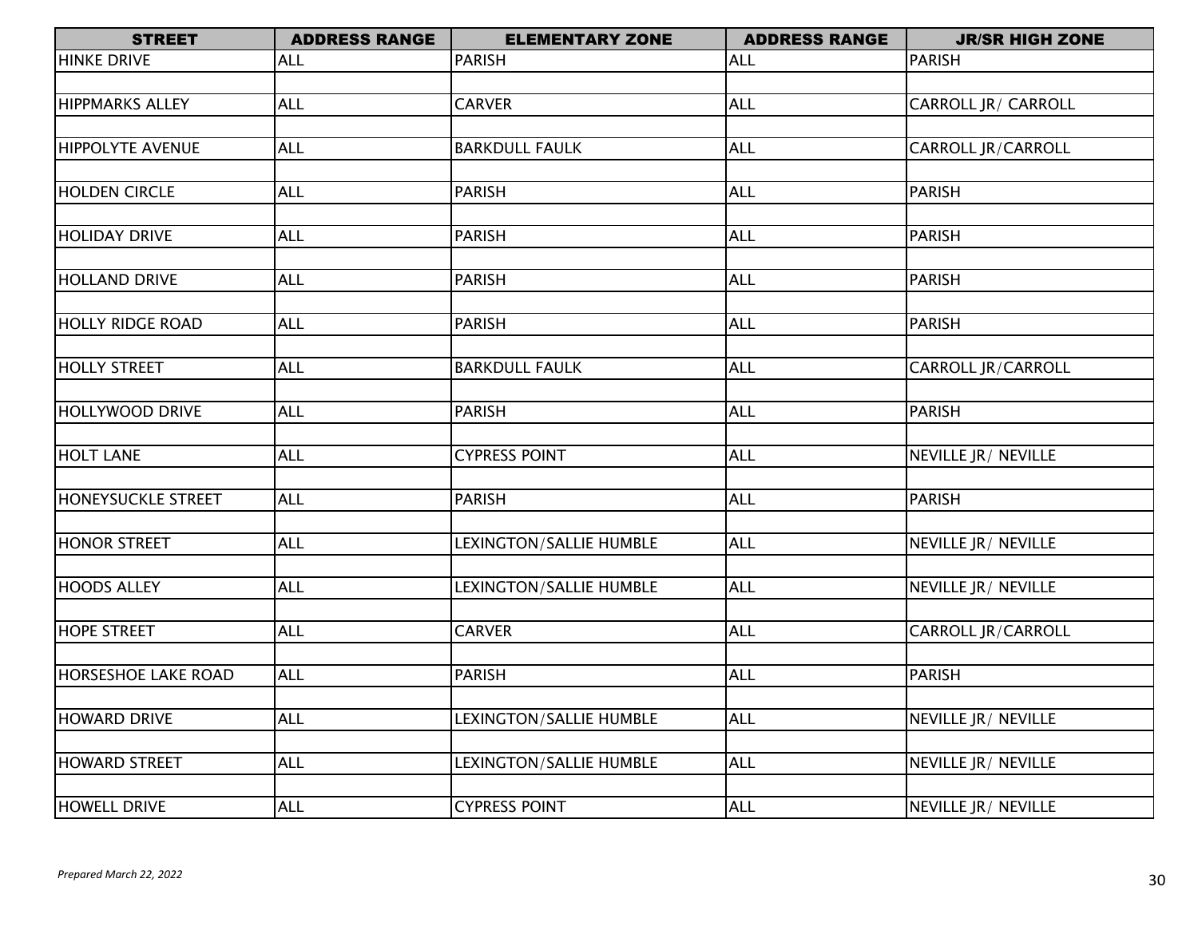| STREET | ADDRESS RANGE | ELEMENTARY ZONE | ADDRESS RANGE | JR/SR HIGH ZONE |
|---|---|---|---|---|
| HINKE DRIVE | ALL | PARISH | ALL | PARISH |
| | | | | |
| HIPPMARKS ALLEY | ALL | CARVER | ALL | CARROLL JR/ CARROLL |
| | | | | |
| HIPPOLYTE AVENUE | ALL | BARKDULL FAULK | ALL | CARROLL JR/CARROLL |
| | | | | |
| HOLDEN CIRCLE | ALL | PARISH | ALL | PARISH |
| | | | | |
| HOLIDAY DRIVE | ALL | PARISH | ALL | PARISH |
| | | | | |
| HOLLAND DRIVE | ALL | PARISH | ALL | PARISH |
| | | | | |
| HOLLY RIDGE ROAD | ALL | PARISH | ALL | PARISH |
| | | | | |
| HOLLY STREET | ALL | BARKDULL FAULK | ALL | CARROLL JR/CARROLL |
| | | | | |
| HOLLYWOOD DRIVE | ALL | PARISH | ALL | PARISH |
| | | | | |
| HOLT LANE | ALL | CYPRESS POINT | ALL | NEVILLE JR/ NEVILLE |
| | | | | |
| HONEYSUCKLE STREET | ALL | PARISH | ALL | PARISH |
| | | | | |
| HONOR STREET | ALL | LEXINGTON/SALLIE HUMBLE | ALL | NEVILLE JR/ NEVILLE |
| | | | | |
| HOODS ALLEY | ALL | LEXINGTON/SALLIE HUMBLE | ALL | NEVILLE JR/ NEVILLE |
| | | | | |
| HOPE STREET | ALL | CARVER | ALL | CARROLL JR/CARROLL |
| | | | | |
| HORSESHOE LAKE ROAD | ALL | PARISH | ALL | PARISH |
| | | | | |
| HOWARD DRIVE | ALL | LEXINGTON/SALLIE HUMBLE | ALL | NEVILLE JR/ NEVILLE |
| | | | | |
| HOWARD STREET | ALL | LEXINGTON/SALLIE HUMBLE | ALL | NEVILLE JR/ NEVILLE |
| | | | | |
| HOWELL DRIVE | ALL | CYPRESS POINT | ALL | NEVILLE JR/ NEVILLE |

*Prepared March 22, 2022*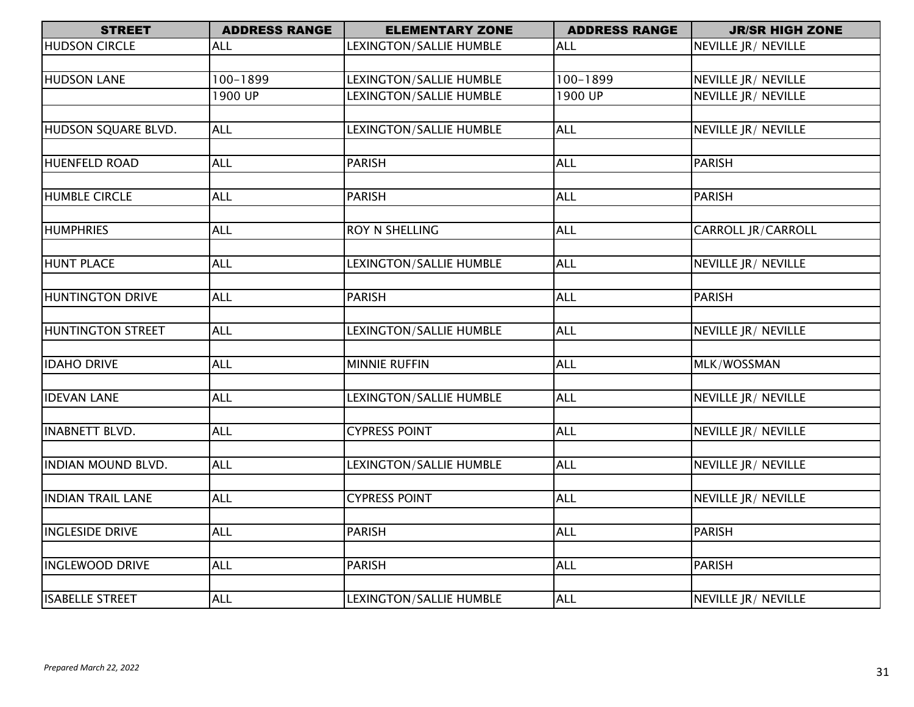| STREET | ADDRESS RANGE | ELEMENTARY ZONE | ADDRESS RANGE | JR/SR HIGH ZONE |
| --- | --- | --- | --- | --- |
| HUDSON CIRCLE | ALL | LEXINGTON/SALLIE HUMBLE | ALL | NEVILLE JR/ NEVILLE |
| | | | | |
| HUDSON LANE | 100-1899 | LEXINGTON/SALLIE HUMBLE | 100-1899 | NEVILLE JR/ NEVILLE |
| | 1900 UP | LEXINGTON/SALLIE HUMBLE | 1900 UP | NEVILLE JR/ NEVILLE |
| | | | | |
| HUDSON SQUARE BLVD. | ALL | LEXINGTON/SALLIE HUMBLE | ALL | NEVILLE JR/ NEVILLE |
| | | | | |
| HUENFELD ROAD | ALL | PARISH | ALL | PARISH |
| | | | | |
| HUMBLE CIRCLE | ALL | PARISH | ALL | PARISH |
| | | | | |
| HUMPHRIES | ALL | ROY N SHELLING | ALL | CARROLL JR/CARROLL |
| | | | | |
| HUNT PLACE | ALL | LEXINGTON/SALLIE HUMBLE | ALL | NEVILLE JR/ NEVILLE |
| | | | | |
| HUNTINGTON DRIVE | ALL | PARISH | ALL | PARISH |
| | | | | |
| HUNTINGTON STREET | ALL | LEXINGTON/SALLIE HUMBLE | ALL | NEVILLE JR/ NEVILLE |
| | | | | |
| IDAHO DRIVE | ALL | MINNIE RUFFIN | ALL | MLK/WOSSMAN |
| | | | | |
| IDEVAN LANE | ALL | LEXINGTON/SALLIE HUMBLE | ALL | NEVILLE JR/ NEVILLE |
| | | | | |
| INABNETT BLVD. | ALL | CYPRESS POINT | ALL | NEVILLE JR/ NEVILLE |
| | | | | |
| INDIAN MOUND BLVD. | ALL | LEXINGTON/SALLIE HUMBLE | ALL | NEVILLE JR/ NEVILLE |
| | | | | |
| INDIAN TRAIL LANE | ALL | CYPRESS POINT | ALL | NEVILLE JR/ NEVILLE |
| | | | | |
| INGLESIDE DRIVE | ALL | PARISH | ALL | PARISH |
| | | | | |
| INGLEWOOD DRIVE | ALL | PARISH | ALL | PARISH |
| | | | | |
| ISABELLE STREET | ALL | LEXINGTON/SALLIE HUMBLE | ALL | NEVILLE JR/ NEVILLE |

*Prepared March 22, 2022*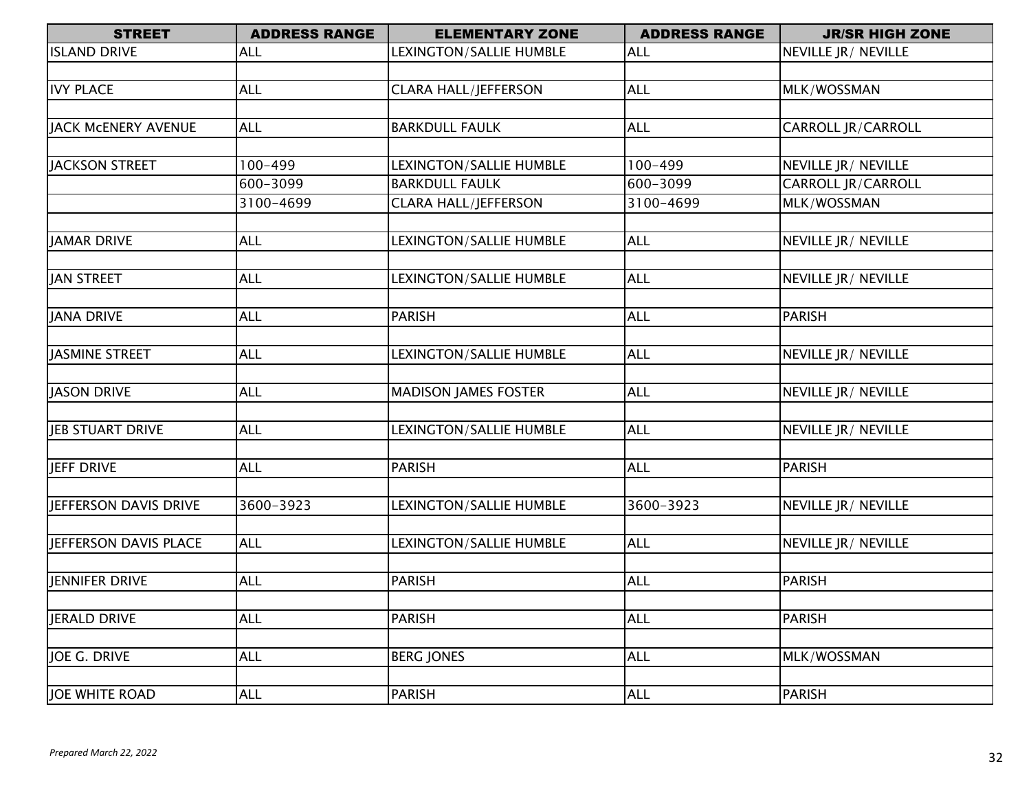| STREET | ADDRESS RANGE | ELEMENTARY ZONE | ADDRESS RANGE | JR/SR HIGH ZONE |
|---|---|---|---|---|
| ISLAND DRIVE | ALL | LEXINGTON/SALLIE HUMBLE | ALL | NEVILLE JR/ NEVILLE |
| | | | | |
| IVY PLACE | ALL | CLARA HALL/JEFFERSON | ALL | MLK/WOSSMAN |
| | | | | |
| JACK McENERY AVENUE | ALL | BARKDULL FAULK | ALL | CARROLL JR/CARROLL |
| | | | | |
| JACKSON STREET | 100-499 | LEXINGTON/SALLIE HUMBLE | 100-499 | NEVILLE JR/ NEVILLE |
| | 600-3099 | BARKDULL FAULK | 600-3099 | CARROLL JR/CARROLL |
| | 3100-4699 | CLARA HALL/JEFFERSON | 3100-4699 | MLK/WOSSMAN |
| | | | | |
| JAMAR DRIVE | ALL | LEXINGTON/SALLIE HUMBLE | ALL | NEVILLE JR/ NEVILLE |
| | | | | |
| JAN STREET | ALL | LEXINGTON/SALLIE HUMBLE | ALL | NEVILLE JR/ NEVILLE |
| | | | | |
| JANA DRIVE | ALL | PARISH | ALL | PARISH |
| | | | | |
| JASMINE STREET | ALL | LEXINGTON/SALLIE HUMBLE | ALL | NEVILLE JR/ NEVILLE |
| | | | | |
| JASON DRIVE | ALL | MADISON JAMES FOSTER | ALL | NEVILLE JR/ NEVILLE |
| | | | | |
| JEB STUART DRIVE | ALL | LEXINGTON/SALLIE HUMBLE | ALL | NEVILLE JR/ NEVILLE |
| | | | | |
| JEFF DRIVE | ALL | PARISH | ALL | PARISH |
| | | | | |
| JEFFERSON DAVIS DRIVE | 3600-3923 | LEXINGTON/SALLIE HUMBLE | 3600-3923 | NEVILLE JR/ NEVILLE |
| | | | | |
| JEFFERSON DAVIS PLACE | ALL | LEXINGTON/SALLIE HUMBLE | ALL | NEVILLE JR/ NEVILLE |
| | | | | |
| JENNIFER DRIVE | ALL | PARISH | ALL | PARISH |
| | | | | |
| JERALD DRIVE | ALL | PARISH | ALL | PARISH |
| | | | | |
| JOE G. DRIVE | ALL | BERG JONES | ALL | MLK/WOSSMAN |
| | | | | |
| JOE WHITE ROAD | ALL | PARISH | ALL | PARISH |

*Prepared March 22, 2022*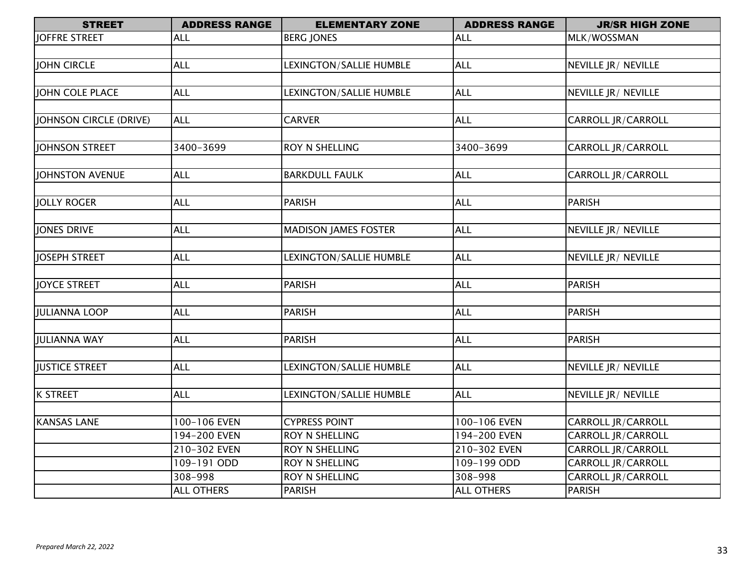| STREET | ADDRESS RANGE | ELEMENTARY ZONE | ADDRESS RANGE | JR/SR HIGH ZONE |
|---|---|---|---|---|
| JOFFRE STREET | ALL | BERG JONES | ALL | MLK/WOSSMAN |
| | | | | |
| JOHN CIRCLE | ALL | LEXINGTON/SALLIE HUMBLE | ALL | NEVILLE JR/ NEVILLE |
| | | | | |
| JOHN COLE PLACE | ALL | LEXINGTON/SALLIE HUMBLE | ALL | NEVILLE JR/ NEVILLE |
| | | | | |
| JOHNSON CIRCLE (DRIVE) | ALL | CARVER | ALL | CARROLL JR/CARROLL |
| | | | | |
| JOHNSON STREET | 3400-3699 | ROY N SHELLING | 3400-3699 | CARROLL JR/CARROLL |
| | | | | |
| JOHNSTON AVENUE | ALL | BARKDULL FAULK | ALL | CARROLL JR/CARROLL |
| | | | | |
| JOLLY ROGER | ALL | PARISH | ALL | PARISH |
| | | | | |
| JONES DRIVE | ALL | MADISON JAMES FOSTER | ALL | NEVILLE JR/ NEVILLE |
| | | | | |
| JOSEPH STREET | ALL | LEXINGTON/SALLIE HUMBLE | ALL | NEVILLE JR/ NEVILLE |
| | | | | |
| JOYCE STREET | ALL | PARISH | ALL | PARISH |
| | | | | |
| JULIANNA LOOP | ALL | PARISH | ALL | PARISH |
| | | | | |
| JULIANNA WAY | ALL | PARISH | ALL | PARISH |
| | | | | |
| JUSTICE STREET | ALL | LEXINGTON/SALLIE HUMBLE | ALL | NEVILLE JR/ NEVILLE |
| | | | | |
| K STREET | ALL | LEXINGTON/SALLIE HUMBLE | ALL | NEVILLE JR/ NEVILLE |
| | | | | |
| KANSAS LANE | 100-106 EVEN | CYPRESS POINT | 100-106 EVEN | CARROLL JR/CARROLL |
| | 194-200 EVEN | ROY N SHELLING | 194-200 EVEN | CARROLL JR/CARROLL |
| | 210-302 EVEN | ROY N SHELLING | 210-302 EVEN | CARROLL JR/CARROLL |
| | 109-191 ODD | ROY N SHELLING | 109-199 ODD | CARROLL JR/CARROLL |
| | 308-998 | ROY N SHELLING | 308-998 | CARROLL JR/CARROLL |
| | ALL OTHERS | PARISH | ALL OTHERS | PARISH |

*Prepared March 22, 2022*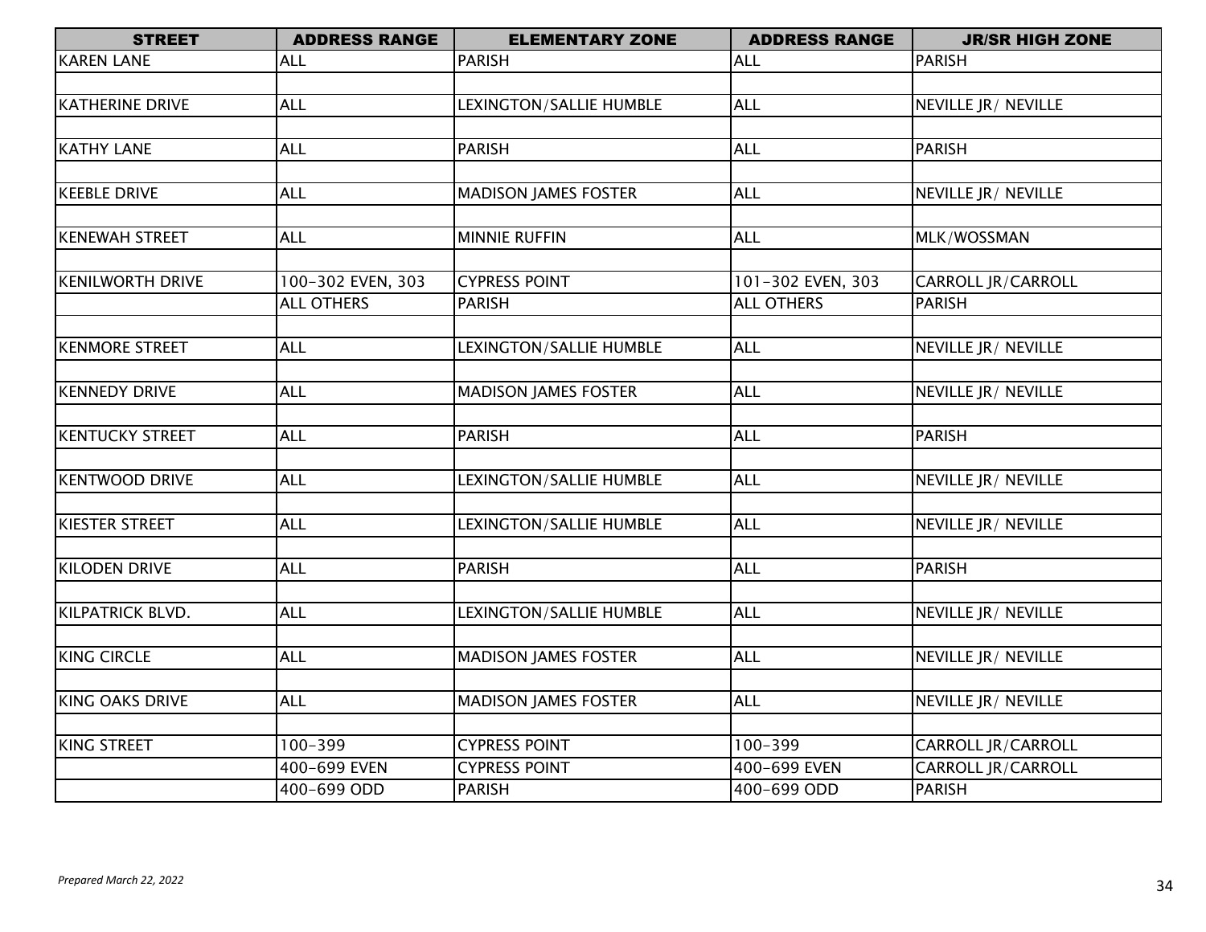| STREET | ADDRESS RANGE | ELEMENTARY ZONE | ADDRESS RANGE | JR/SR HIGH ZONE |
|---|---|---|---|---|
| KAREN LANE | ALL | PARISH | ALL | PARISH |
| | | | | |
| KATHERINE DRIVE | ALL | LEXINGTON/SALLIE HUMBLE | ALL | NEVILLE JR/ NEVILLE |
| | | | | |
| KATHY LANE | ALL | PARISH | ALL | PARISH |
| | | | | |
| KEEBLE DRIVE | ALL | MADISON JAMES FOSTER | ALL | NEVILLE JR/ NEVILLE |
| | | | | |
| KENEWAH STREET | ALL | MINNIE RUFFIN | ALL | MLK/WOSSMAN |
| | | | | |
| KENILWORTH DRIVE | 100-302 EVEN, 303 | CYPRESS POINT | 101-302 EVEN, 303 | CARROLL JR/CARROLL |
| | ALL OTHERS | PARISH | ALL OTHERS | PARISH |
| | | | | |
| KENMORE STREET | ALL | LEXINGTON/SALLIE HUMBLE | ALL | NEVILLE JR/ NEVILLE |
| | | | | |
| KENNEDY DRIVE | ALL | MADISON JAMES FOSTER | ALL | NEVILLE JR/ NEVILLE |
| | | | | |
| KENTUCKY STREET | ALL | PARISH | ALL | PARISH |
| | | | | |
| KENTWOOD DRIVE | ALL | LEXINGTON/SALLIE HUMBLE | ALL | NEVILLE JR/ NEVILLE |
| | | | | |
| KIESTER STREET | ALL | LEXINGTON/SALLIE HUMBLE | ALL | NEVILLE JR/ NEVILLE |
| | | | | |
| KILODEN DRIVE | ALL | PARISH | ALL | PARISH |
| | | | | |
| KILPATRICK BLVD. | ALL | LEXINGTON/SALLIE HUMBLE | ALL | NEVILLE JR/ NEVILLE |
| | | | | |
| KING CIRCLE | ALL | MADISON JAMES FOSTER | ALL | NEVILLE JR/ NEVILLE |
| | | | | |
| KING OAKS DRIVE | ALL | MADISON JAMES FOSTER | ALL | NEVILLE JR/ NEVILLE |
| | | | | |
| KING STREET | 100-399 | CYPRESS POINT | 100-399 | CARROLL JR/CARROLL |
| | 400-699 EVEN | CYPRESS POINT | 400-699 EVEN | CARROLL JR/CARROLL |
| | 400-699 ODD | PARISH | 400-699 ODD | PARISH |

*Prepared March 22, 2022*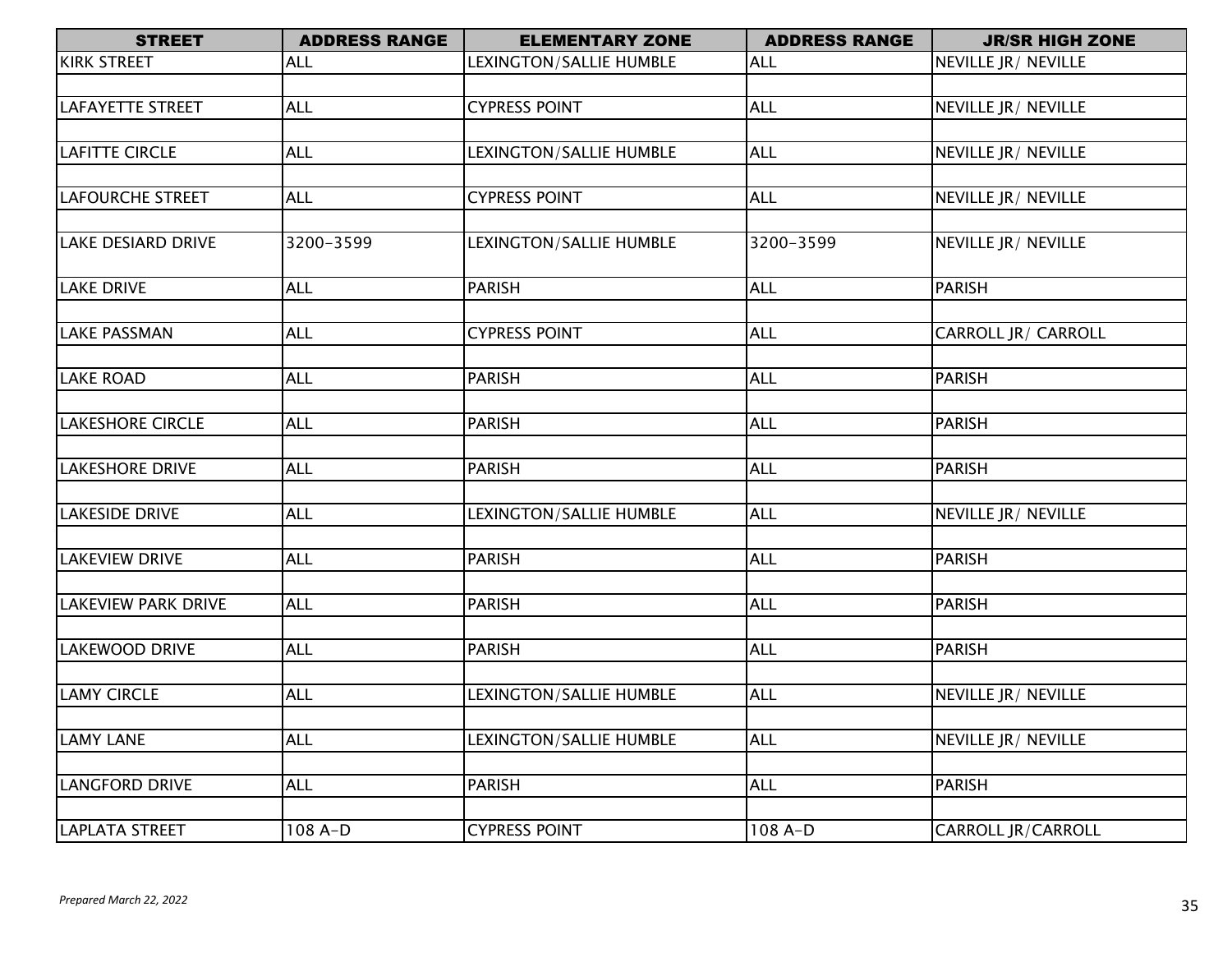| STREET | ADDRESS RANGE | ELEMENTARY ZONE | ADDRESS RANGE | JR/SR HIGH ZONE |
|---|---|---|---|---|
| KIRK STREET | ALL | LEXINGTON/SALLIE HUMBLE | ALL | NEVILLE JR/ NEVILLE |
| | | | | |
| LAFAYETTE STREET | ALL | CYPRESS POINT | ALL | NEVILLE JR/ NEVILLE |
| | | | | |
| LAFITTE CIRCLE | ALL | LEXINGTON/SALLIE HUMBLE | ALL | NEVILLE JR/ NEVILLE |
| | | | | |
| LAFOURCHE STREET | ALL | CYPRESS POINT | ALL | NEVILLE JR/ NEVILLE |
| | | | | |
| LAKE DESIARD DRIVE | 3200-3599 | LEXINGTON/SALLIE HUMBLE | 3200-3599 | NEVILLE JR/ NEVILLE |
| LAKE DRIVE | ALL | PARISH | ALL | PARISH |
| | | | | |
| LAKE PASSMAN | ALL | CYPRESS POINT | ALL | CARROLL JR/ CARROLL |
| | | | | |
| LAKE ROAD | ALL | PARISH | ALL | PARISH |
| | | | | |
| LAKESHORE CIRCLE | ALL | PARISH | ALL | PARISH |
| | | | | |
| LAKESHORE DRIVE | ALL | PARISH | ALL | PARISH |
| | | | | |
| LAKESIDE DRIVE | ALL | LEXINGTON/SALLIE HUMBLE | ALL | NEVILLE JR/ NEVILLE |
| | | | | |
| LAKEVIEW DRIVE | ALL | PARISH | ALL | PARISH |
| | | | | |
| LAKEVIEW PARK DRIVE | ALL | PARISH | ALL | PARISH |
| | | | | |
| LAKEWOOD DRIVE | ALL | PARISH | ALL | PARISH |
| | | | | |
| LAMY CIRCLE | ALL | LEXINGTON/SALLIE HUMBLE | ALL | NEVILLE JR/ NEVILLE |
| | | | | |
| LAMY LANE | ALL | LEXINGTON/SALLIE HUMBLE | ALL | NEVILLE JR/ NEVILLE |
| | | | | |
| LANGFORD DRIVE | ALL | PARISH | ALL | PARISH |
| | | | | |
| LAPLATA STREET | 108 A-D | CYPRESS POINT | 108 A-D | CARROLL JR/CARROLL |

*Prepared March 22, 2022*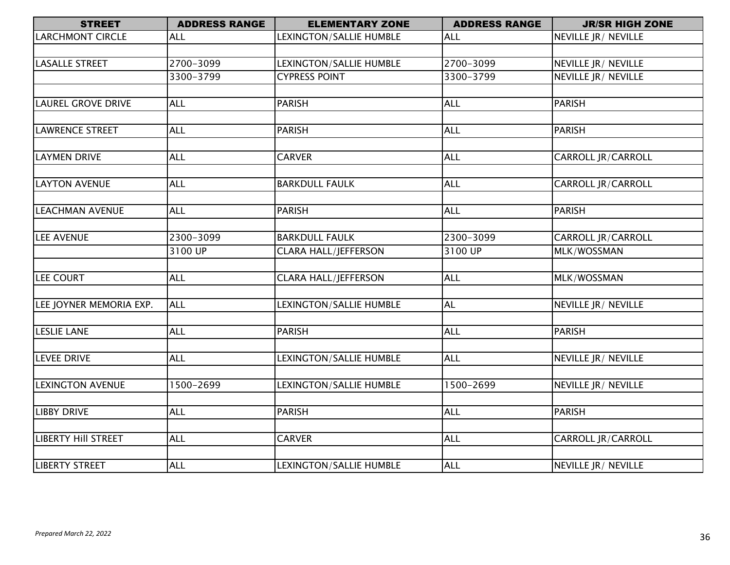| STREET | ADDRESS RANGE | ELEMENTARY ZONE | ADDRESS RANGE | JR/SR HIGH ZONE |
|---|---|---|---|---|
| LARCHMONT CIRCLE | ALL | LEXINGTON/SALLIE HUMBLE | ALL | NEVILLE JR/ NEVILLE |
| | | | | |
| LASALLE STREET | 2700-3099 | LEXINGTON/SALLIE HUMBLE | 2700-3099 | NEVILLE JR/ NEVILLE |
| | 3300-3799 | CYPRESS POINT | 3300-3799 | NEVILLE JR/ NEVILLE |
| | | | | |
| LAUREL GROVE DRIVE | ALL | PARISH | ALL | PARISH |
| | | | | |
| LAWRENCE STREET | ALL | PARISH | ALL | PARISH |
| | | | | |
| LAYMEN DRIVE | ALL | CARVER | ALL | CARROLL JR/CARROLL |
| | | | | |
| LAYTON AVENUE | ALL | BARKDULL FAULK | ALL | CARROLL JR/CARROLL |
| | | | | |
| LEACHMAN AVENUE | ALL | PARISH | ALL | PARISH |
| | | | | |
| LEE AVENUE | 2300-3099 | BARKDULL FAULK | 2300-3099 | CARROLL JR/CARROLL |
| | 3100 UP | CLARA HALL/JEFFERSON | 3100 UP | MLK/WOSSMAN |
| | | | | |
| LEE COURT | ALL | CLARA HALL/JEFFERSON | ALL | MLK/WOSSMAN |
| | | | | |
| LEE JOYNER MEMORIA EXP. | ALL | LEXINGTON/SALLIE HUMBLE | AL | NEVILLE JR/ NEVILLE |
| | | | | |
| LESLIE LANE | ALL | PARISH | ALL | PARISH |
| | | | | |
| LEVEE DRIVE | ALL | LEXINGTON/SALLIE HUMBLE | ALL | NEVILLE JR/ NEVILLE |
| | | | | |
| LEXINGTON AVENUE | 1500-2699 | LEXINGTON/SALLIE HUMBLE | 1500-2699 | NEVILLE JR/ NEVILLE |
| | | | | |
| LIBBY DRIVE | ALL | PARISH | ALL | PARISH |
| | | | | |
| LIBERTY Hill STREET | ALL | CARVER | ALL | CARROLL JR/CARROLL |
| | | | | |
| LIBERTY STREET | ALL | LEXINGTON/SALLIE HUMBLE | ALL | NEVILLE JR/ NEVILLE |

*Prepared March 22, 2022*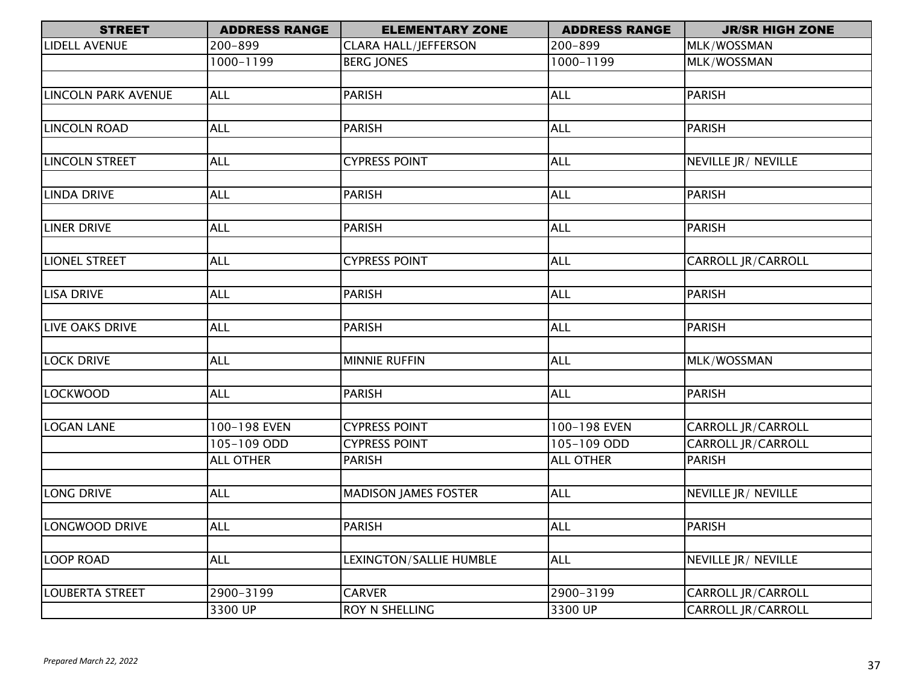| STREET | ADDRESS RANGE | ELEMENTARY ZONE | ADDRESS RANGE | JR/SR HIGH ZONE |
|---|---|---|---|---|
| LIDELL AVENUE | 200-899 | CLARA HALL/JEFFERSON | 200-899 | MLK/WOSSMAN |
| | 1000-1199 | BERG JONES | 1000-1199 | MLK/WOSSMAN |
| | | | | |
| LINCOLN PARK AVENUE | ALL | PARISH | ALL | PARISH |
| | | | | |
| LINCOLN ROAD | ALL | PARISH | ALL | PARISH |
| | | | | |
| LINCOLN STREET | ALL | CYPRESS POINT | ALL | NEVILLE JR/ NEVILLE |
| | | | | |
| LINDA DRIVE | ALL | PARISH | ALL | PARISH |
| | | | | |
| LINER DRIVE | ALL | PARISH | ALL | PARISH |
| | | | | |
| LIONEL STREET | ALL | CYPRESS POINT | ALL | CARROLL JR/CARROLL |
| | | | | |
| LISA DRIVE | ALL | PARISH | ALL | PARISH |
| | | | | |
| LIVE OAKS DRIVE | ALL | PARISH | ALL | PARISH |
| | | | | |
| LOCK DRIVE | ALL | MINNIE RUFFIN | ALL | MLK/WOSSMAN |
| | | | | |
| LOCKWOOD | ALL | PARISH | ALL | PARISH |
| | | | | |
| LOGAN LANE | 100-198 EVEN | CYPRESS POINT | 100-198 EVEN | CARROLL JR/CARROLL |
| | 105-109 ODD | CYPRESS POINT | 105-109 ODD | CARROLL JR/CARROLL |
| | ALL OTHER | PARISH | ALL OTHER | PARISH |
| | | | | |
| LONG DRIVE | ALL | MADISON JAMES FOSTER | ALL | NEVILLE JR/ NEVILLE |
| | | | | |
| LONGWOOD DRIVE | ALL | PARISH | ALL | PARISH |
| | | | | |
| LOOP ROAD | ALL | LEXINGTON/SALLIE HUMBLE | ALL | NEVILLE JR/ NEVILLE |
| | | | | |
| LOUBERTA STREET | 2900-3199 | CARVER | 2900-3199 | CARROLL JR/CARROLL |
| | 3300 UP | ROY N SHELLING | 3300 UP | CARROLL JR/CARROLL |

*Prepared March 22, 2022*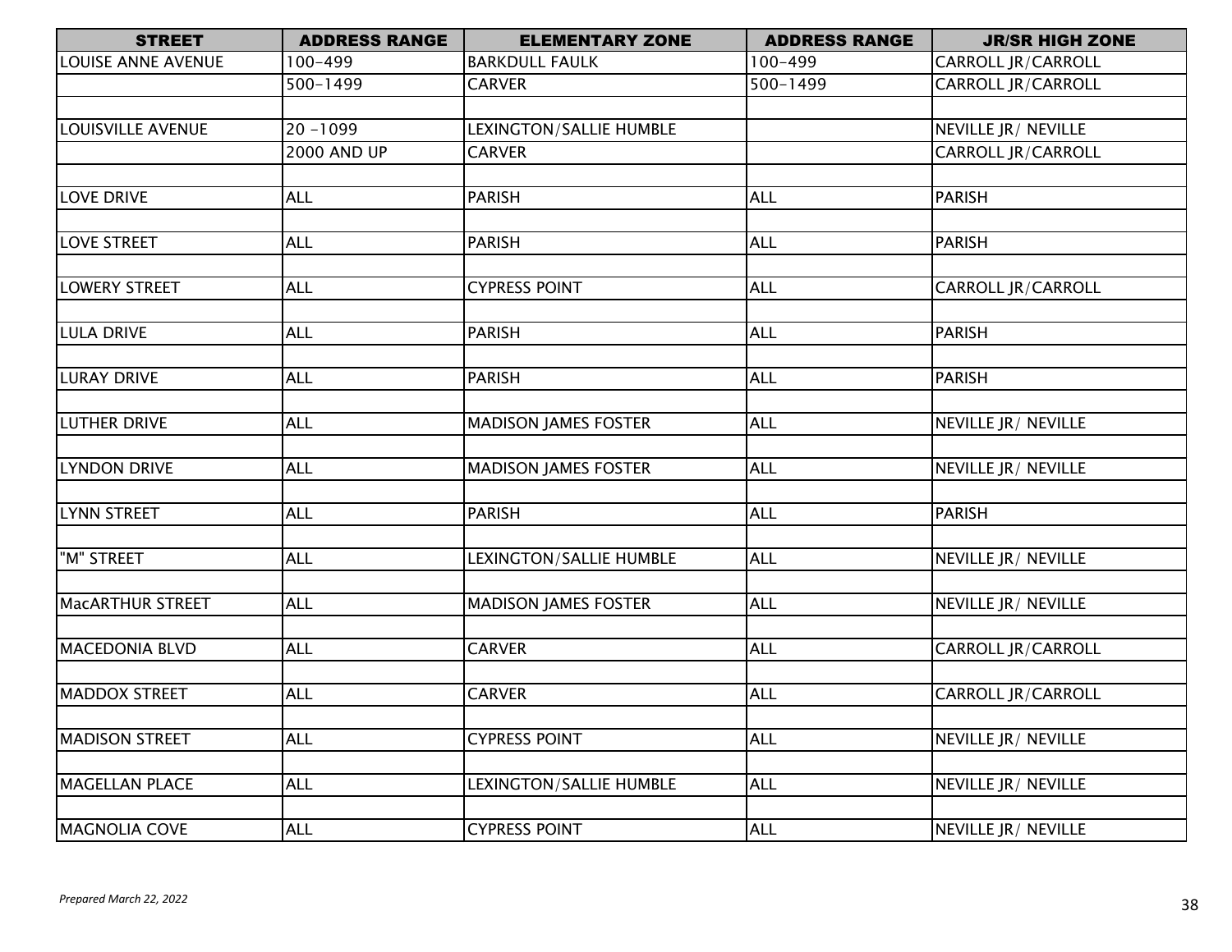| STREET | ADDRESS RANGE | ELEMENTARY ZONE | ADDRESS RANGE | JR/SR HIGH ZONE |
|---|---|---|---|---|
| LOUISE ANNE AVENUE | 100-499 | BARKDULL FAULK | 100-499 | CARROLL JR/CARROLL |
| | 500-1499 | CARVER | 500-1499 | CARROLL JR/CARROLL |
| | | | | |
| LOUISVILLE AVENUE | 20 -1099 | LEXINGTON/SALLIE HUMBLE | | NEVILLE JR/ NEVILLE |
| | 2000 AND UP | CARVER | | CARROLL JR/CARROLL |
| | | | | |
| LOVE DRIVE | ALL | PARISH | ALL | PARISH |
| | | | | |
| LOVE STREET | ALL | PARISH | ALL | PARISH |
| | | | | |
| LOWERY STREET | ALL | CYPRESS POINT | ALL | CARROLL JR/CARROLL |
| | | | | |
| LULA DRIVE | ALL | PARISH | ALL | PARISH |
| | | | | |
| LURAY DRIVE | ALL | PARISH | ALL | PARISH |
| | | | | |
| LUTHER DRIVE | ALL | MADISON JAMES FOSTER | ALL | NEVILLE JR/ NEVILLE |
| | | | | |
| LYNDON DRIVE | ALL | MADISON JAMES FOSTER | ALL | NEVILLE JR/ NEVILLE |
| | | | | |
| LYNN STREET | ALL | PARISH | ALL | PARISH |
| | | | | |
| "M" STREET | ALL | LEXINGTON/SALLIE HUMBLE | ALL | NEVILLE JR/ NEVILLE |
| | | | | |
| MacARTHUR STREET | ALL | MADISON JAMES FOSTER | ALL | NEVILLE JR/ NEVILLE |
| | | | | |
| MACEDONIA BLVD | ALL | CARVER | ALL | CARROLL JR/CARROLL |
| | | | | |
| MADDOX STREET | ALL | CARVER | ALL | CARROLL JR/CARROLL |
| | | | | |
| MADISON STREET | ALL | CYPRESS POINT | ALL | NEVILLE JR/ NEVILLE |
| | | | | |
| MAGELLAN PLACE | ALL | LEXINGTON/SALLIE HUMBLE | ALL | NEVILLE JR/ NEVILLE |
| | | | | |
| MAGNOLIA COVE | ALL | CYPRESS POINT | ALL | NEVILLE JR/ NEVILLE |

*Prepared March 22, 2022*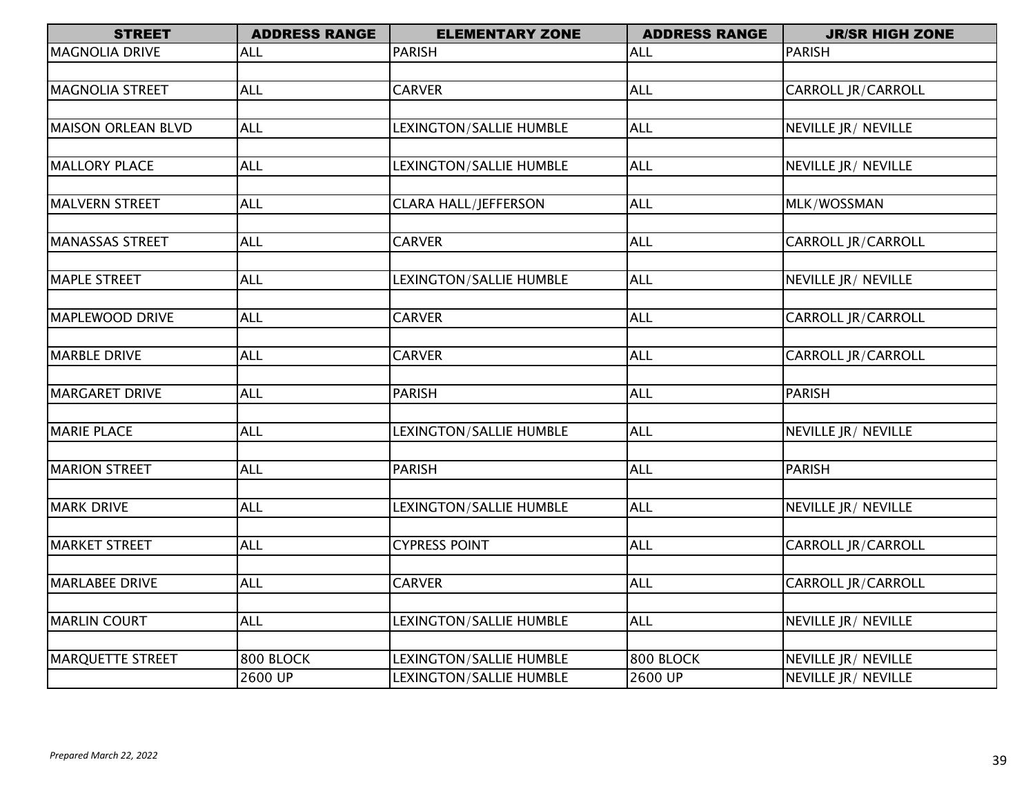| STREET | ADDRESS RANGE | ELEMENTARY ZONE | ADDRESS RANGE | JR/SR HIGH ZONE |
|---|---|---|---|---|
| MAGNOLIA DRIVE | ALL | PARISH | ALL | PARISH |
| | | | | |
| MAGNOLIA STREET | ALL | CARVER | ALL | CARROLL JR/CARROLL |
| | | | | |
| MAISON ORLEAN BLVD | ALL | LEXINGTON/SALLIE HUMBLE | ALL | NEVILLE JR/ NEVILLE |
| | | | | |
| MALLORY PLACE | ALL | LEXINGTON/SALLIE HUMBLE | ALL | NEVILLE JR/ NEVILLE |
| | | | | |
| MALVERN STREET | ALL | CLARA HALL/JEFFERSON | ALL | MLK/WOSSMAN |
| | | | | |
| MANASSAS STREET | ALL | CARVER | ALL | CARROLL JR/CARROLL |
| | | | | |
| MAPLE STREET | ALL | LEXINGTON/SALLIE HUMBLE | ALL | NEVILLE JR/ NEVILLE |
| | | | | |
| MAPLEWOOD DRIVE | ALL | CARVER | ALL | CARROLL JR/CARROLL |
| | | | | |
| MARBLE DRIVE | ALL | CARVER | ALL | CARROLL JR/CARROLL |
| | | | | |
| MARGARET DRIVE | ALL | PARISH | ALL | PARISH |
| | | | | |
| MARIE PLACE | ALL | LEXINGTON/SALLIE HUMBLE | ALL | NEVILLE JR/ NEVILLE |
| | | | | |
| MARION STREET | ALL | PARISH | ALL | PARISH |
| | | | | |
| MARK DRIVE | ALL | LEXINGTON/SALLIE HUMBLE | ALL | NEVILLE JR/ NEVILLE |
| | | | | |
| MARKET STREET | ALL | CYPRESS POINT | ALL | CARROLL JR/CARROLL |
| | | | | |
| MARLABEE DRIVE | ALL | CARVER | ALL | CARROLL JR/CARROLL |
| | | | | |
| MARLIN COURT | ALL | LEXINGTON/SALLIE HUMBLE | ALL | NEVILLE JR/ NEVILLE |
| | | | | |
| MARQUETTE STREET | 800 BLOCK | LEXINGTON/SALLIE HUMBLE | 800 BLOCK | NEVILLE JR/ NEVILLE |
| | 2600 UP | LEXINGTON/SALLIE HUMBLE | 2600 UP | NEVILLE JR/ NEVILLE |

*Prepared March 22, 2022*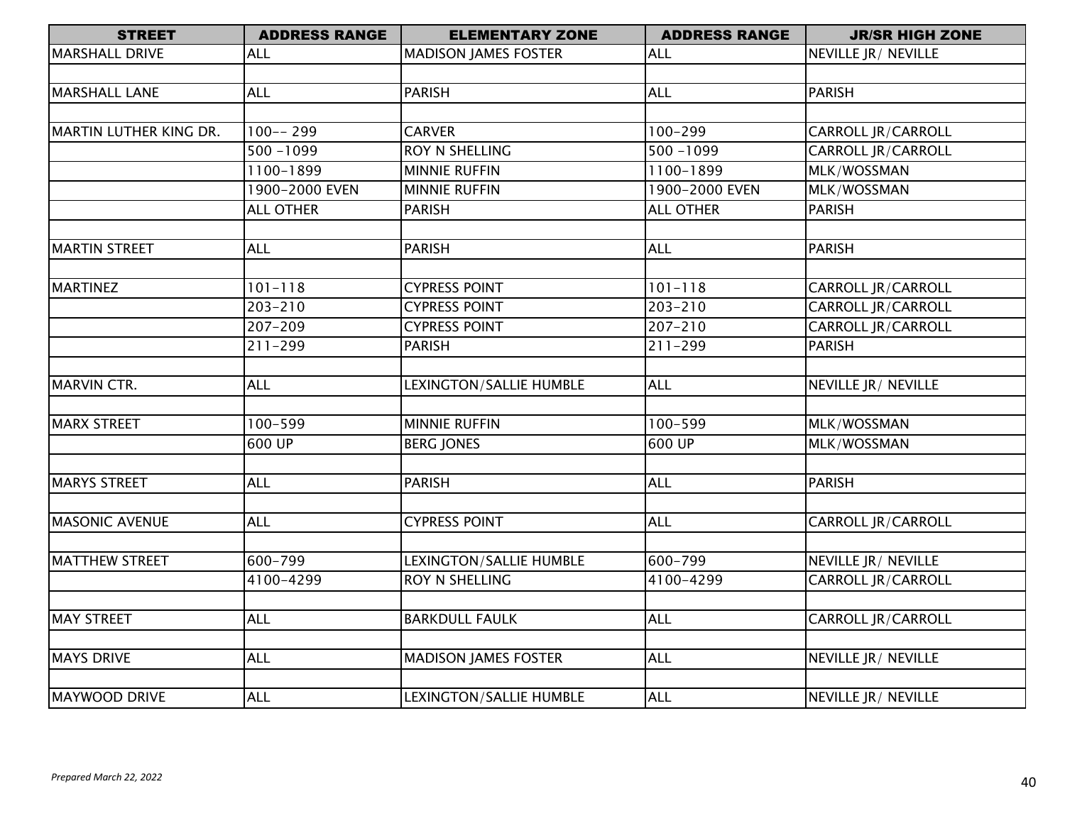| STREET | ADDRESS RANGE | ELEMENTARY ZONE | ADDRESS RANGE | JR/SR HIGH ZONE |
|---|---|---|---|---|
| MARSHALL DRIVE | ALL | MADISON JAMES FOSTER | ALL | NEVILLE JR/ NEVILLE |
| | | | | |
| MARSHALL LANE | ALL | PARISH | ALL | PARISH |
| | | | | |
| MARTIN LUTHER KING DR. | 100-- 299 | CARVER | 100-299 | CARROLL JR/CARROLL |
| | 500 -1099 | ROY N SHELLING | 500 -1099 | CARROLL JR/CARROLL |
| | 1100-1899 | MINNIE RUFFIN | 1100-1899 | MLK/WOSSMAN |
| | 1900-2000 EVEN | MINNIE RUFFIN | 1900-2000 EVEN | MLK/WOSSMAN |
| | ALL OTHER | PARISH | ALL OTHER | PARISH |
| | | | | |
| MARTIN STREET | ALL | PARISH | ALL | PARISH |
| | | | | |
| MARTINEZ | 101-118 | CYPRESS POINT | 101-118 | CARROLL JR/CARROLL |
| | 203-210 | CYPRESS POINT | 203-210 | CARROLL JR/CARROLL |
| | 207-209 | CYPRESS POINT | 207-210 | CARROLL JR/CARROLL |
| | 211-299 | PARISH | 211-299 | PARISH |
| | | | | |
| MARVIN CTR. | ALL | LEXINGTON/SALLIE HUMBLE | ALL | NEVILLE JR/ NEVILLE |
| | | | | |
| MARX STREET | 100-599 | MINNIE RUFFIN | 100-599 | MLK/WOSSMAN |
| | 600 UP | BERG JONES | 600 UP | MLK/WOSSMAN |
| | | | | |
| MARYS STREET | ALL | PARISH | ALL | PARISH |
| | | | | |
| MASONIC AVENUE | ALL | CYPRESS POINT | ALL | CARROLL JR/CARROLL |
| | | | | |
| MATTHEW STREET | 600-799 | LEXINGTON/SALLIE HUMBLE | 600-799 | NEVILLE JR/ NEVILLE |
| | 4100-4299 | ROY N SHELLING | 4100-4299 | CARROLL JR/CARROLL |
| | | | | |
| MAY STREET | ALL | BARKDULL FAULK | ALL | CARROLL JR/CARROLL |
| | | | | |
| MAYS DRIVE | ALL | MADISON JAMES FOSTER | ALL | NEVILLE JR/ NEVILLE |
| | | | | |
| MAYWOOD DRIVE | ALL | LEXINGTON/SALLIE HUMBLE | ALL | NEVILLE JR/ NEVILLE |

*Prepared March 22, 2022*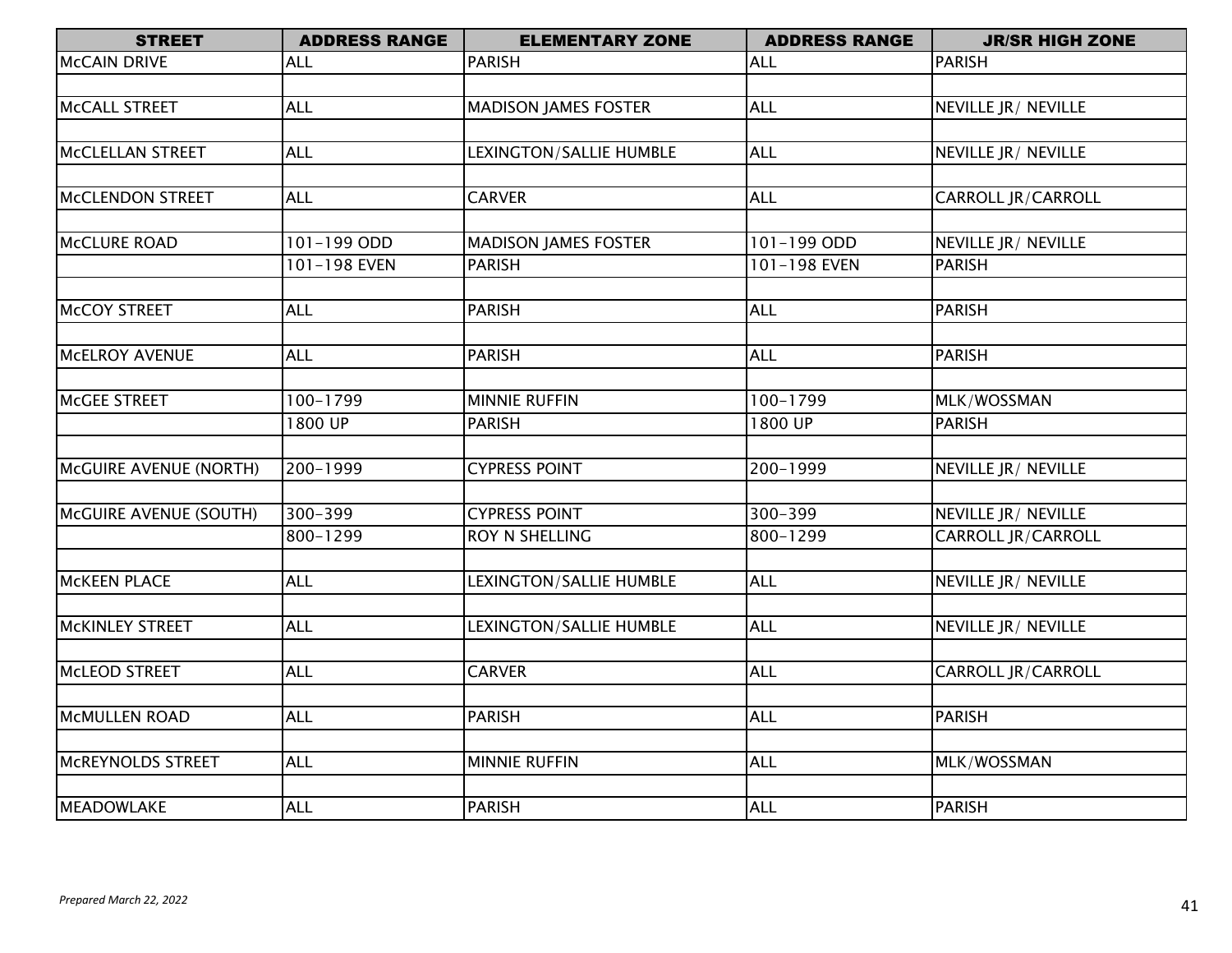| STREET | ADDRESS RANGE | ELEMENTARY ZONE | ADDRESS RANGE | JR/SR HIGH ZONE |
|---|---|---|---|---|
| McCAIN DRIVE | ALL | PARISH | ALL | PARISH |
| | | | | |
| McCALL STREET | ALL | MADISON JAMES FOSTER | ALL | NEVILLE JR/ NEVILLE |
| | | | | |
| McCLELLAN STREET | ALL | LEXINGTON/SALLIE HUMBLE | ALL | NEVILLE JR/ NEVILLE |
| | | | | |
| McCLENDON STREET | ALL | CARVER | ALL | CARROLL JR/CARROLL |
| | | | | |
| McCLURE ROAD | 101-199 ODD | MADISON JAMES FOSTER | 101-199 ODD | NEVILLE JR/ NEVILLE |
| | 101-198 EVEN | PARISH | 101-198 EVEN | PARISH |
| | | | | |
| McCOY STREET | ALL | PARISH | ALL | PARISH |
| | | | | |
| McELROY AVENUE | ALL | PARISH | ALL | PARISH |
| | | | | |
| McGEE STREET | 100-1799 | MINNIE RUFFIN | 100-1799 | MLK/WOSSMAN |
| | 1800 UP | PARISH | 1800 UP | PARISH |
| | | | | |
| McGUIRE AVENUE (NORTH) | 200-1999 | CYPRESS POINT | 200-1999 | NEVILLE JR/ NEVILLE |
| | | | | |
| McGUIRE AVENUE (SOUTH) | 300-399 | CYPRESS POINT | 300-399 | NEVILLE JR/ NEVILLE |
| | 800-1299 | ROY N SHELLING | 800-1299 | CARROLL JR/CARROLL |
| | | | | |
| McKEEN PLACE | ALL | LEXINGTON/SALLIE HUMBLE | ALL | NEVILLE JR/ NEVILLE |
| | | | | |
| McKINLEY STREET | ALL | LEXINGTON/SALLIE HUMBLE | ALL | NEVILLE JR/ NEVILLE |
| | | | | |
| McLEOD STREET | ALL | CARVER | ALL | CARROLL JR/CARROLL |
| | | | | |
| McMULLEN ROAD | ALL | PARISH | ALL | PARISH |
| | | | | |
| McREYNOLDS STREET | ALL | MINNIE RUFFIN | ALL | MLK/WOSSMAN |
| | | | | |
| MEADOWLAKE | ALL | PARISH | ALL | PARISH |

*Prepared March 22, 2022*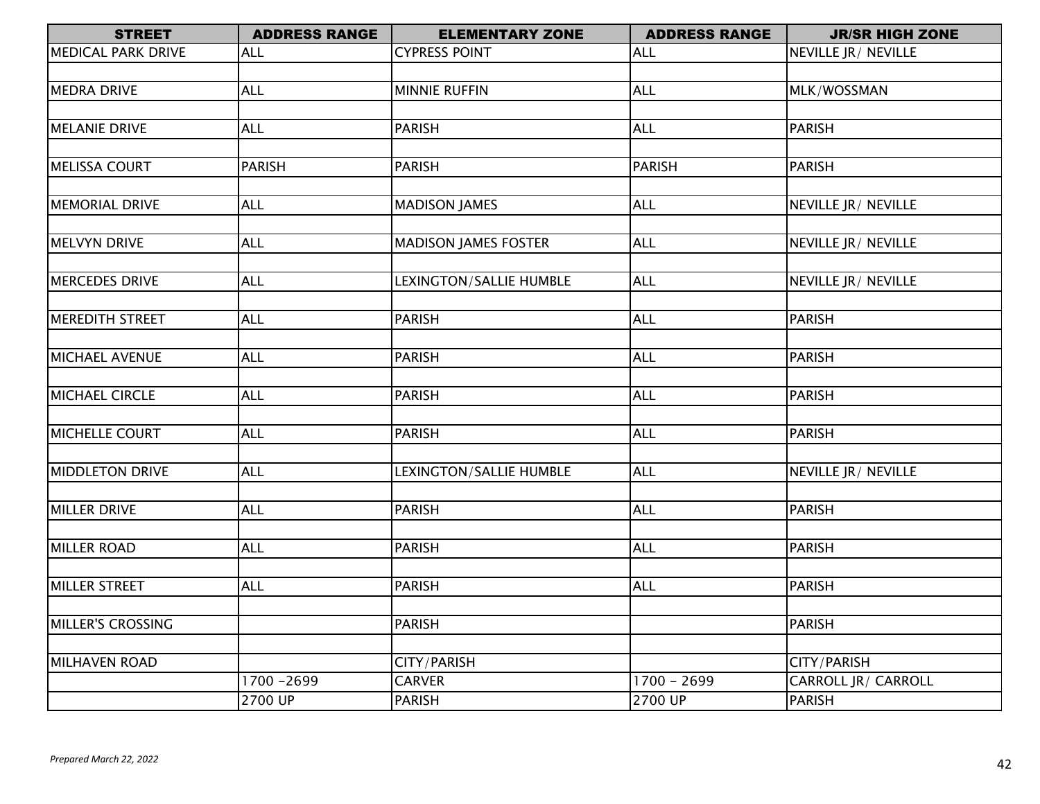| STREET | ADDRESS RANGE | ELEMENTARY ZONE | ADDRESS RANGE | JR/SR HIGH ZONE |
|---|---|---|---|---|
| MEDICAL PARK DRIVE | ALL | CYPRESS POINT | ALL | NEVILLE JR/ NEVILLE |
| | | | | |
| MEDRA DRIVE | ALL | MINNIE RUFFIN | ALL | MLK/WOSSMAN |
| | | | | |
| MELANIE DRIVE | ALL | PARISH | ALL | PARISH |
| | | | | |
| MELISSA COURT | PARISH | PARISH | PARISH | PARISH |
| | | | | |
| MEMORIAL DRIVE | ALL | MADISON JAMES | ALL | NEVILLE JR/ NEVILLE |
| | | | | |
| MELVYN DRIVE | ALL | MADISON JAMES FOSTER | ALL | NEVILLE JR/ NEVILLE |
| | | | | |
| MERCEDES DRIVE | ALL | LEXINGTON/SALLIE HUMBLE | ALL | NEVILLE JR/ NEVILLE |
| | | | | |
| MEREDITH STREET | ALL | PARISH | ALL | PARISH |
| | | | | |
| MICHAEL AVENUE | ALL | PARISH | ALL | PARISH |
| | | | | |
| MICHAEL CIRCLE | ALL | PARISH | ALL | PARISH |
| | | | | |
| MICHELLE COURT | ALL | PARISH | ALL | PARISH |
| | | | | |
| MIDDLETON DRIVE | ALL | LEXINGTON/SALLIE HUMBLE | ALL | NEVILLE JR/ NEVILLE |
| | | | | |
| MILLER DRIVE | ALL | PARISH | ALL | PARISH |
| | | | | |
| MILLER ROAD | ALL | PARISH | ALL | PARISH |
| | | | | |
| MILLER STREET | ALL | PARISH | ALL | PARISH |
| | | | | |
| MILLER'S CROSSING | | PARISH | | PARISH |
| | | | | |
| MILHAVEN ROAD | | CITY/PARISH | | CITY/PARISH |
| | 1700 -2699 | CARVER | 1700 - 2699 | CARROLL JR/ CARROLL |
| | 2700 UP | PARISH | 2700 UP | PARISH |

*Prepared March 22, 2022*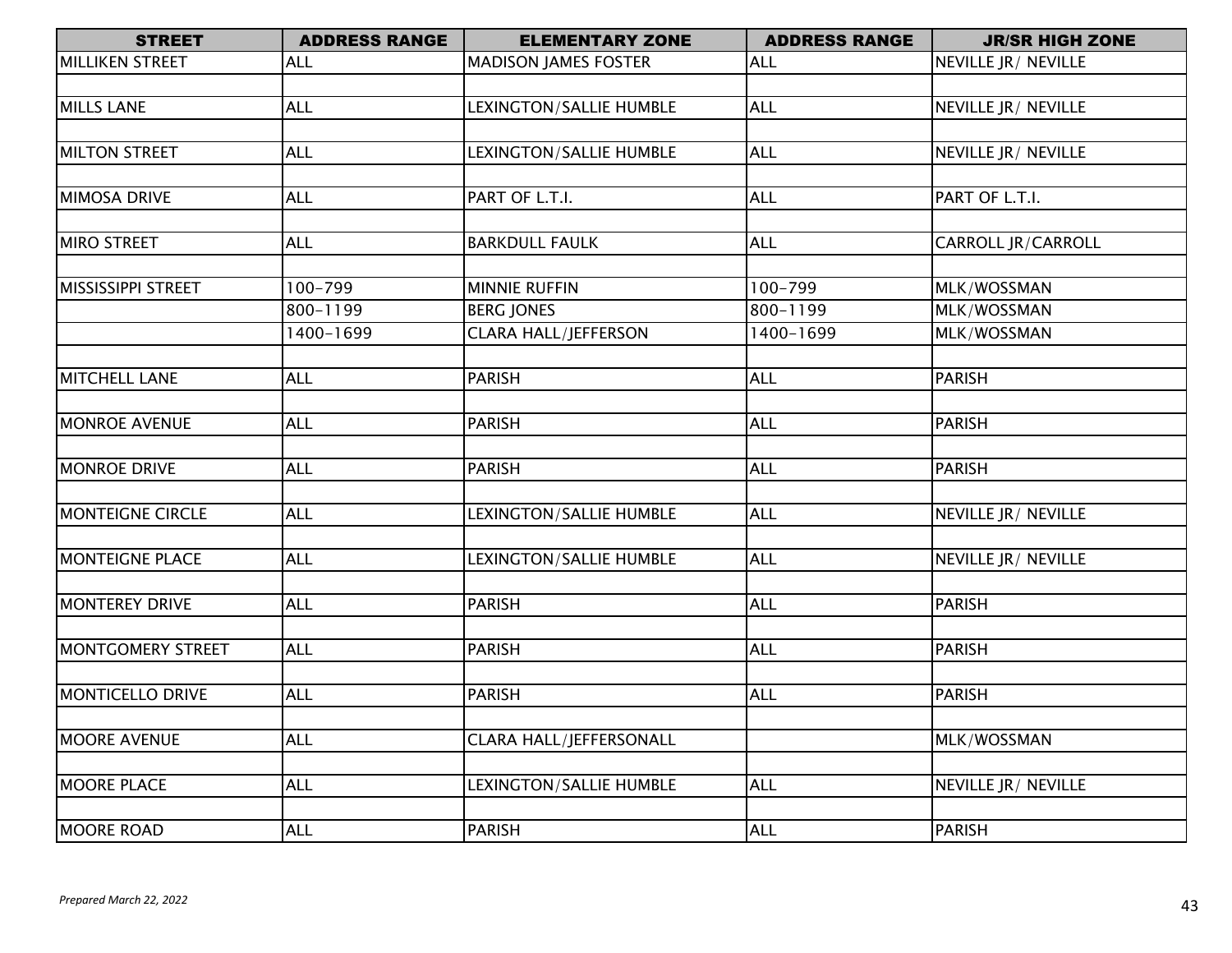| STREET | ADDRESS RANGE | ELEMENTARY ZONE | ADDRESS RANGE | JR/SR HIGH ZONE |
|---|---|---|---|---|
| MILLIKEN STREET | ALL | MADISON JAMES FOSTER | ALL | NEVILLE JR/ NEVILLE |
| | | | | |
| MILLS LANE | ALL | LEXINGTON/SALLIE HUMBLE | ALL | NEVILLE JR/ NEVILLE |
| | | | | |
| MILTON STREET | ALL | LEXINGTON/SALLIE HUMBLE | ALL | NEVILLE JR/ NEVILLE |
| | | | | |
| MIMOSA DRIVE | ALL | PART OF L.T.I. | ALL | PART OF L.T.I. |
| | | | | |
| MIRO STREET | ALL | BARKDULL FAULK | ALL | CARROLL JR/CARROLL |
| | | | | |
| MISSISSIPPI STREET | 100-799 | MINNIE RUFFIN | 100-799 | MLK/WOSSMAN |
| | 800-1199 | BERG JONES | 800-1199 | MLK/WOSSMAN |
| | 1400-1699 | CLARA HALL/JEFFERSON | 1400-1699 | MLK/WOSSMAN |
| | | | | |
| MITCHELL LANE | ALL | PARISH | ALL | PARISH |
| | | | | |
| MONROE AVENUE | ALL | PARISH | ALL | PARISH |
| | | | | |
| MONROE DRIVE | ALL | PARISH | ALL | PARISH |
| | | | | |
| MONTEIGNE CIRCLE | ALL | LEXINGTON/SALLIE HUMBLE | ALL | NEVILLE JR/ NEVILLE |
| | | | | |
| MONTEIGNE PLACE | ALL | LEXINGTON/SALLIE HUMBLE | ALL | NEVILLE JR/ NEVILLE |
| | | | | |
| MONTEREY DRIVE | ALL | PARISH | ALL | PARISH |
| | | | | |
| MONTGOMERY STREET | ALL | PARISH | ALL | PARISH |
| | | | | |
| MONTICELLO DRIVE | ALL | PARISH | ALL | PARISH |
| | | | | |
| MOORE AVENUE | ALL | CLARA HALL/JEFFERSONALL | | MLK/WOSSMAN |
| | | | | |
| MOORE PLACE | ALL | LEXINGTON/SALLIE HUMBLE | ALL | NEVILLE JR/ NEVILLE |
| | | | | |
| MOORE ROAD | ALL | PARISH | ALL | PARISH |

*Prepared March 22, 2022*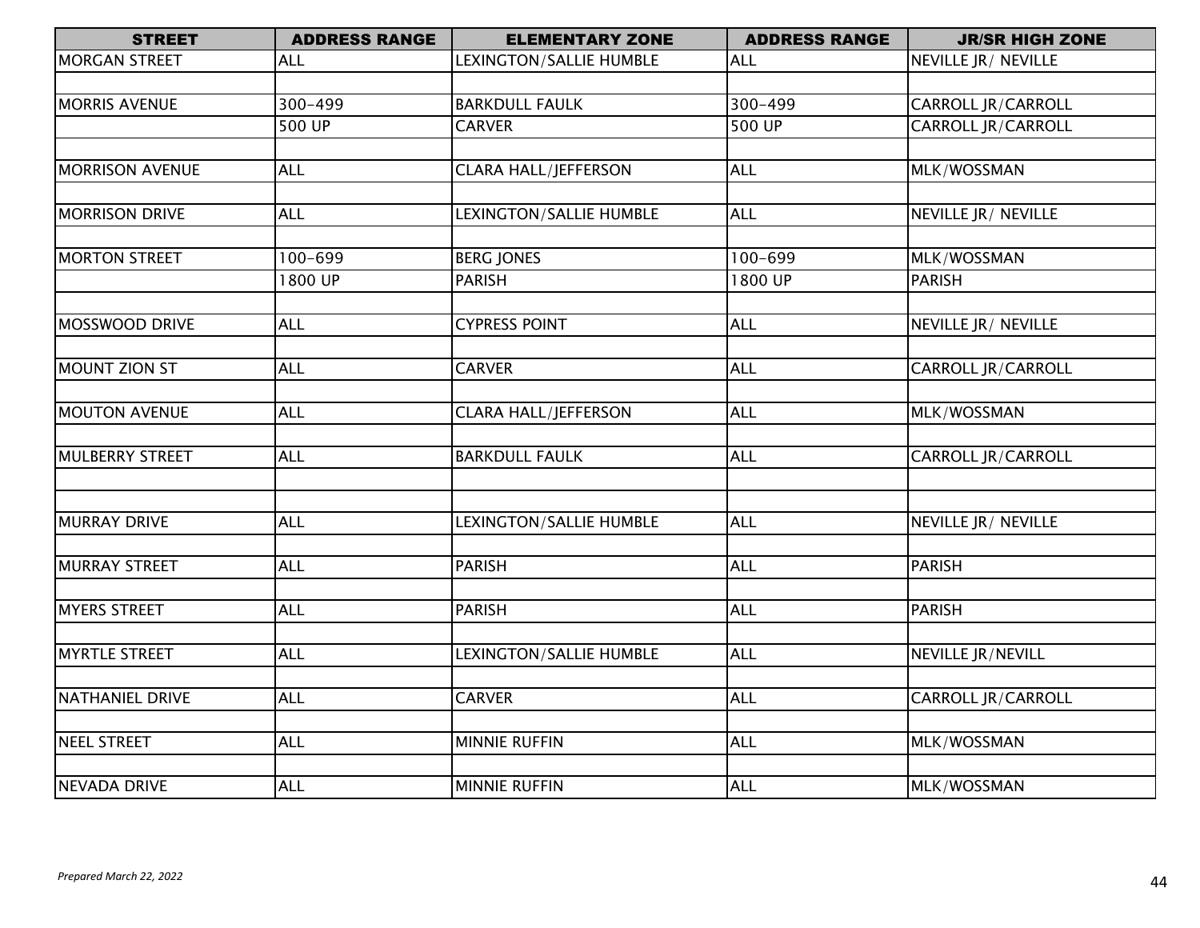| STREET | ADDRESS RANGE | ELEMENTARY ZONE | ADDRESS RANGE | JR/SR HIGH ZONE |
|---|---|---|---|---|
| MORGAN STREET | ALL | LEXINGTON/SALLIE HUMBLE | ALL | NEVILLE JR/ NEVILLE |
| | | | | |
| MORRIS AVENUE | 300-499 | BARKDULL FAULK | 300-499 | CARROLL JR/CARROLL |
| | 500 UP | CARVER | 500 UP | CARROLL JR/CARROLL |
| | | | | |
| MORRISON AVENUE | ALL | CLARA HALL/JEFFERSON | ALL | MLK/WOSSMAN |
| | | | | |
| MORRISON DRIVE | ALL | LEXINGTON/SALLIE HUMBLE | ALL | NEVILLE JR/ NEVILLE |
| | | | | |
| MORTON STREET | 100-699 | BERG JONES | 100-699 | MLK/WOSSMAN |
| | 1800 UP | PARISH | 1800 UP | PARISH |
| | | | | |
| MOSSWOOD DRIVE | ALL | CYPRESS POINT | ALL | NEVILLE JR/ NEVILLE |
| | | | | |
| MOUNT ZION ST | ALL | CARVER | ALL | CARROLL JR/CARROLL |
| | | | | |
| MOUTON AVENUE | ALL | CLARA HALL/JEFFERSON | ALL | MLK/WOSSMAN |
| | | | | |
| MULBERRY STREET | ALL | BARKDULL FAULK | ALL | CARROLL JR/CARROLL |
| | | | | |
| | | | | |
| MURRAY DRIVE | ALL | LEXINGTON/SALLIE HUMBLE | ALL | NEVILLE JR/ NEVILLE |
| | | | | |
| MURRAY STREET | ALL | PARISH | ALL | PARISH |
| | | | | |
| MYERS STREET | ALL | PARISH | ALL | PARISH |
| | | | | |
| MYRTLE STREET | ALL | LEXINGTON/SALLIE HUMBLE | ALL | NEVILLE JR/NEVILL |
| | | | | |
| NATHANIEL DRIVE | ALL | CARVER | ALL | CARROLL JR/CARROLL |
| | | | | |
| NEEL STREET | ALL | MINNIE RUFFIN | ALL | MLK/WOSSMAN |
| | | | | |
| NEVADA DRIVE | ALL | MINNIE RUFFIN | ALL | MLK/WOSSMAN |

*Prepared March 22, 2022*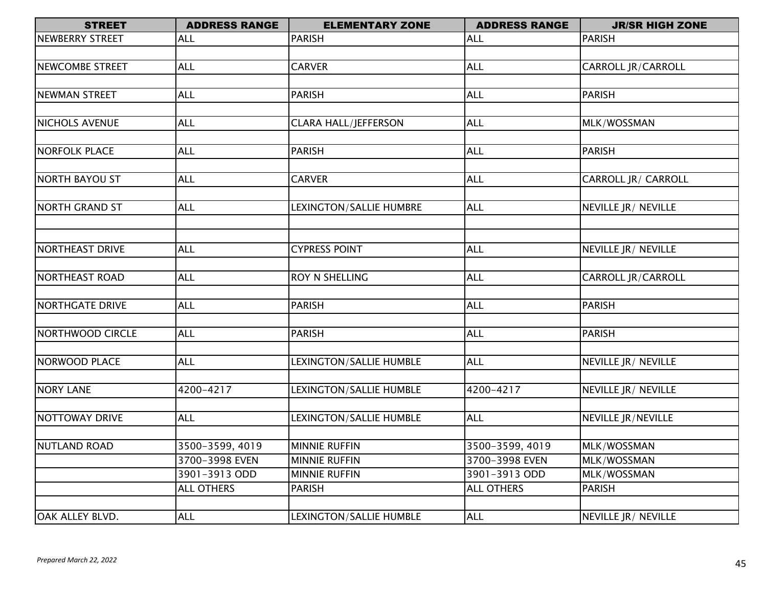| STREET | ADDRESS RANGE | ELEMENTARY ZONE | ADDRESS RANGE | JR/SR HIGH ZONE |
|---|---|---|---|---|
| NEWBERRY STREET | ALL | PARISH | ALL | PARISH |
| | | | | |
| NEWCOMBE STREET | ALL | CARVER | ALL | CARROLL JR/CARROLL |
| | | | | |
| NEWMAN STREET | ALL | PARISH | ALL | PARISH |
| | | | | |
| NICHOLS AVENUE | ALL | CLARA HALL/JEFFERSON | ALL | MLK/WOSSMAN |
| | | | | |
| NORFOLK PLACE | ALL | PARISH | ALL | PARISH |
| | | | | |
| NORTH BAYOU ST | ALL | CARVER | ALL | CARROLL JR/ CARROLL |
| | | | | |
| NORTH GRAND ST | ALL | LEXINGTON/SALLIE HUMBRE | ALL | NEVILLE JR/ NEVILLE |
| | | | | |
| | | | | |
| NORTHEAST DRIVE | ALL | CYPRESS POINT | ALL | NEVILLE JR/ NEVILLE |
| | | | | |
| NORTHEAST ROAD | ALL | ROY N SHELLING | ALL | CARROLL JR/CARROLL |
| | | | | |
| NORTHGATE DRIVE | ALL | PARISH | ALL | PARISH |
| | | | | |
| NORTHWOOD CIRCLE | ALL | PARISH | ALL | PARISH |
| | | | | |
| NORWOOD PLACE | ALL | LEXINGTON/SALLIE HUMBLE | ALL | NEVILLE JR/ NEVILLE |
| | | | | |
| NORY LANE | 4200-4217 | LEXINGTON/SALLIE HUMBLE | 4200-4217 | NEVILLE JR/ NEVILLE |
| | | | | |
| NOTTOWAY DRIVE | ALL | LEXINGTON/SALLIE HUMBLE | ALL | NEVILLE JR/NEVILLE |
| | | | | |
| NUTLAND ROAD | 3500-3599, 4019 | MINNIE RUFFIN | 3500-3599, 4019 | MLK/WOSSMAN |
| | 3700-3998 EVEN | MINNIE RUFFIN | 3700-3998 EVEN | MLK/WOSSMAN |
| | 3901-3913 ODD | MINNIE RUFFIN | 3901-3913 ODD | MLK/WOSSMAN |
| | ALL OTHERS | PARISH | ALL OTHERS | PARISH |
| | | | | |
| OAK ALLEY BLVD. | ALL | LEXINGTON/SALLIE HUMBLE | ALL | NEVILLE JR/ NEVILLE |

*Prepared March 22, 2022*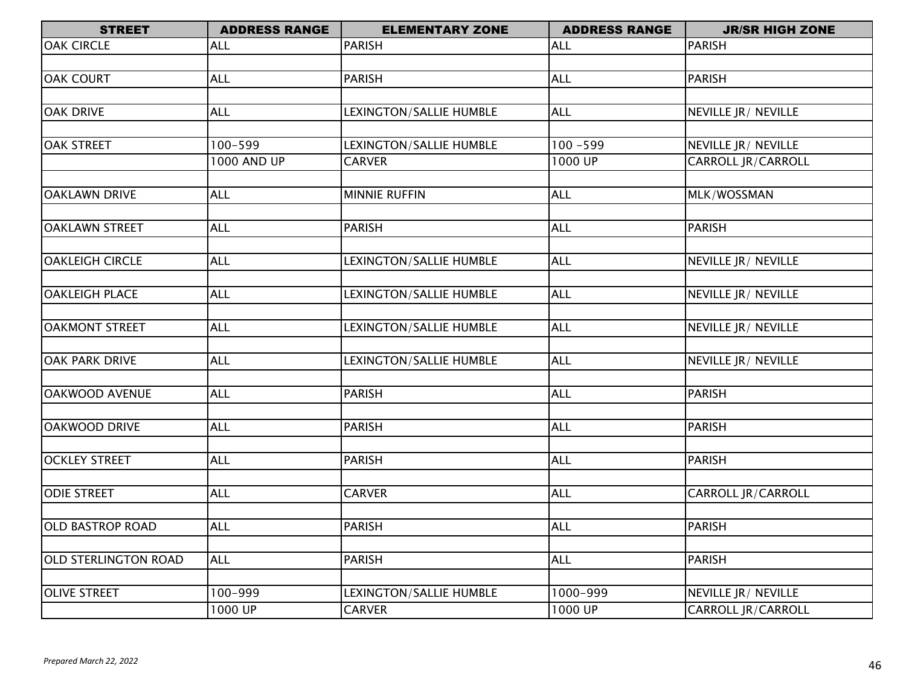| STREET | ADDRESS RANGE | ELEMENTARY ZONE | ADDRESS RANGE | JR/SR HIGH ZONE |
|---|---|---|---|---|
| OAK CIRCLE | ALL | PARISH | ALL | PARISH |
| | | | | |
| OAK COURT | ALL | PARISH | ALL | PARISH |
| | | | | |
| OAK DRIVE | ALL | LEXINGTON/SALLIE HUMBLE | ALL | NEVILLE JR/ NEVILLE |
| | | | | |
| OAK STREET | 100-599 | LEXINGTON/SALLIE HUMBLE | 100 -599 | NEVILLE JR/ NEVILLE |
| | 1000 AND UP | CARVER | 1000 UP | CARROLL JR/CARROLL |
| | | | | |
| OAKLAWN DRIVE | ALL | MINNIE RUFFIN | ALL | MLK/WOSSMAN |
| | | | | |
| OAKLAWN STREET | ALL | PARISH | ALL | PARISH |
| | | | | |
| OAKLEIGH CIRCLE | ALL | LEXINGTON/SALLIE HUMBLE | ALL | NEVILLE JR/ NEVILLE |
| | | | | |
| OAKLEIGH PLACE | ALL | LEXINGTON/SALLIE HUMBLE | ALL | NEVILLE JR/ NEVILLE |
| | | | | |
| OAKMONT STREET | ALL | LEXINGTON/SALLIE HUMBLE | ALL | NEVILLE JR/ NEVILLE |
| | | | | |
| OAK PARK DRIVE | ALL | LEXINGTON/SALLIE HUMBLE | ALL | NEVILLE JR/ NEVILLE |
| | | | | |
| OAKWOOD AVENUE | ALL | PARISH | ALL | PARISH |
| | | | | |
| OAKWOOD DRIVE | ALL | PARISH | ALL | PARISH |
| | | | | |
| OCKLEY STREET | ALL | PARISH | ALL | PARISH |
| | | | | |
| ODIE STREET | ALL | CARVER | ALL | CARROLL JR/CARROLL |
| | | | | |
| OLD BASTROP ROAD | ALL | PARISH | ALL | PARISH |
| | | | | |
| OLD STERLINGTON ROAD | ALL | PARISH | ALL | PARISH |
| | | | | |
| OLIVE STREET | 100-999 | LEXINGTON/SALLIE HUMBLE | 1000-999 | NEVILLE JR/ NEVILLE |
| | 1000 UP | CARVER | 1000 UP | CARROLL JR/CARROLL |

*Prepared March 22, 2022*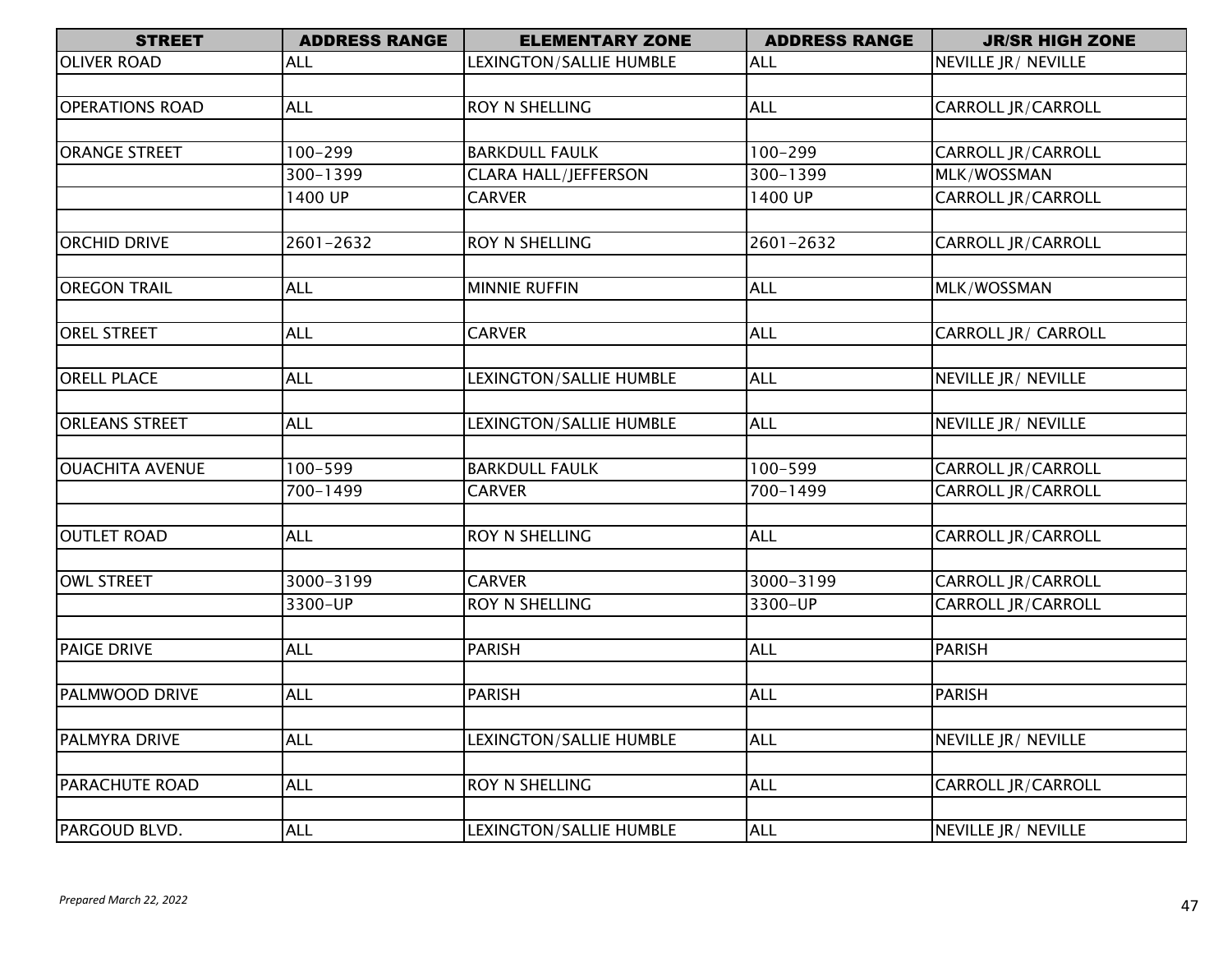| STREET | ADDRESS RANGE | ELEMENTARY ZONE | ADDRESS RANGE | JR/SR HIGH ZONE |
|---|---|---|---|---|
| OLIVER ROAD | ALL | LEXINGTON/SALLIE HUMBLE | ALL | NEVILLE JR/ NEVILLE |
| | | | | |
| OPERATIONS ROAD | ALL | ROY N SHELLING | ALL | CARROLL JR/CARROLL |
| | | | | |
| ORANGE STREET | 100-299 | BARKDULL FAULK | 100-299 | CARROLL JR/CARROLL |
| | 300-1399 | CLARA HALL/JEFFERSON | 300-1399 | MLK/WOSSMAN |
| | 1400 UP | CARVER | 1400 UP | CARROLL JR/CARROLL |
| | | | | |
| ORCHID DRIVE | 2601-2632 | ROY N SHELLING | 2601-2632 | CARROLL JR/CARROLL |
| | | | | |
| OREGON TRAIL | ALL | MINNIE RUFFIN | ALL | MLK/WOSSMAN |
| | | | | |
| OREL STREET | ALL | CARVER | ALL | CARROLL JR/ CARROLL |
| | | | | |
| ORELL PLACE | ALL | LEXINGTON/SALLIE HUMBLE | ALL | NEVILLE JR/ NEVILLE |
| | | | | |
| ORLEANS STREET | ALL | LEXINGTON/SALLIE HUMBLE | ALL | NEVILLE JR/ NEVILLE |
| | | | | |
| OUACHITA AVENUE | 100-599 | BARKDULL FAULK | 100-599 | CARROLL JR/CARROLL |
| | 700-1499 | CARVER | 700-1499 | CARROLL JR/CARROLL |
| | | | | |
| OUTLET ROAD | ALL | ROY N SHELLING | ALL | CARROLL JR/CARROLL |
| | | | | |
| OWL STREET | 3000-3199 | CARVER | 3000-3199 | CARROLL JR/CARROLL |
| | 3300-UP | ROY N SHELLING | 3300-UP | CARROLL JR/CARROLL |
| | | | | |
| PAIGE DRIVE | ALL | PARISH | ALL | PARISH |
| | | | | |
| PALMWOOD DRIVE | ALL | PARISH | ALL | PARISH |
| | | | | |
| PALMYRA DRIVE | ALL | LEXINGTON/SALLIE HUMBLE | ALL | NEVILLE JR/ NEVILLE |
| | | | | |
| PARACHUTE ROAD | ALL | ROY N SHELLING | ALL | CARROLL JR/CARROLL |
| | | | | |
| PARGOUD BLVD. | ALL | LEXINGTON/SALLIE HUMBLE | ALL | NEVILLE JR/ NEVILLE |

*Prepared March 22, 2022*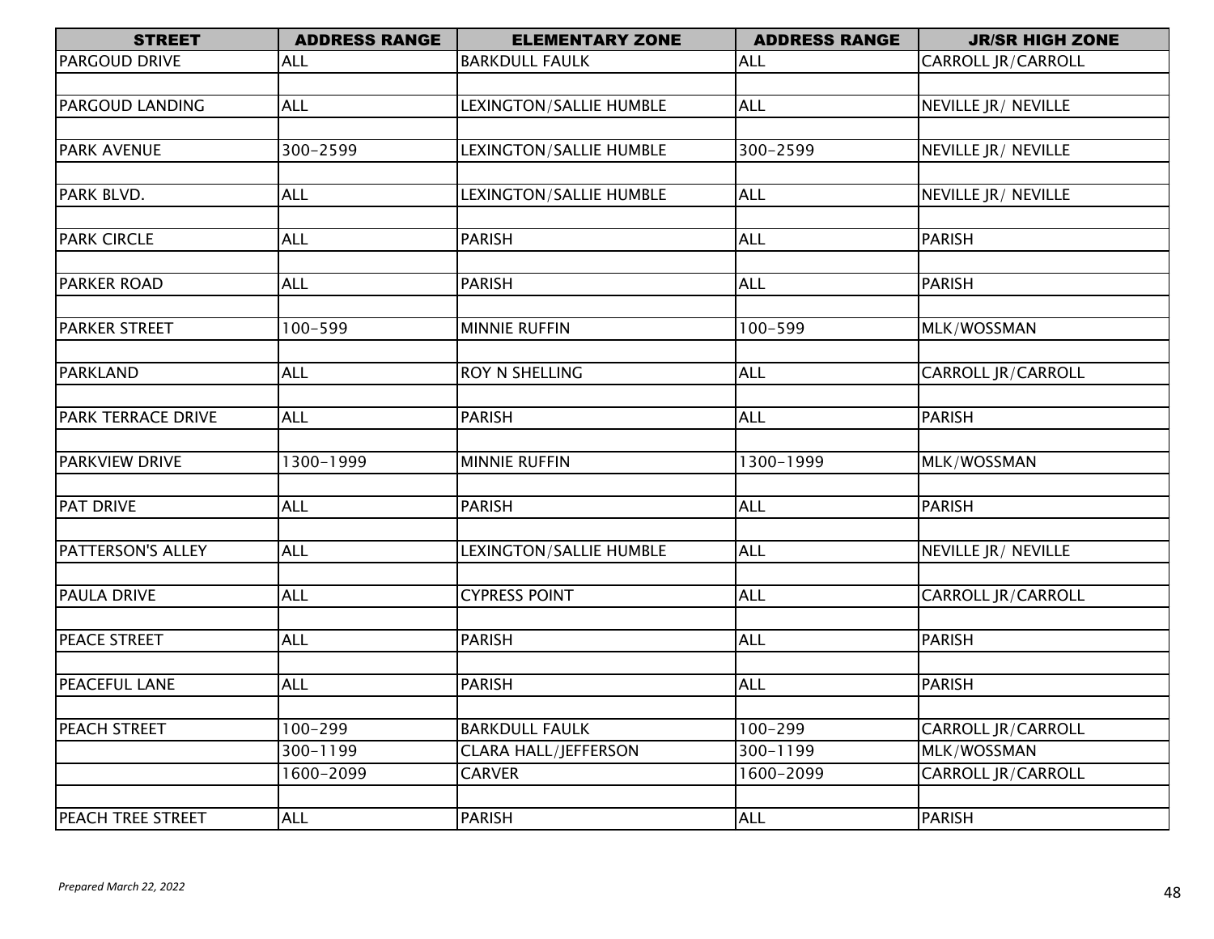| STREET | ADDRESS RANGE | ELEMENTARY ZONE | ADDRESS RANGE | JR/SR HIGH ZONE |
|---|---|---|---|---|
| PARGOUD DRIVE | ALL | BARKDULL FAULK | ALL | CARROLL JR/CARROLL |
| | | | | |
| PARGOUD LANDING | ALL | LEXINGTON/SALLIE HUMBLE | ALL | NEVILLE JR/ NEVILLE |
| | | | | |
| PARK AVENUE | 300-2599 | LEXINGTON/SALLIE HUMBLE | 300-2599 | NEVILLE JR/ NEVILLE |
| | | | | |
| PARK BLVD. | ALL | LEXINGTON/SALLIE HUMBLE | ALL | NEVILLE JR/ NEVILLE |
| | | | | |
| PARK CIRCLE | ALL | PARISH | ALL | PARISH |
| | | | | |
| PARKER ROAD | ALL | PARISH | ALL | PARISH |
| | | | | |
| PARKER STREET | 100-599 | MINNIE RUFFIN | 100-599 | MLK/WOSSMAN |
| | | | | |
| PARKLAND | ALL | ROY N SHELLING | ALL | CARROLL JR/CARROLL |
| | | | | |
| PARK TERRACE DRIVE | ALL | PARISH | ALL | PARISH |
| | | | | |
| PARKVIEW DRIVE | 1300-1999 | MINNIE RUFFIN | 1300-1999 | MLK/WOSSMAN |
| | | | | |
| PAT DRIVE | ALL | PARISH | ALL | PARISH |
| | | | | |
| PATTERSON'S ALLEY | ALL | LEXINGTON/SALLIE HUMBLE | ALL | NEVILLE JR/ NEVILLE |
| | | | | |
| PAULA DRIVE | ALL | CYPRESS POINT | ALL | CARROLL JR/CARROLL |
| | | | | |
| PEACE STREET | ALL | PARISH | ALL | PARISH |
| | | | | |
| PEACEFUL LANE | ALL | PARISH | ALL | PARISH |
| | | | | |
| PEACH STREET | 100-299 | BARKDULL FAULK | 100-299 | CARROLL JR/CARROLL |
| | 300-1199 | CLARA HALL/JEFFERSON | 300-1199 | MLK/WOSSMAN |
| | 1600-2099 | CARVER | 1600-2099 | CARROLL JR/CARROLL |
| | | | | |
| PEACH TREE STREET | ALL | PARISH | ALL | PARISH |

*Prepared March 22, 2022*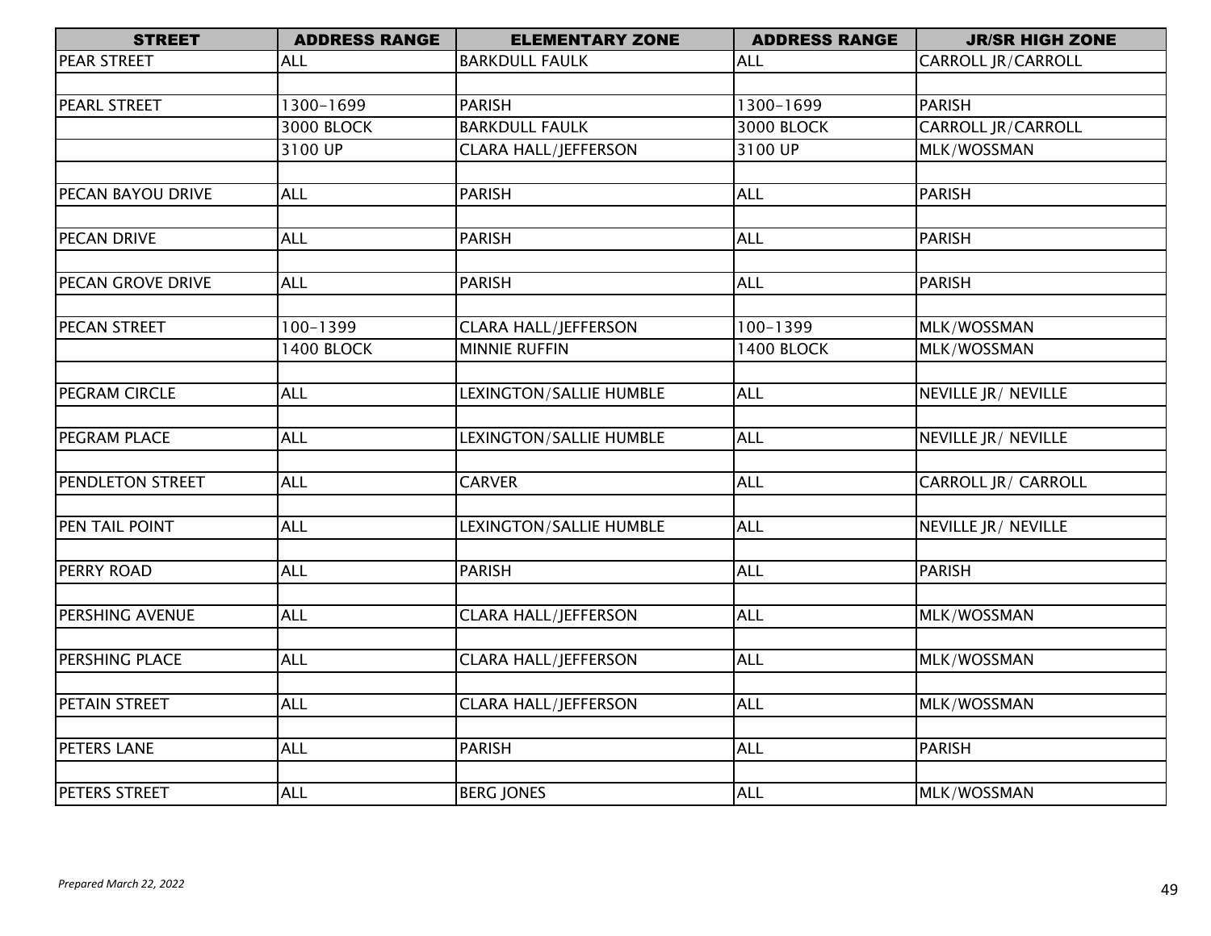| STREET | ADDRESS RANGE | ELEMENTARY ZONE | ADDRESS RANGE | JR/SR HIGH ZONE |
|---|---|---|---|---|
| PEAR STREET | ALL | BARKDULL FAULK | ALL | CARROLL JR/CARROLL |
| | | | | |
| PEARL STREET | 1300-1699 | PARISH | 1300-1699 | PARISH |
| | 3000 BLOCK | BARKDULL FAULK | 3000 BLOCK | CARROLL JR/CARROLL |
| | 3100 UP | CLARA HALL/JEFFERSON | 3100 UP | MLK/WOSSMAN |
| | | | | |
| PECAN BAYOU DRIVE | ALL | PARISH | ALL | PARISH |
| | | | | |
| PECAN DRIVE | ALL | PARISH | ALL | PARISH |
| | | | | |
| PECAN GROVE DRIVE | ALL | PARISH | ALL | PARISH |
| | | | | |
| PECAN STREET | 100-1399 | CLARA HALL/JEFFERSON | 100-1399 | MLK/WOSSMAN |
| | 1400 BLOCK | MINNIE RUFFIN | 1400 BLOCK | MLK/WOSSMAN |
| | | | | |
| PEGRAM CIRCLE | ALL | LEXINGTON/SALLIE HUMBLE | ALL | NEVILLE JR/ NEVILLE |
| | | | | |
| PEGRAM PLACE | ALL | LEXINGTON/SALLIE HUMBLE | ALL | NEVILLE JR/ NEVILLE |
| | | | | |
| PENDLETON STREET | ALL | CARVER | ALL | CARROLL JR/ CARROLL |
| | | | | |
| PEN TAIL POINT | ALL | LEXINGTON/SALLIE HUMBLE | ALL | NEVILLE JR/ NEVILLE |
| | | | | |
| PERRY ROAD | ALL | PARISH | ALL | PARISH |
| | | | | |
| PERSHING AVENUE | ALL | CLARA HALL/JEFFERSON | ALL | MLK/WOSSMAN |
| | | | | |
| PERSHING PLACE | ALL | CLARA HALL/JEFFERSON | ALL | MLK/WOSSMAN |
| | | | | |
| PETAIN STREET | ALL | CLARA HALL/JEFFERSON | ALL | MLK/WOSSMAN |
| | | | | |
| PETERS LANE | ALL | PARISH | ALL | PARISH |
| | | | | |
| PETERS STREET | ALL | BERG JONES | ALL | MLK/WOSSMAN |

*Prepared March 22, 2022*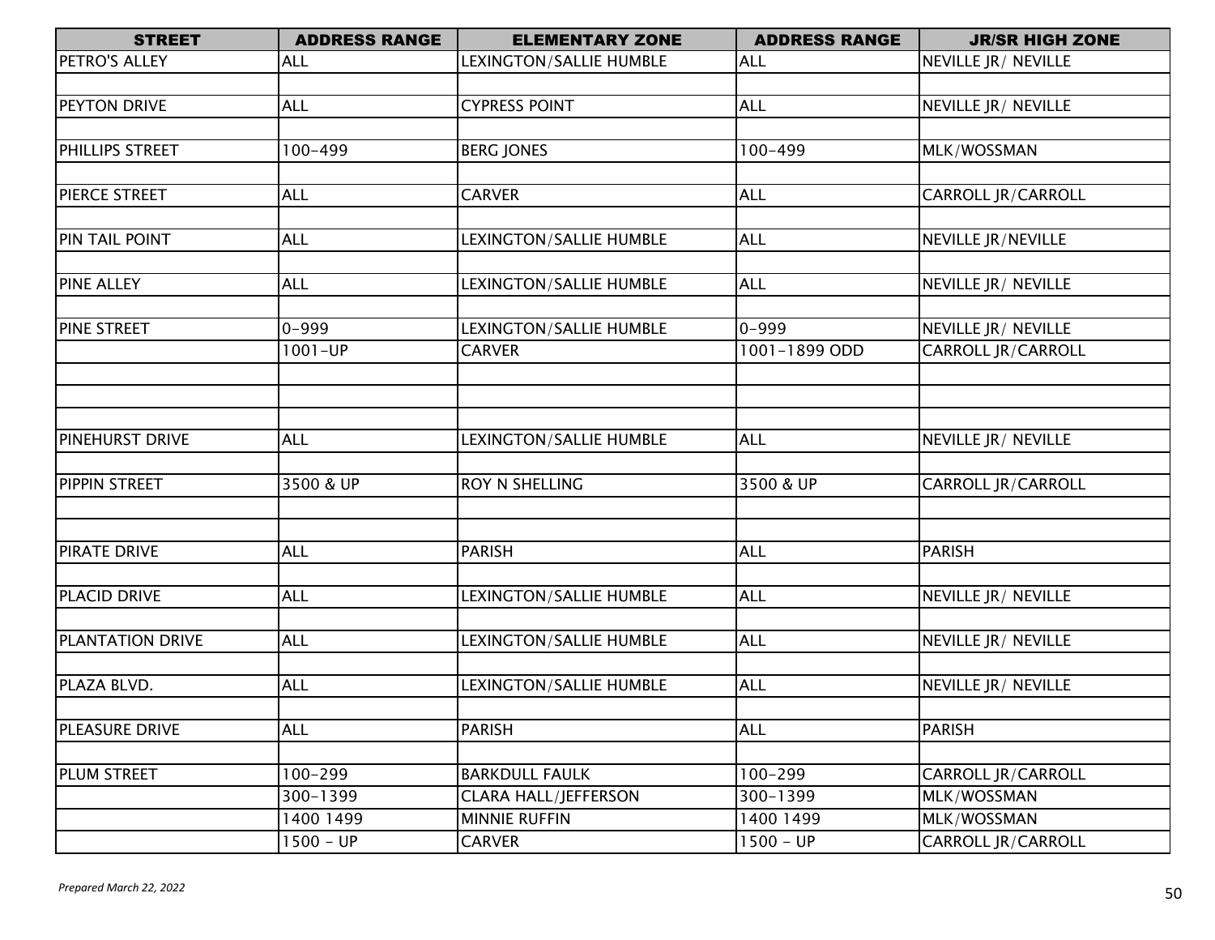| STREET | ADDRESS RANGE | ELEMENTARY ZONE | ADDRESS RANGE | JR/SR HIGH ZONE |
|---|---|---|---|---|
| PETRO'S ALLEY | ALL | LEXINGTON/SALLIE HUMBLE | ALL | NEVILLE JR/ NEVILLE |
| | | | | |
| PEYTON DRIVE | ALL | CYPRESS POINT | ALL | NEVILLE JR/ NEVILLE |
| | | | | |
| PHILLIPS STREET | 100-499 | BERG JONES | 100-499 | MLK/WOSSMAN |
| | | | | |
| PIERCE STREET | ALL | CARVER | ALL | CARROLL JR/CARROLL |
| | | | | |
| PIN TAIL POINT | ALL | LEXINGTON/SALLIE HUMBLE | ALL | NEVILLE JR/NEVILLE |
| | | | | |
| PINE ALLEY | ALL | LEXINGTON/SALLIE HUMBLE | ALL | NEVILLE JR/ NEVILLE |
| | | | | |
| PINE STREET | 0-999 | LEXINGTON/SALLIE HUMBLE | 0-999 | NEVILLE JR/ NEVILLE |
| | 1001-UP | CARVER | 1001-1899 ODD | CARROLL JR/CARROLL |
| | | | | |
| | | | | |
| | | | | |
| PINEHURST DRIVE | ALL | LEXINGTON/SALLIE HUMBLE | ALL | NEVILLE JR/ NEVILLE |
| | | | | |
| PIPPIN STREET | 3500 & UP | ROY N SHELLING | 3500 & UP | CARROLL JR/CARROLL |
| | | | | |
| | | | | |
| PIRATE DRIVE | ALL | PARISH | ALL | PARISH |
| | | | | |
| PLACID DRIVE | ALL | LEXINGTON/SALLIE HUMBLE | ALL | NEVILLE JR/ NEVILLE |
| | | | | |
| PLANTATION DRIVE | ALL | LEXINGTON/SALLIE HUMBLE | ALL | NEVILLE JR/ NEVILLE |
| | | | | |
| PLAZA BLVD. | ALL | LEXINGTON/SALLIE HUMBLE | ALL | NEVILLE JR/ NEVILLE |
| | | | | |
| PLEASURE DRIVE | ALL | PARISH | ALL | PARISH |
| | | | | |
| PLUM STREET | 100-299 | BARKDULL FAULK | 100-299 | CARROLL JR/CARROLL |
| | 300-1399 | CLARA HALL/JEFFERSON | 300-1399 | MLK/WOSSMAN |
| | 1400 1499 | MINNIE RUFFIN | 1400 1499 | MLK/WOSSMAN |
| | 1500 - UP | CARVER | 1500 - UP | CARROLL JR/CARROLL |

*Prepared March 22, 2022*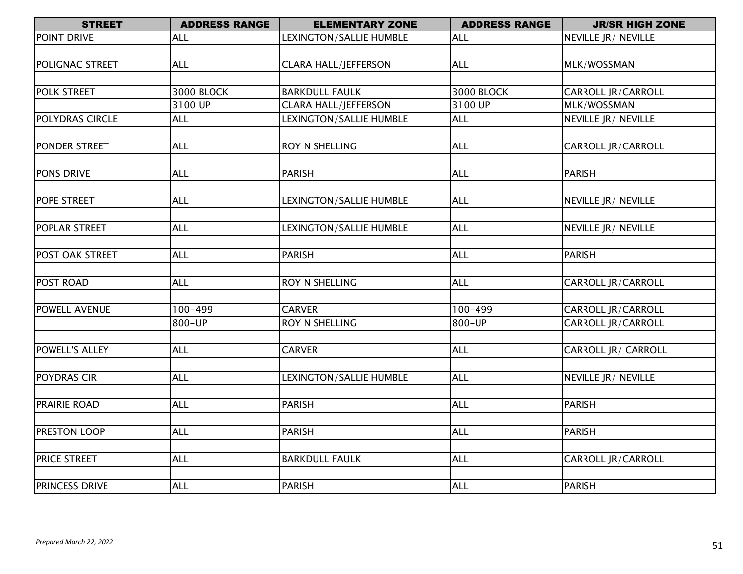| STREET | ADDRESS RANGE | ELEMENTARY ZONE | ADDRESS RANGE | JR/SR HIGH ZONE |
|---|---|---|---|---|
| POINT DRIVE | ALL | LEXINGTON/SALLIE HUMBLE | ALL | NEVILLE JR/ NEVILLE |
| | | | | |
| POLIGNAC STREET | ALL | CLARA HALL/JEFFERSON | ALL | MLK/WOSSMAN |
| | | | | |
| POLK STREET | 3000 BLOCK | BARKDULL FAULK | 3000 BLOCK | CARROLL JR/CARROLL |
| | 3100 UP | CLARA HALL/JEFFERSON | 3100 UP | MLK/WOSSMAN |
| POLYDRAS CIRCLE | ALL | LEXINGTON/SALLIE HUMBLE | ALL | NEVILLE JR/ NEVILLE |
| | | | | |
| PONDER STREET | ALL | ROY N SHELLING | ALL | CARROLL JR/CARROLL |
| | | | | |
| PONS DRIVE | ALL | PARISH | ALL | PARISH |
| | | | | |
| POPE STREET | ALL | LEXINGTON/SALLIE HUMBLE | ALL | NEVILLE JR/ NEVILLE |
| | | | | |
| POPLAR STREET | ALL | LEXINGTON/SALLIE HUMBLE | ALL | NEVILLE JR/ NEVILLE |
| | | | | |
| POST OAK STREET | ALL | PARISH | ALL | PARISH |
| | | | | |
| POST ROAD | ALL | ROY N SHELLING | ALL | CARROLL JR/CARROLL |
| | | | | |
| POWELL AVENUE | 100-499 | CARVER | 100-499 | CARROLL JR/CARROLL |
| | 800-UP | ROY N SHELLING | 800-UP | CARROLL JR/CARROLL |
| | | | | |
| POWELL'S ALLEY | ALL | CARVER | ALL | CARROLL JR/ CARROLL |
| | | | | |
| POYDRAS CIR | ALL | LEXINGTON/SALLIE HUMBLE | ALL | NEVILLE JR/ NEVILLE |
| | | | | |
| PRAIRIE ROAD | ALL | PARISH | ALL | PARISH |
| | | | | |
| PRESTON LOOP | ALL | PARISH | ALL | PARISH |
| | | | | |
| PRICE STREET | ALL | BARKDULL FAULK | ALL | CARROLL JR/CARROLL |
| | | | | |
| PRINCESS DRIVE | ALL | PARISH | ALL | PARISH |

*Prepared March 22, 2022*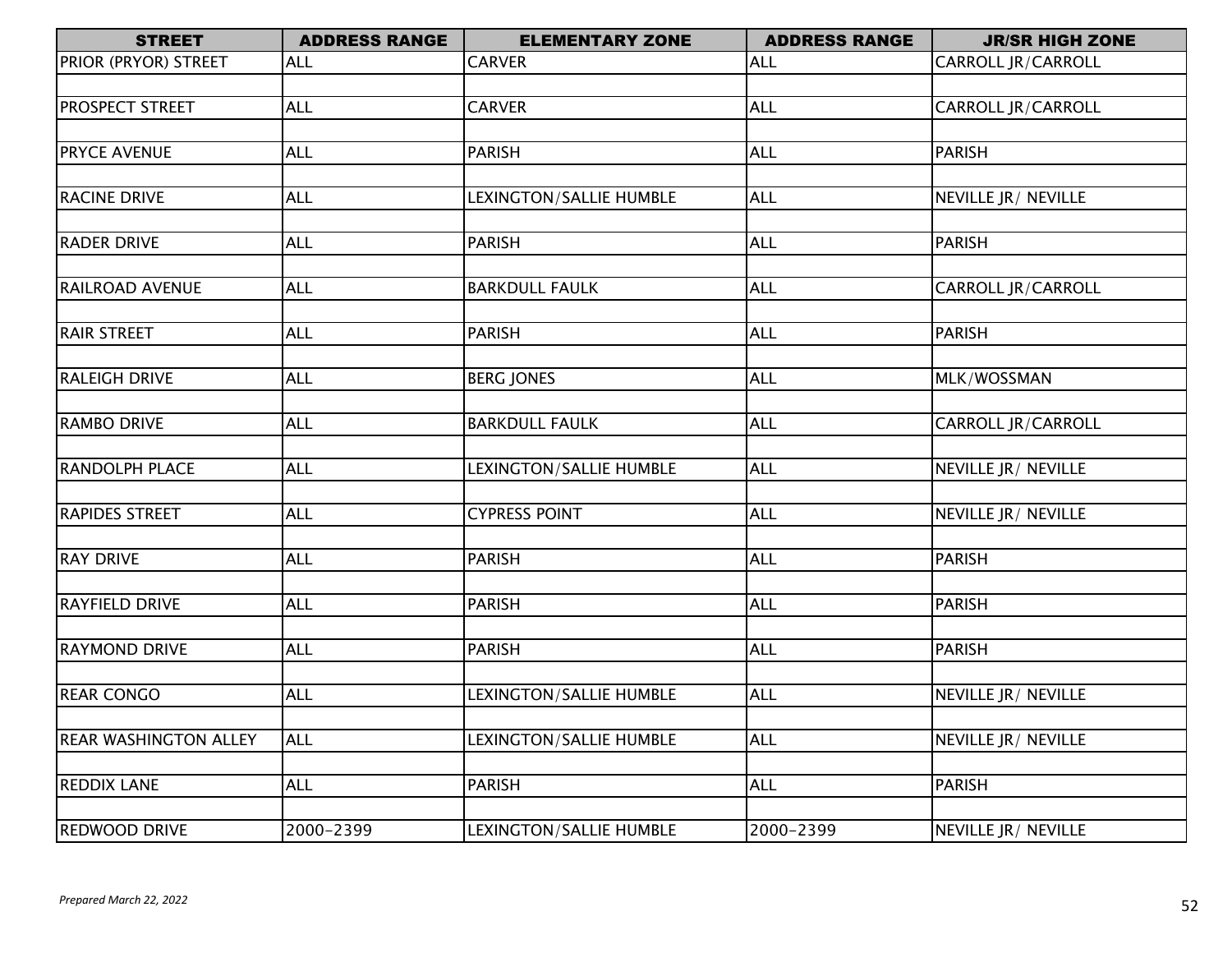| STREET | ADDRESS RANGE | ELEMENTARY ZONE | ADDRESS RANGE | JR/SR HIGH ZONE |
|---|---|---|---|---|
| PRIOR (PRYOR) STREET | ALL | CARVER | ALL | CARROLL JR/CARROLL |
| PROSPECT STREET | ALL | CARVER | ALL | CARROLL JR/CARROLL |
| PRYCE AVENUE | ALL | PARISH | ALL | PARISH |
| RACINE DRIVE | ALL | LEXINGTON/SALLIE HUMBLE | ALL | NEVILLE JR/ NEVILLE |
| RADER DRIVE | ALL | PARISH | ALL | PARISH |
| RAILROAD AVENUE | ALL | BARKDULL FAULK | ALL | CARROLL JR/CARROLL |
| RAIR STREET | ALL | PARISH | ALL | PARISH |
| RALEIGH DRIVE | ALL | BERG JONES | ALL | MLK/WOSSMAN |
| RAMBO DRIVE | ALL | BARKDULL FAULK | ALL | CARROLL JR/CARROLL |
| RANDOLPH PLACE | ALL | LEXINGTON/SALLIE HUMBLE | ALL | NEVILLE JR/ NEVILLE |
| RAPIDES STREET | ALL | CYPRESS POINT | ALL | NEVILLE JR/ NEVILLE |
| RAY DRIVE | ALL | PARISH | ALL | PARISH |
| RAYFIELD DRIVE | ALL | PARISH | ALL | PARISH |
| RAYMOND DRIVE | ALL | PARISH | ALL | PARISH |
| REAR CONGO | ALL | LEXINGTON/SALLIE HUMBLE | ALL | NEVILLE JR/ NEVILLE |
| REAR WASHINGTON ALLEY | ALL | LEXINGTON/SALLIE HUMBLE | ALL | NEVILLE JR/ NEVILLE |
| REDDIX LANE | ALL | PARISH | ALL | PARISH |
| REDWOOD DRIVE | 2000-2399 | LEXINGTON/SALLIE HUMBLE | 2000-2399 | NEVILLE JR/ NEVILLE |

*Prepared March 22, 2022*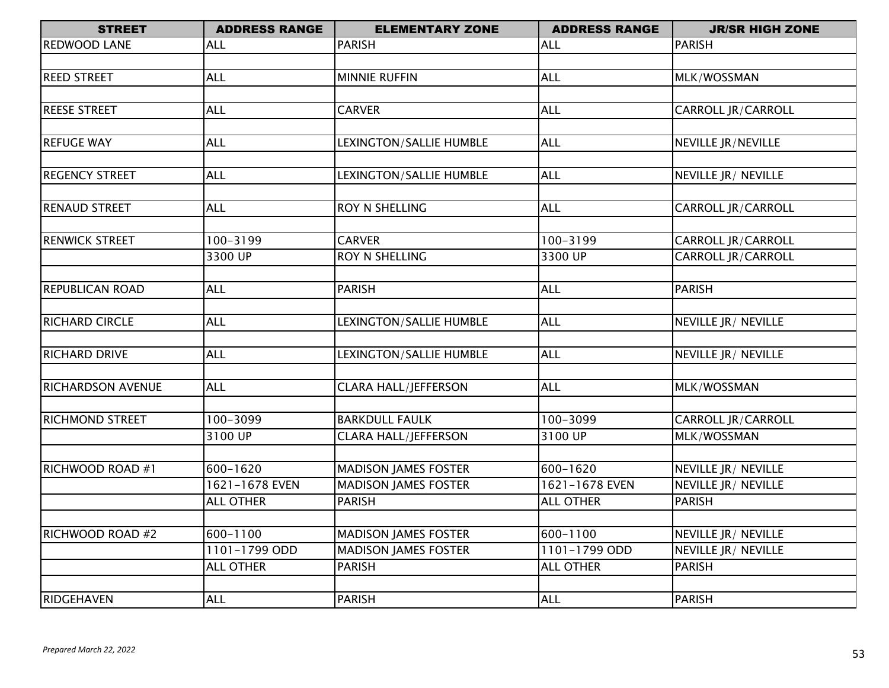| STREET | ADDRESS RANGE | ELEMENTARY ZONE | ADDRESS RANGE | JR/SR HIGH ZONE |
|---|---|---|---|---|
| REDWOOD LANE | ALL | PARISH | ALL | PARISH |
| | | | | |
| REED STREET | ALL | MINNIE RUFFIN | ALL | MLK/WOSSMAN |
| | | | | |
| REESE STREET | ALL | CARVER | ALL | CARROLL JR/CARROLL |
| | | | | |
| REFUGE WAY | ALL | LEXINGTON/SALLIE HUMBLE | ALL | NEVILLE JR/NEVILLE |
| | | | | |
| REGENCY STREET | ALL | LEXINGTON/SALLIE HUMBLE | ALL | NEVILLE JR/ NEVILLE |
| | | | | |
| RENAUD STREET | ALL | ROY N SHELLING | ALL | CARROLL JR/CARROLL |
| | | | | |
| RENWICK STREET | 100-3199 | CARVER | 100-3199 | CARROLL JR/CARROLL |
| | 3300 UP | ROY N SHELLING | 3300 UP | CARROLL JR/CARROLL |
| | | | | |
| REPUBLICAN ROAD | ALL | PARISH | ALL | PARISH |
| | | | | |
| RICHARD CIRCLE | ALL | LEXINGTON/SALLIE HUMBLE | ALL | NEVILLE JR/ NEVILLE |
| | | | | |
| RICHARD DRIVE | ALL | LEXINGTON/SALLIE HUMBLE | ALL | NEVILLE JR/ NEVILLE |
| | | | | |
| RICHARDSON AVENUE | ALL | CLARA HALL/JEFFERSON | ALL | MLK/WOSSMAN |
| | | | | |
| RICHMOND STREET | 100-3099 | BARKDULL FAULK | 100-3099 | CARROLL JR/CARROLL |
| | 3100 UP | CLARA HALL/JEFFERSON | 3100 UP | MLK/WOSSMAN |
| | | | | |
| RICHWOOD ROAD #1 | 600-1620 | MADISON JAMES FOSTER | 600-1620 | NEVILLE JR/ NEVILLE |
| | 1621-1678 EVEN | MADISON JAMES FOSTER | 1621-1678 EVEN | NEVILLE JR/ NEVILLE |
| | ALL OTHER | PARISH | ALL OTHER | PARISH |
| | | | | |
| RICHWOOD ROAD #2 | 600-1100 | MADISON JAMES FOSTER | 600-1100 | NEVILLE JR/ NEVILLE |
| | 1101-1799 ODD | MADISON JAMES FOSTER | 1101-1799 ODD | NEVILLE JR/ NEVILLE |
| | ALL OTHER | PARISH | ALL OTHER | PARISH |
| | | | | |
| RIDGEHAVEN | ALL | PARISH | ALL | PARISH |

*Prepared March 22, 2022*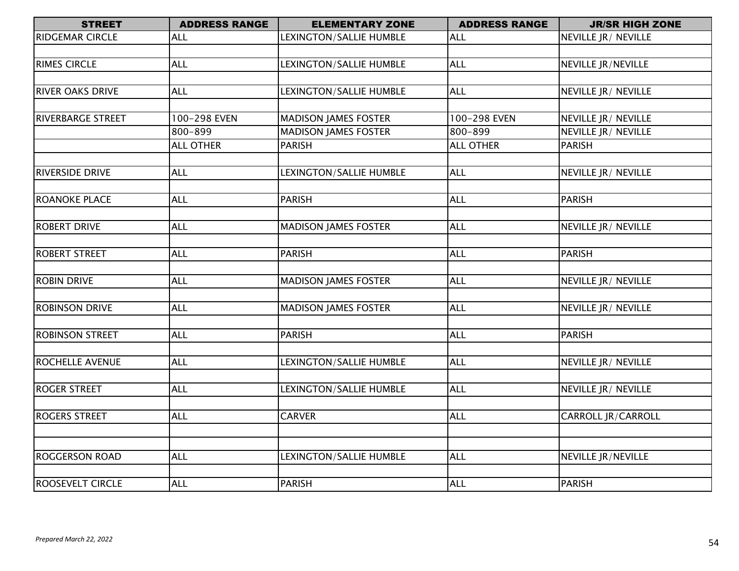| STREET | ADDRESS RANGE | ELEMENTARY ZONE | ADDRESS RANGE | JR/SR HIGH ZONE |
|---|---|---|---|---|
| RIDGEMAR CIRCLE | ALL | LEXINGTON/SALLIE HUMBLE | ALL | NEVILLE JR/ NEVILLE |
| | | | | |
| RIMES CIRCLE | ALL | LEXINGTON/SALLIE HUMBLE | ALL | NEVILLE JR/NEVILLE |
| | | | | |
| RIVER OAKS DRIVE | ALL | LEXINGTON/SALLIE HUMBLE | ALL | NEVILLE JR/ NEVILLE |
| | | | | |
| RIVERBARGE STREET | 100-298 EVEN | MADISON JAMES FOSTER | 100-298 EVEN | NEVILLE JR/ NEVILLE |
| | 800-899 | MADISON JAMES FOSTER | 800-899 | NEVILLE JR/ NEVILLE |
| | ALL OTHER | PARISH | ALL OTHER | PARISH |
| | | | | |
| RIVERSIDE DRIVE | ALL | LEXINGTON/SALLIE HUMBLE | ALL | NEVILLE JR/ NEVILLE |
| | | | | |
| ROANOKE PLACE | ALL | PARISH | ALL | PARISH |
| | | | | |
| ROBERT DRIVE | ALL | MADISON JAMES FOSTER | ALL | NEVILLE JR/ NEVILLE |
| | | | | |
| ROBERT STREET | ALL | PARISH | ALL | PARISH |
| | | | | |
| ROBIN DRIVE | ALL | MADISON JAMES FOSTER | ALL | NEVILLE JR/ NEVILLE |
| | | | | |
| ROBINSON DRIVE | ALL | MADISON JAMES FOSTER | ALL | NEVILLE JR/ NEVILLE |
| | | | | |
| ROBINSON STREET | ALL | PARISH | ALL | PARISH |
| | | | | |
| ROCHELLE AVENUE | ALL | LEXINGTON/SALLIE HUMBLE | ALL | NEVILLE JR/ NEVILLE |
| | | | | |
| ROGER STREET | ALL | LEXINGTON/SALLIE HUMBLE | ALL | NEVILLE JR/ NEVILLE |
| | | | | |
| ROGERS STREET | ALL | CARVER | ALL | CARROLL JR/CARROLL |
| | | | | |
| | | | | |
| ROGGERSON ROAD | ALL | LEXINGTON/SALLIE HUMBLE | ALL | NEVILLE JR/NEVILLE |
| | | | | |
| ROOSEVELT CIRCLE | ALL | PARISH | ALL | PARISH |

*Prepared March 22, 2022*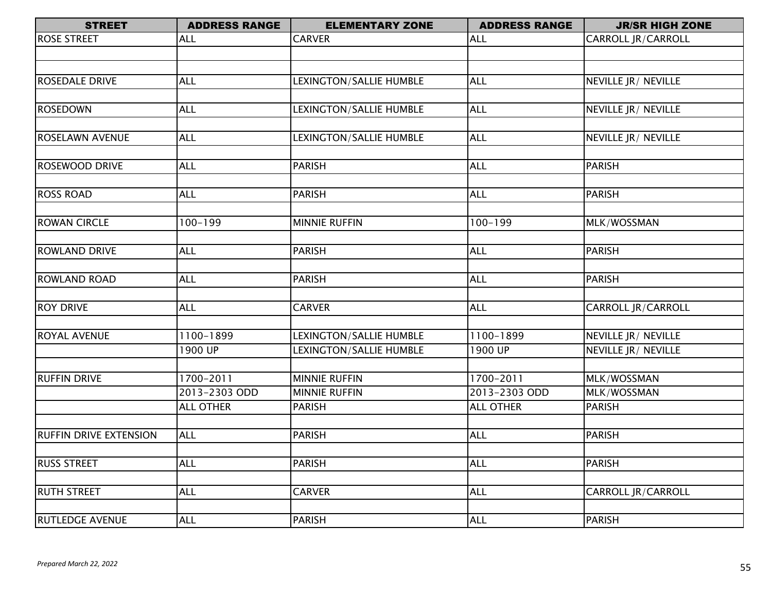| STREET | ADDRESS RANGE | ELEMENTARY ZONE | ADDRESS RANGE | JR/SR HIGH ZONE |
|---|---|---|---|---|
| ROSE STREET | ALL | CARVER | ALL | CARROLL JR/CARROLL |
| | | | | |
| | | | | |
| ROSEDALE DRIVE | ALL | LEXINGTON/SALLIE HUMBLE | ALL | NEVILLE JR/ NEVILLE |
| | | | | |
| ROSEDOWN | ALL | LEXINGTON/SALLIE HUMBLE | ALL | NEVILLE JR/ NEVILLE |
| | | | | |
| ROSELAWN AVENUE | ALL | LEXINGTON/SALLIE HUMBLE | ALL | NEVILLE JR/ NEVILLE |
| | | | | |
| ROSEWOOD DRIVE | ALL | PARISH | ALL | PARISH |
| | | | | |
| ROSS ROAD | ALL | PARISH | ALL | PARISH |
| | | | | |
| ROWAN CIRCLE | 100-199 | MINNIE RUFFIN | 100-199 | MLK/WOSSMAN |
| | | | | |
| ROWLAND DRIVE | ALL | PARISH | ALL | PARISH |
| | | | | |
| ROWLAND ROAD | ALL | PARISH | ALL | PARISH |
| | | | | |
| ROY DRIVE | ALL | CARVER | ALL | CARROLL JR/CARROLL |
| | | | | |
| ROYAL AVENUE | 1100-1899 | LEXINGTON/SALLIE HUMBLE | 1100-1899 | NEVILLE JR/ NEVILLE |
| | 1900 UP | LEXINGTON/SALLIE HUMBLE | 1900 UP | NEVILLE JR/ NEVILLE |
| | | | | |
| RUFFIN DRIVE | 1700-2011 | MINNIE RUFFIN | 1700-2011 | MLK/WOSSMAN |
| | 2013-2303 ODD | MINNIE RUFFIN | 2013-2303 ODD | MLK/WOSSMAN |
| | ALL OTHER | PARISH | ALL OTHER | PARISH |
| | | | | |
| RUFFIN DRIVE EXTENSION | ALL | PARISH | ALL | PARISH |
| | | | | |
| RUSS STREET | ALL | PARISH | ALL | PARISH |
| | | | | |
| RUTH STREET | ALL | CARVER | ALL | CARROLL JR/CARROLL |
| | | | | |
| RUTLEDGE AVENUE | ALL | PARISH | ALL | PARISH |

*Prepared March 22, 2022*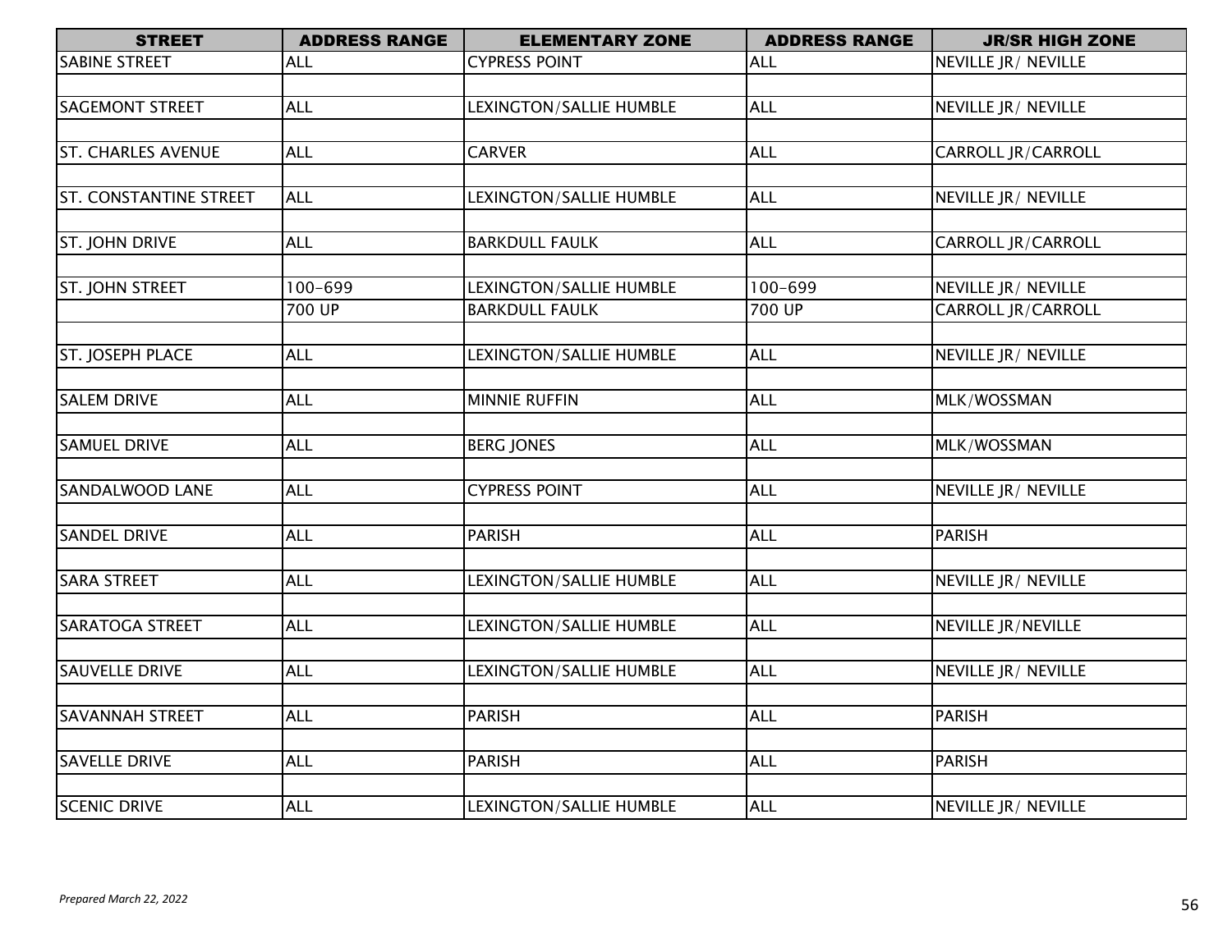| STREET | ADDRESS RANGE | ELEMENTARY ZONE | ADDRESS RANGE | JR/SR HIGH ZONE |
|---|---|---|---|---|
| SABINE STREET | ALL | CYPRESS POINT | ALL | NEVILLE JR/ NEVILLE |
| | | | | |
| SAGEMONT STREET | ALL | LEXINGTON/SALLIE HUMBLE | ALL | NEVILLE JR/ NEVILLE |
| | | | | |
| ST. CHARLES AVENUE | ALL | CARVER | ALL | CARROLL JR/CARROLL |
| | | | | |
| ST. CONSTANTINE STREET | ALL | LEXINGTON/SALLIE HUMBLE | ALL | NEVILLE JR/ NEVILLE |
| | | | | |
| ST. JOHN DRIVE | ALL | BARKDULL FAULK | ALL | CARROLL JR/CARROLL |
| | | | | |
| ST. JOHN STREET | 100-699 | LEXINGTON/SALLIE HUMBLE | 100-699 | NEVILLE JR/ NEVILLE |
| | 700 UP | BARKDULL FAULK | 700 UP | CARROLL JR/CARROLL |
| | | | | |
| ST. JOSEPH PLACE | ALL | LEXINGTON/SALLIE HUMBLE | ALL | NEVILLE JR/ NEVILLE |
| | | | | |
| SALEM DRIVE | ALL | MINNIE RUFFIN | ALL | MLK/WOSSMAN |
| | | | | |
| SAMUEL DRIVE | ALL | BERG JONES | ALL | MLK/WOSSMAN |
| | | | | |
| SANDALWOOD LANE | ALL | CYPRESS POINT | ALL | NEVILLE JR/ NEVILLE |
| | | | | |
| SANDEL DRIVE | ALL | PARISH | ALL | PARISH |
| | | | | |
| SARA STREET | ALL | LEXINGTON/SALLIE HUMBLE | ALL | NEVILLE JR/ NEVILLE |
| | | | | |
| SARATOGA STREET | ALL | LEXINGTON/SALLIE HUMBLE | ALL | NEVILLE JR/NEVILLE |
| | | | | |
| SAUVELLE DRIVE | ALL | LEXINGTON/SALLIE HUMBLE | ALL | NEVILLE JR/ NEVILLE |
| | | | | |
| SAVANNAH STREET | ALL | PARISH | ALL | PARISH |
| | | | | |
| SAVELLE DRIVE | ALL | PARISH | ALL | PARISH |
| | | | | |
| SCENIC DRIVE | ALL | LEXINGTON/SALLIE HUMBLE | ALL | NEVILLE JR/ NEVILLE |

*Prepared March 22, 2022*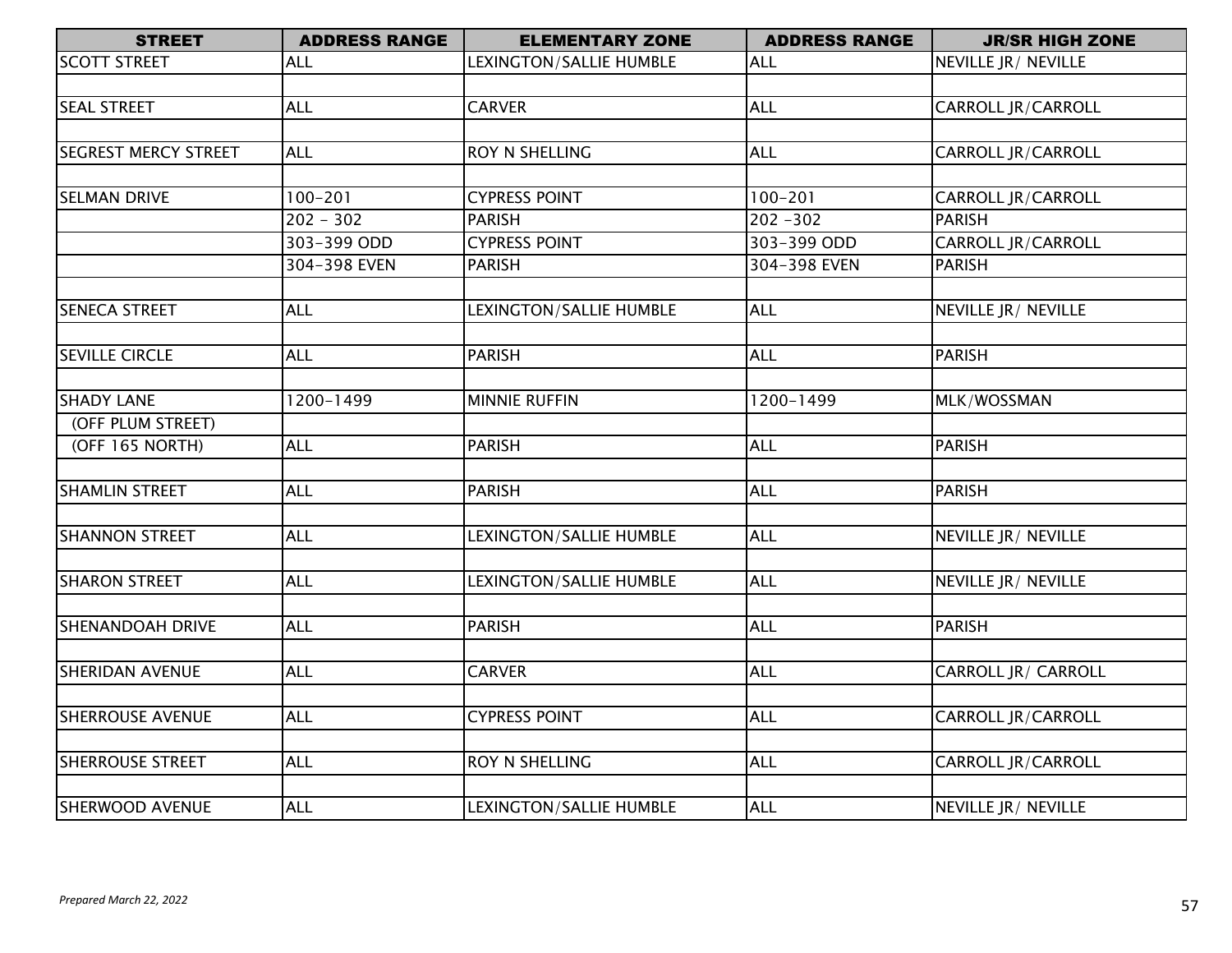| STREET | ADDRESS RANGE | ELEMENTARY ZONE | ADDRESS RANGE | JR/SR HIGH ZONE |
|---|---|---|---|---|
| SCOTT STREET | ALL | LEXINGTON/SALLIE HUMBLE | ALL | NEVILLE JR/ NEVILLE |
| | | | | |
| SEAL STREET | ALL | CARVER | ALL | CARROLL JR/CARROLL |
| | | | | |
| SEGREST MERCY STREET | ALL | ROY N SHELLING | ALL | CARROLL JR/CARROLL |
| | | | | |
| SELMAN DRIVE | 100-201 | CYPRESS POINT | 100-201 | CARROLL JR/CARROLL |
| | 202 - 302 | PARISH | 202 -302 | PARISH |
| | 303-399 ODD | CYPRESS POINT | 303-399 ODD | CARROLL JR/CARROLL |
| | 304-398 EVEN | PARISH | 304-398 EVEN | PARISH |
| | | | | |
| SENECA STREET | ALL | LEXINGTON/SALLIE HUMBLE | ALL | NEVILLE JR/ NEVILLE |
| | | | | |
| SEVILLE CIRCLE | ALL | PARISH | ALL | PARISH |
| | | | | |
| SHADY LANE | 1200-1499 | MINNIE RUFFIN | 1200-1499 | MLK/WOSSMAN |
| (OFF PLUM STREET) | | | | |
| (OFF 165 NORTH) | ALL | PARISH | ALL | PARISH |
| | | | | |
| SHAMLIN STREET | ALL | PARISH | ALL | PARISH |
| | | | | |
| SHANNON STREET | ALL | LEXINGTON/SALLIE HUMBLE | ALL | NEVILLE JR/ NEVILLE |
| | | | | |
| SHARON STREET | ALL | LEXINGTON/SALLIE HUMBLE | ALL | NEVILLE JR/ NEVILLE |
| | | | | |
| SHENANDOAH DRIVE | ALL | PARISH | ALL | PARISH |
| | | | | |
| SHERIDAN AVENUE | ALL | CARVER | ALL | CARROLL JR/ CARROLL |
| | | | | |
| SHERROUSE AVENUE | ALL | CYPRESS POINT | ALL | CARROLL JR/CARROLL |
| | | | | |
| SHERROUSE STREET | ALL | ROY N SHELLING | ALL | CARROLL JR/CARROLL |
| | | | | |
| SHERWOOD AVENUE | ALL | LEXINGTON/SALLIE HUMBLE | ALL | NEVILLE JR/ NEVILLE |

*Prepared March 22, 2022*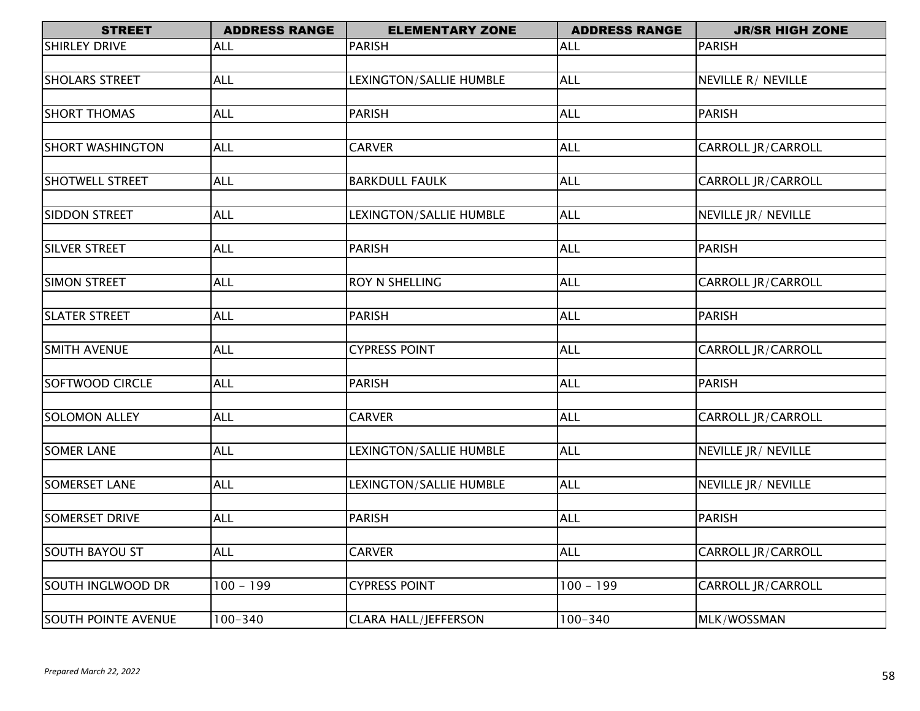| STREET | ADDRESS RANGE | ELEMENTARY ZONE | ADDRESS RANGE | JR/SR HIGH ZONE |
|---|---|---|---|---|
| SHIRLEY DRIVE | ALL | PARISH | ALL | PARISH |
| | | | | |
| SHOLARS STREET | ALL | LEXINGTON/SALLIE HUMBLE | ALL | NEVILLE R/ NEVILLE |
| | | | | |
| SHORT THOMAS | ALL | PARISH | ALL | PARISH |
| | | | | |
| SHORT WASHINGTON | ALL | CARVER | ALL | CARROLL JR/CARROLL |
| | | | | |
| SHOTWELL STREET | ALL | BARKDULL FAULK | ALL | CARROLL JR/CARROLL |
| | | | | |
| SIDDON STREET | ALL | LEXINGTON/SALLIE HUMBLE | ALL | NEVILLE JR/ NEVILLE |
| | | | | |
| SILVER STREET | ALL | PARISH | ALL | PARISH |
| | | | | |
| SIMON STREET | ALL | ROY N SHELLING | ALL | CARROLL JR/CARROLL |
| | | | | |
| SLATER STREET | ALL | PARISH | ALL | PARISH |
| | | | | |
| SMITH AVENUE | ALL | CYPRESS POINT | ALL | CARROLL JR/CARROLL |
| | | | | |
| SOFTWOOD CIRCLE | ALL | PARISH | ALL | PARISH |
| | | | | |
| SOLOMON ALLEY | ALL | CARVER | ALL | CARROLL JR/CARROLL |
| | | | | |
| SOMER LANE | ALL | LEXINGTON/SALLIE HUMBLE | ALL | NEVILLE JR/ NEVILLE |
| | | | | |
| SOMERSET LANE | ALL | LEXINGTON/SALLIE HUMBLE | ALL | NEVILLE JR/ NEVILLE |
| | | | | |
| SOMERSET DRIVE | ALL | PARISH | ALL | PARISH |
| | | | | |
| SOUTH BAYOU ST | ALL | CARVER | ALL | CARROLL JR/CARROLL |
| | | | | |
| SOUTH INGLWOOD DR | 100 - 199 | CYPRESS POINT | 100 - 199 | CARROLL JR/CARROLL |
| | | | | |
| SOUTH POINTE AVENUE | 100-340 | CLARA HALL/JEFFERSON | 100-340 | MLK/WOSSMAN |

*Prepared March 22, 2022*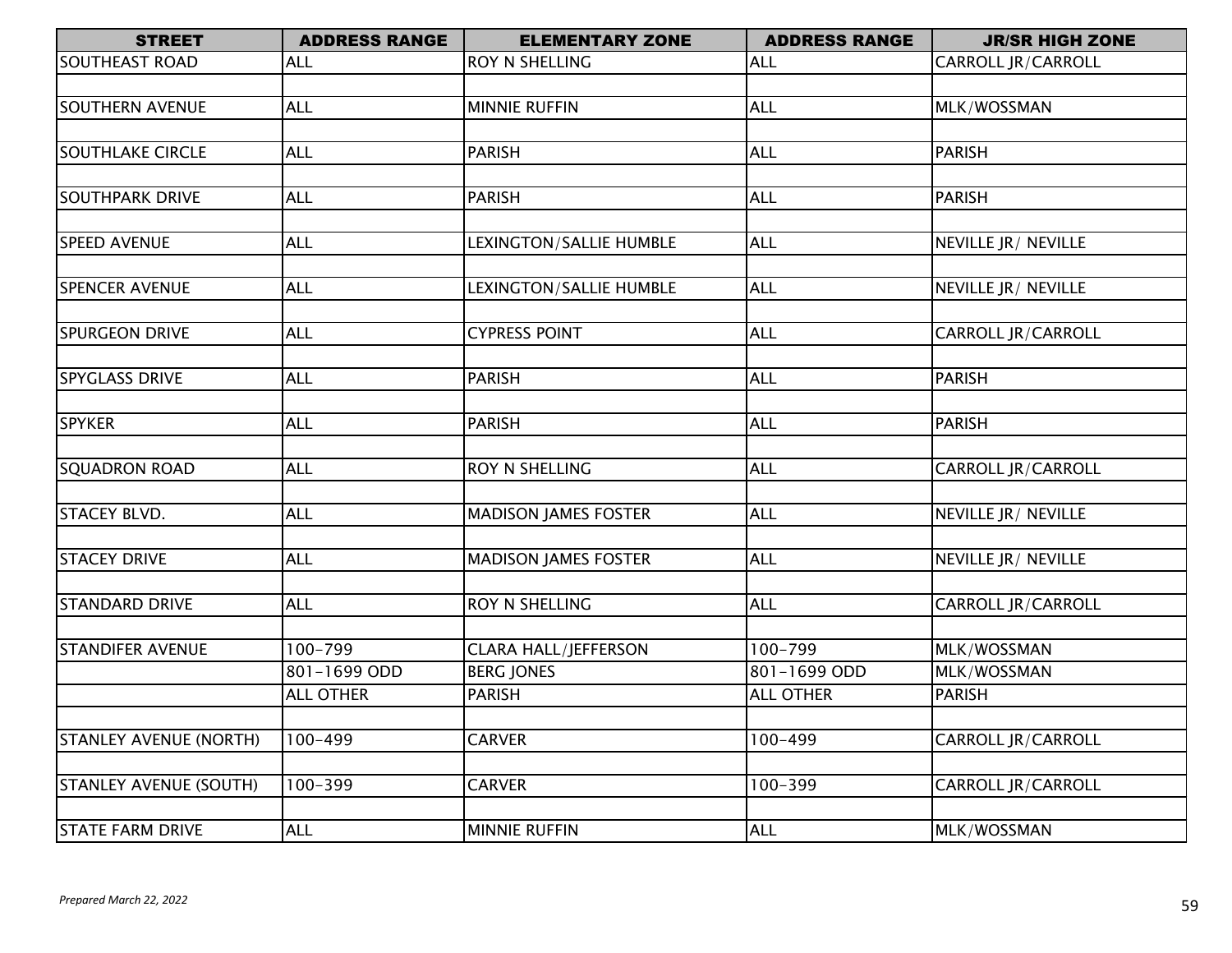| STREET | ADDRESS RANGE | ELEMENTARY ZONE | ADDRESS RANGE | JR/SR HIGH ZONE |
|---|---|---|---|---|
| SOUTHEAST ROAD | ALL | ROY N SHELLING | ALL | CARROLL JR/CARROLL |
| | | | | |
| SOUTHERN AVENUE | ALL | MINNIE RUFFIN | ALL | MLK/WOSSMAN |
| | | | | |
| SOUTHLAKE CIRCLE | ALL | PARISH | ALL | PARISH |
| | | | | |
| SOUTHPARK DRIVE | ALL | PARISH | ALL | PARISH |
| | | | | |
| SPEED AVENUE | ALL | LEXINGTON/SALLIE HUMBLE | ALL | NEVILLE JR/ NEVILLE |
| | | | | |
| SPENCER AVENUE | ALL | LEXINGTON/SALLIE HUMBLE | ALL | NEVILLE JR/ NEVILLE |
| | | | | |
| SPURGEON DRIVE | ALL | CYPRESS POINT | ALL | CARROLL JR/CARROLL |
| | | | | |
| SPYGLASS DRIVE | ALL | PARISH | ALL | PARISH |
| | | | | |
| SPYKER | ALL | PARISH | ALL | PARISH |
| | | | | |
| SQUADRON ROAD | ALL | ROY N SHELLING | ALL | CARROLL JR/CARROLL |
| | | | | |
| STACEY BLVD. | ALL | MADISON JAMES FOSTER | ALL | NEVILLE JR/ NEVILLE |
| | | | | |
| STACEY DRIVE | ALL | MADISON JAMES FOSTER | ALL | NEVILLE JR/ NEVILLE |
| | | | | |
| STANDARD DRIVE | ALL | ROY N SHELLING | ALL | CARROLL JR/CARROLL |
| | | | | |
| STANDIFER AVENUE | 100-799 | CLARA HALL/JEFFERSON | 100-799 | MLK/WOSSMAN |
| | 801-1699 ODD | BERG JONES | 801-1699 ODD | MLK/WOSSMAN |
| | ALL OTHER | PARISH | ALL OTHER | PARISH |
| | | | | |
| STANLEY AVENUE (NORTH) | 100-499 | CARVER | 100-499 | CARROLL JR/CARROLL |
| | | | | |
| STANLEY AVENUE (SOUTH) | 100-399 | CARVER | 100-399 | CARROLL JR/CARROLL |
| | | | | |
| STATE FARM DRIVE | ALL | MINNIE RUFFIN | ALL | MLK/WOSSMAN |

*Prepared March 22, 2022*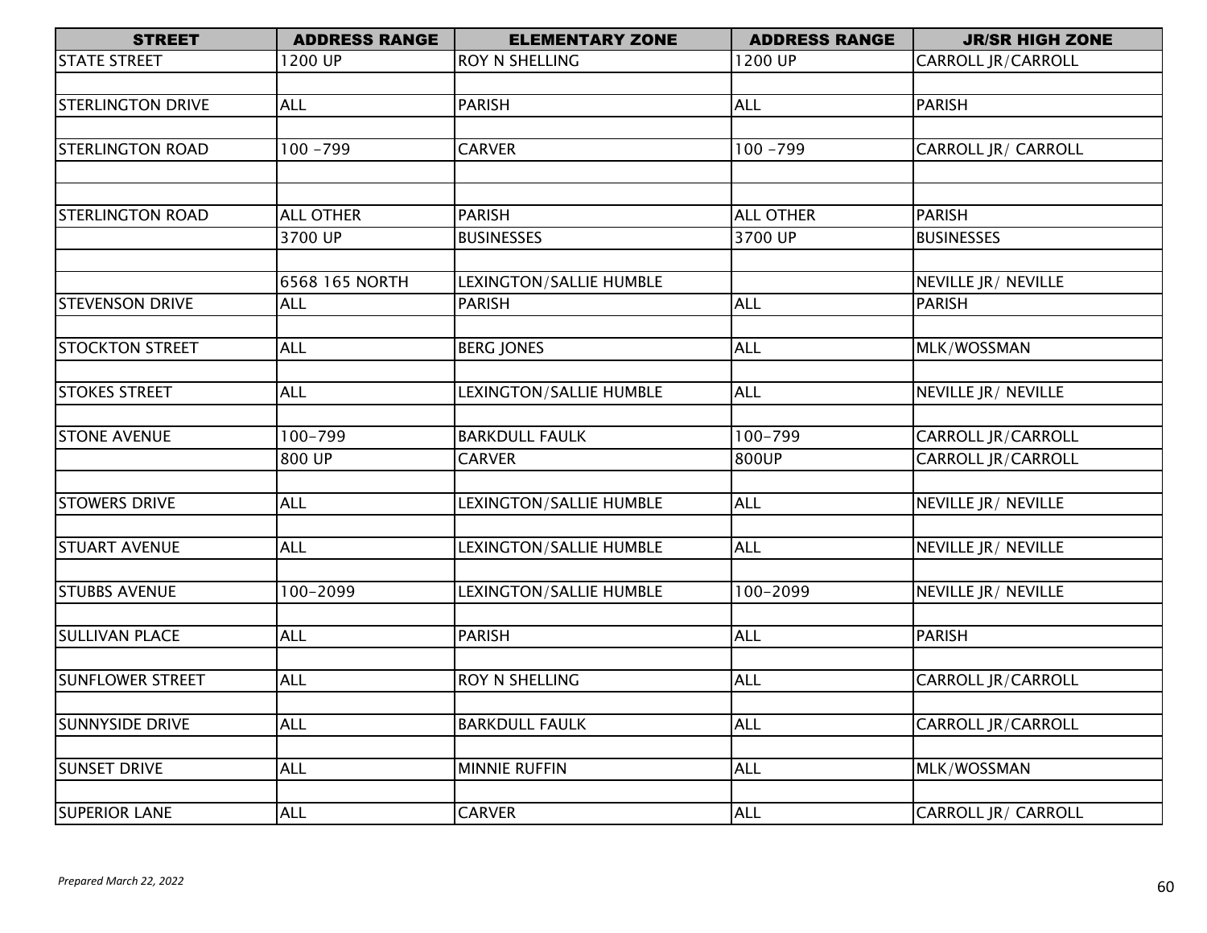| STREET | ADDRESS RANGE | ELEMENTARY ZONE | ADDRESS RANGE | JR/SR HIGH ZONE |
|---|---|---|---|---|
| STATE STREET | 1200 UP | ROY N SHELLING | 1200 UP | CARROLL JR/CARROLL |
| | | | | |
| STERLINGTON DRIVE | ALL | PARISH | ALL | PARISH |
| | | | | |
| STERLINGTON ROAD | 100 -799 | CARVER | 100 -799 | CARROLL JR/ CARROLL |
| | | | | |
| | | | | |
| STERLINGTON ROAD | ALL OTHER | PARISH | ALL OTHER | PARISH |
| | 3700 UP | BUSINESSES | 3700 UP | BUSINESSES |
| | | | | |
| | 6568 165 NORTH | LEXINGTON/SALLIE HUMBLE | | NEVILLE JR/ NEVILLE |
| STEVENSON DRIVE | ALL | PARISH | ALL | PARISH |
| | | | | |
| STOCKTON STREET | ALL | BERG JONES | ALL | MLK/WOSSMAN |
| | | | | |
| STOKES STREET | ALL | LEXINGTON/SALLIE HUMBLE | ALL | NEVILLE JR/ NEVILLE |
| | | | | |
| STONE AVENUE | 100-799 | BARKDULL FAULK | 100-799 | CARROLL JR/CARROLL |
| | 800 UP | CARVER | 800UP | CARROLL JR/CARROLL |
| | | | | |
| STOWERS DRIVE | ALL | LEXINGTON/SALLIE HUMBLE | ALL | NEVILLE JR/ NEVILLE |
| | | | | |
| STUART AVENUE | ALL | LEXINGTON/SALLIE HUMBLE | ALL | NEVILLE JR/ NEVILLE |
| | | | | |
| STUBBS AVENUE | 100-2099 | LEXINGTON/SALLIE HUMBLE | 100-2099 | NEVILLE JR/ NEVILLE |
| | | | | |
| SULLIVAN PLACE | ALL | PARISH | ALL | PARISH |
| | | | | |
| SUNFLOWER STREET | ALL | ROY N SHELLING | ALL | CARROLL JR/CARROLL |
| | | | | |
| SUNNYSIDE DRIVE | ALL | BARKDULL FAULK | ALL | CARROLL JR/CARROLL |
| | | | | |
| SUNSET DRIVE | ALL | MINNIE RUFFIN | ALL | MLK/WOSSMAN |
| | | | | |
| SUPERIOR LANE | ALL | CARVER | ALL | CARROLL JR/ CARROLL |

*Prepared March 22, 2022*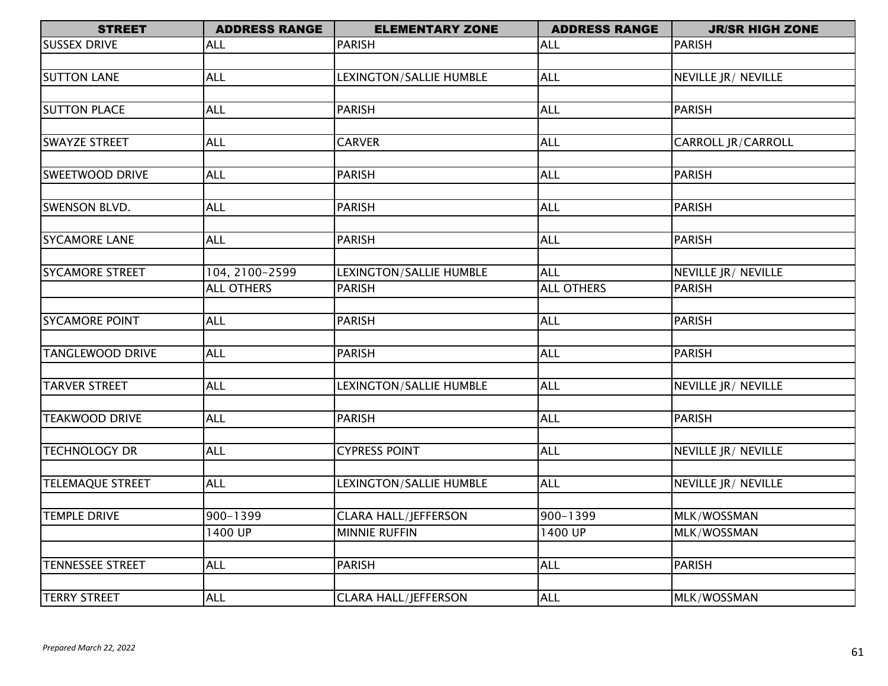| STREET | ADDRESS RANGE | ELEMENTARY ZONE | ADDRESS RANGE | JR/SR HIGH ZONE |
|---|---|---|---|---|
| SUSSEX DRIVE | ALL | PARISH | ALL | PARISH |
| | | | | |
| SUTTON LANE | ALL | LEXINGTON/SALLIE HUMBLE | ALL | NEVILLE JR/ NEVILLE |
| | | | | |
| SUTTON PLACE | ALL | PARISH | ALL | PARISH |
| | | | | |
| SWAYZE STREET | ALL | CARVER | ALL | CARROLL JR/CARROLL |
| | | | | |
| SWEETWOOD DRIVE | ALL | PARISH | ALL | PARISH |
| | | | | |
| SWENSON BLVD. | ALL | PARISH | ALL | PARISH |
| | | | | |
| SYCAMORE LANE | ALL | PARISH | ALL | PARISH |
| | | | | |
| SYCAMORE STREET | 104, 2100-2599 | LEXINGTON/SALLIE HUMBLE | ALL | NEVILLE JR/ NEVILLE |
| | ALL OTHERS | PARISH | ALL OTHERS | PARISH |
| | | | | |
| SYCAMORE POINT | ALL | PARISH | ALL | PARISH |
| | | | | |
| TANGLEWOOD DRIVE | ALL | PARISH | ALL | PARISH |
| | | | | |
| TARVER STREET | ALL | LEXINGTON/SALLIE HUMBLE | ALL | NEVILLE JR/ NEVILLE |
| | | | | |
| TEAKWOOD DRIVE | ALL | PARISH | ALL | PARISH |
| | | | | |
| TECHNOLOGY DR | ALL | CYPRESS POINT | ALL | NEVILLE JR/ NEVILLE |
| | | | | |
| TELEMAQUE STREET | ALL | LEXINGTON/SALLIE HUMBLE | ALL | NEVILLE JR/ NEVILLE |
| | | | | |
| TEMPLE DRIVE | 900-1399 | CLARA HALL/JEFFERSON | 900-1399 | MLK/WOSSMAN |
| | 1400 UP | MINNIE RUFFIN | 1400 UP | MLK/WOSSMAN |
| | | | | |
| TENNESSEE STREET | ALL | PARISH | ALL | PARISH |
| | | | | |
| TERRY STREET | ALL | CLARA HALL/JEFFERSON | ALL | MLK/WOSSMAN |

*Prepared March 22, 2022*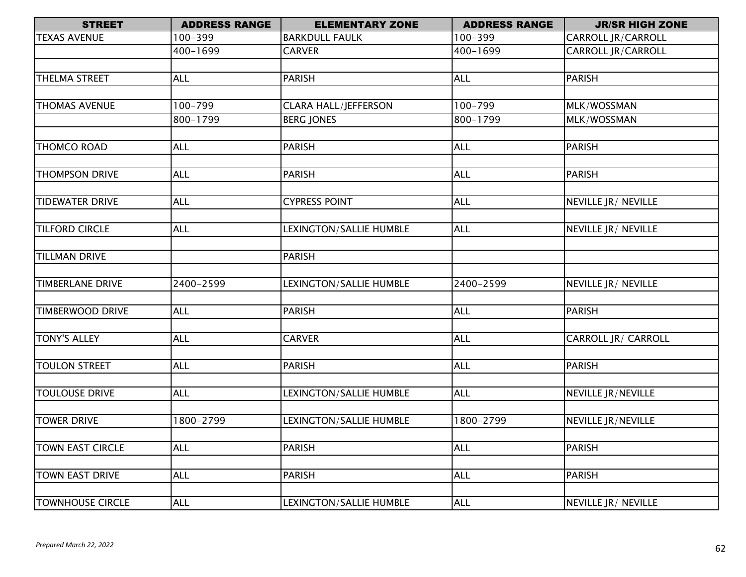| STREET | ADDRESS RANGE | ELEMENTARY ZONE | ADDRESS RANGE | JR/SR HIGH ZONE |
|---|---|---|---|---|
| TEXAS AVENUE | 100-399 | BARKDULL FAULK | 100-399 | CARROLL JR/CARROLL |
| | 400-1699 | CARVER | 400-1699 | CARROLL JR/CARROLL |
| | | | | |
| THELMA STREET | ALL | PARISH | ALL | PARISH |
| | | | | |
| THOMAS AVENUE | 100-799 | CLARA HALL/JEFFERSON | 100-799 | MLK/WOSSMAN |
| | 800-1799 | BERG JONES | 800-1799 | MLK/WOSSMAN |
| | | | | |
| THOMCO ROAD | ALL | PARISH | ALL | PARISH |
| | | | | |
| THOMPSON DRIVE | ALL | PARISH | ALL | PARISH |
| | | | | |
| TIDEWATER DRIVE | ALL | CYPRESS POINT | ALL | NEVILLE JR/ NEVILLE |
| | | | | |
| TILFORD CIRCLE | ALL | LEXINGTON/SALLIE HUMBLE | ALL | NEVILLE JR/ NEVILLE |
| | | | | |
| TILLMAN DRIVE | | PARISH | | |
| | | | | |
| TIMBERLANE DRIVE | 2400-2599 | LEXINGTON/SALLIE HUMBLE | 2400-2599 | NEVILLE JR/ NEVILLE |
| | | | | |
| TIMBERWOOD DRIVE | ALL | PARISH | ALL | PARISH |
| | | | | |
| TONY'S ALLEY | ALL | CARVER | ALL | CARROLL JR/ CARROLL |
| | | | | |
| TOULON STREET | ALL | PARISH | ALL | PARISH |
| | | | | |
| TOULOUSE DRIVE | ALL | LEXINGTON/SALLIE HUMBLE | ALL | NEVILLE JR/NEVILLE |
| | | | | |
| TOWER DRIVE | 1800-2799 | LEXINGTON/SALLIE HUMBLE | 1800-2799 | NEVILLE JR/NEVILLE |
| | | | | |
| TOWN EAST CIRCLE | ALL | PARISH | ALL | PARISH |
| | | | | |
| TOWN EAST DRIVE | ALL | PARISH | ALL | PARISH |
| | | | | |
| TOWNHOUSE CIRCLE | ALL | LEXINGTON/SALLIE HUMBLE | ALL | NEVILLE JR/ NEVILLE |

*Prepared March 22, 2022*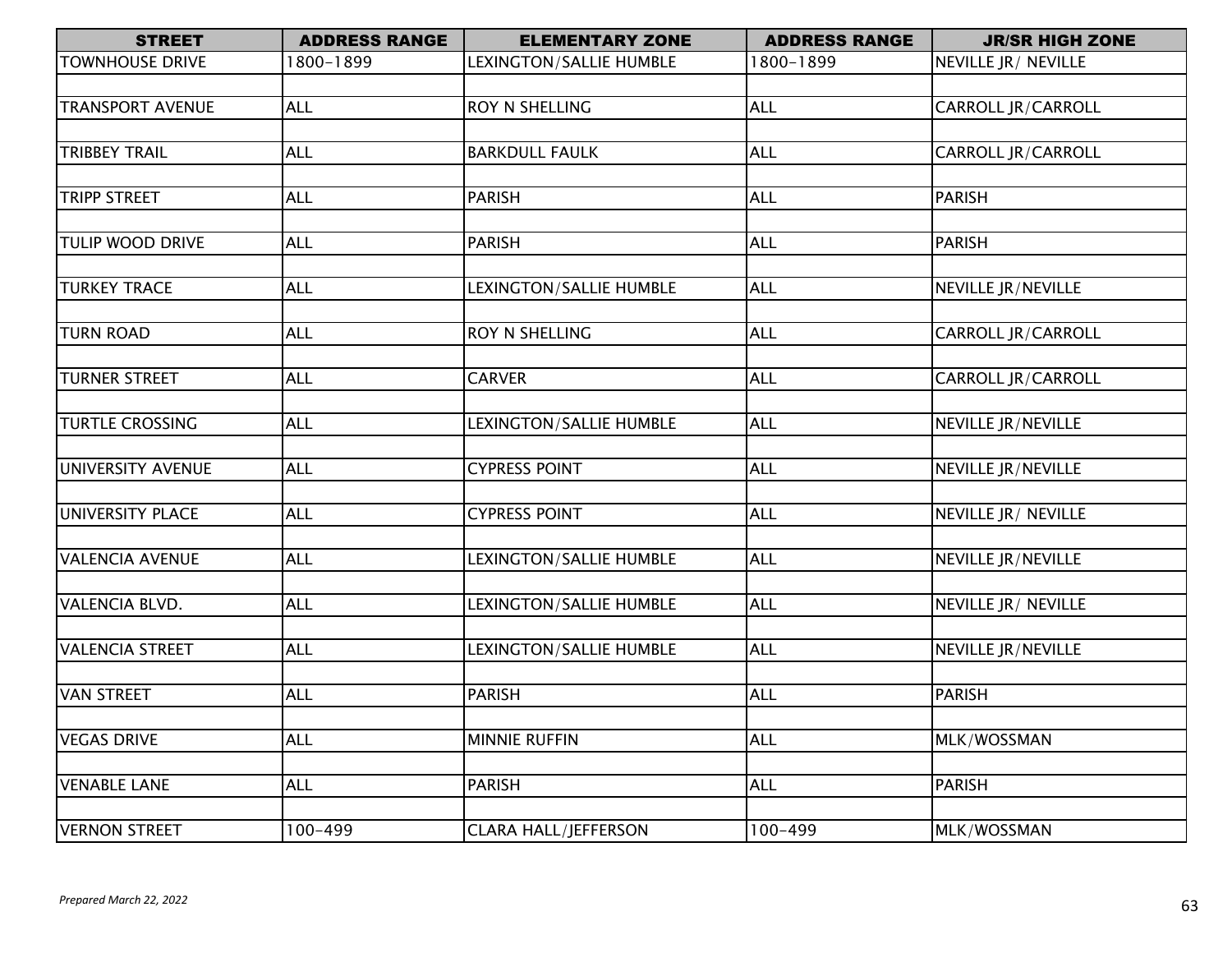| STREET | ADDRESS RANGE | ELEMENTARY ZONE | ADDRESS RANGE | JR/SR HIGH ZONE |
|---|---|---|---|---|
| TOWNHOUSE DRIVE | 1800-1899 | LEXINGTON/SALLIE HUMBLE | 1800-1899 | NEVILLE JR/ NEVILLE |
| | | | | |
| TRANSPORT AVENUE | ALL | ROY N SHELLING | ALL | CARROLL JR/CARROLL |
| | | | | |
| TRIBBEY TRAIL | ALL | BARKDULL FAULK | ALL | CARROLL JR/CARROLL |
| | | | | |
| TRIPP STREET | ALL | PARISH | ALL | PARISH |
| | | | | |
| TULIP WOOD DRIVE | ALL | PARISH | ALL | PARISH |
| | | | | |
| TURKEY TRACE | ALL | LEXINGTON/SALLIE HUMBLE | ALL | NEVILLE JR/NEVILLE |
| | | | | |
| TURN ROAD | ALL | ROY N SHELLING | ALL | CARROLL JR/CARROLL |
| | | | | |
| TURNER STREET | ALL | CARVER | ALL | CARROLL JR/CARROLL |
| | | | | |
| TURTLE CROSSING | ALL | LEXINGTON/SALLIE HUMBLE | ALL | NEVILLE JR/NEVILLE |
| | | | | |
| UNIVERSITY AVENUE | ALL | CYPRESS POINT | ALL | NEVILLE JR/NEVILLE |
| | | | | |
| UNIVERSITY PLACE | ALL | CYPRESS POINT | ALL | NEVILLE JR/ NEVILLE |
| | | | | |
| VALENCIA AVENUE | ALL | LEXINGTON/SALLIE HUMBLE | ALL | NEVILLE JR/NEVILLE |
| | | | | |
| VALENCIA BLVD. | ALL | LEXINGTON/SALLIE HUMBLE | ALL | NEVILLE JR/ NEVILLE |
| | | | | |
| VALENCIA STREET | ALL | LEXINGTON/SALLIE HUMBLE | ALL | NEVILLE JR/NEVILLE |
| | | | | |
| VAN STREET | ALL | PARISH | ALL | PARISH |
| | | | | |
| VEGAS DRIVE | ALL | MINNIE RUFFIN | ALL | MLK/WOSSMAN |
| | | | | |
| VENABLE LANE | ALL | PARISH | ALL | PARISH |
| | | | | |
| VERNON STREET | 100-499 | CLARA HALL/JEFFERSON | 100-499 | MLK/WOSSMAN |

*Prepared March 22, 2022*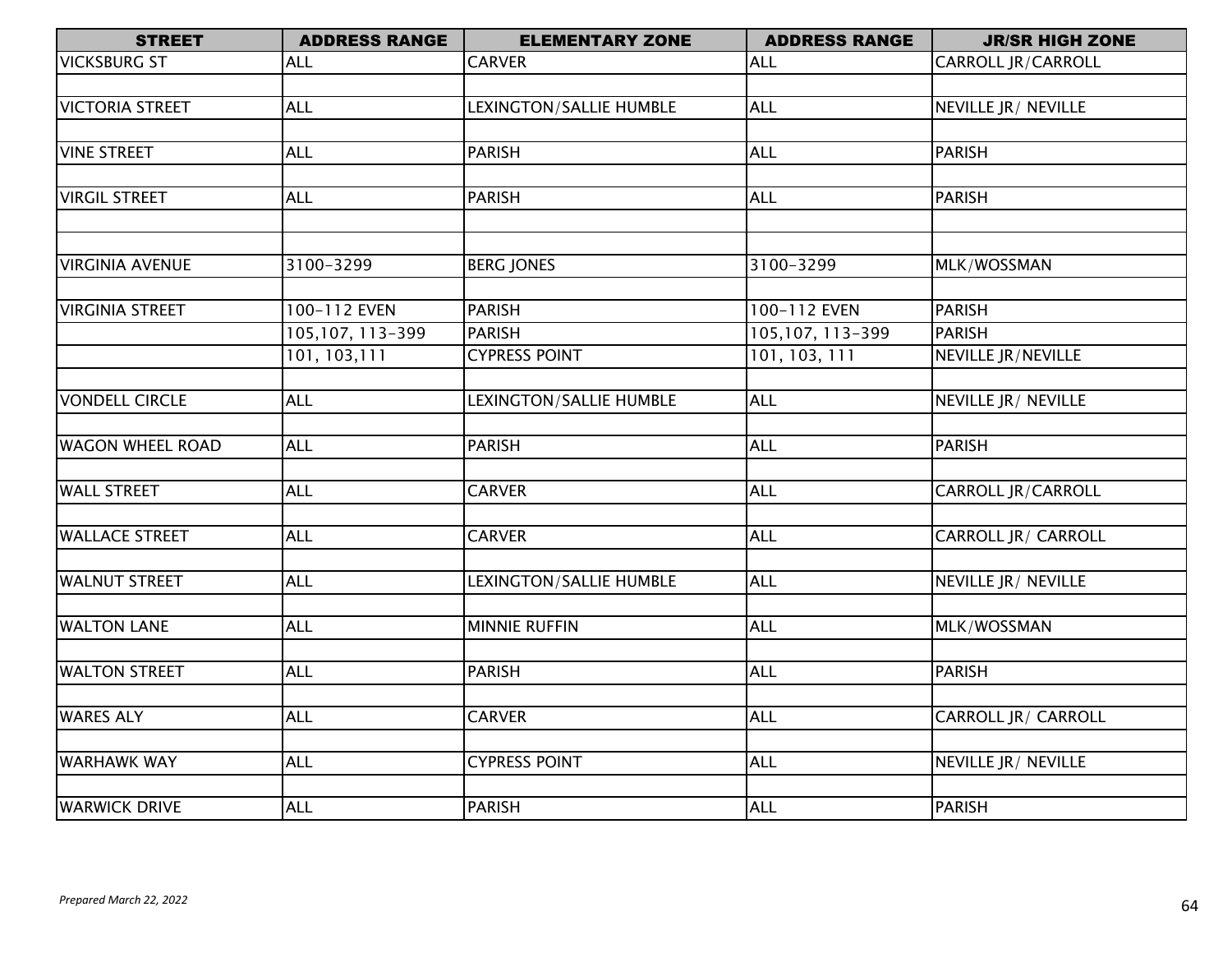| STREET | ADDRESS RANGE | ELEMENTARY ZONE | ADDRESS RANGE | JR/SR HIGH ZONE |
|---|---|---|---|---|
| VICKSBURG ST | ALL | CARVER | ALL | CARROLL JR/CARROLL |
| | | | | |
| VICTORIA STREET | ALL | LEXINGTON/SALLIE HUMBLE | ALL | NEVILLE JR/ NEVILLE |
| | | | | |
| VINE STREET | ALL | PARISH | ALL | PARISH |
| | | | | |
| VIRGIL STREET | ALL | PARISH | ALL | PARISH |
| | | | | |
| | | | | |
| VIRGINIA AVENUE | 3100-3299 | BERG JONES | 3100-3299 | MLK/WOSSMAN |
| | | | | |
| VIRGINIA STREET | 100-112 EVEN | PARISH | 100-112 EVEN | PARISH |
| | 105,107, 113-399 | PARISH | 105,107, 113-399 | PARISH |
| | 101, 103,111 | CYPRESS POINT | 101, 103, 111 | NEVILLE JR/NEVILLE |
| | | | | |
| VONDELL CIRCLE | ALL | LEXINGTON/SALLIE HUMBLE | ALL | NEVILLE JR/ NEVILLE |
| | | | | |
| WAGON WHEEL ROAD | ALL | PARISH | ALL | PARISH |
| | | | | |
| WALL STREET | ALL | CARVER | ALL | CARROLL JR/CARROLL |
| | | | | |
| WALLACE STREET | ALL | CARVER | ALL | CARROLL JR/ CARROLL |
| | | | | |
| WALNUT STREET | ALL | LEXINGTON/SALLIE HUMBLE | ALL | NEVILLE JR/ NEVILLE |
| | | | | |
| WALTON LANE | ALL | MINNIE RUFFIN | ALL | MLK/WOSSMAN |
| | | | | |
| WALTON STREET | ALL | PARISH | ALL | PARISH |
| | | | | |
| WARES ALY | ALL | CARVER | ALL | CARROLL JR/ CARROLL |
| | | | | |
| WARHAWK WAY | ALL | CYPRESS POINT | ALL | NEVILLE JR/ NEVILLE |
| | | | | |
| WARWICK DRIVE | ALL | PARISH | ALL | PARISH |

*Prepared March 22, 2022*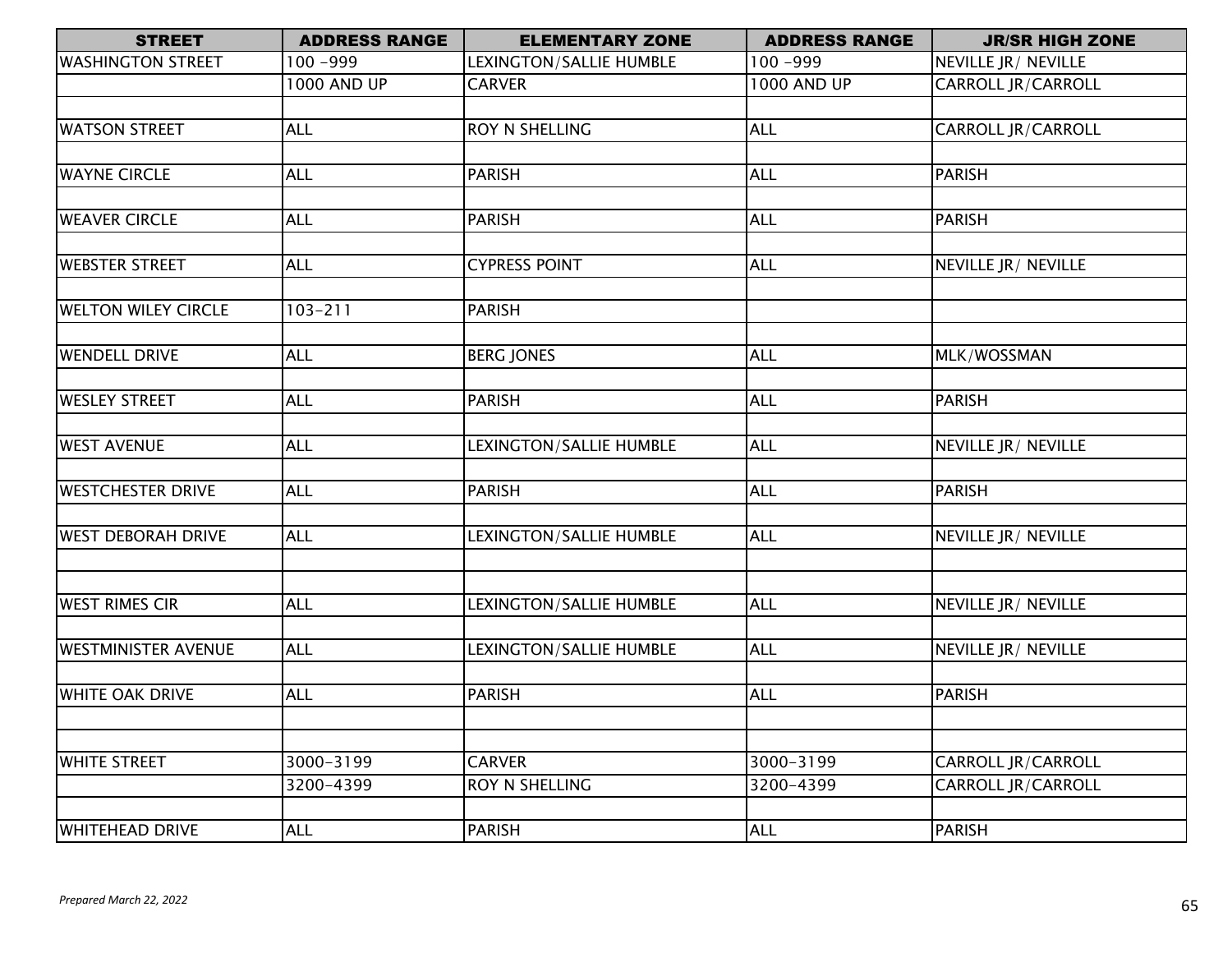| STREET | ADDRESS RANGE | ELEMENTARY ZONE | ADDRESS RANGE | JR/SR HIGH ZONE |
|---|---|---|---|---|
| WASHINGTON STREET | 100 -999 | LEXINGTON/SALLIE HUMBLE | 100 -999 | NEVILLE JR/ NEVILLE |
| | 1000 AND UP | CARVER | 1000 AND UP | CARROLL JR/CARROLL |
| | | | | |
| WATSON STREET | ALL | ROY N SHELLING | ALL | CARROLL JR/CARROLL |
| | | | | |
| WAYNE CIRCLE | ALL | PARISH | ALL | PARISH |
| | | | | |
| WEAVER CIRCLE | ALL | PARISH | ALL | PARISH |
| | | | | |
| WEBSTER STREET | ALL | CYPRESS POINT | ALL | NEVILLE JR/ NEVILLE |
| | | | | |
| WELTON WILEY CIRCLE | 103-211 | PARISH | | |
| | | | | |
| WENDELL DRIVE | ALL | BERG JONES | ALL | MLK/WOSSMAN |
| | | | | |
| WESLEY STREET | ALL | PARISH | ALL | PARISH |
| | | | | |
| WEST AVENUE | ALL | LEXINGTON/SALLIE HUMBLE | ALL | NEVILLE JR/ NEVILLE |
| | | | | |
| WESTCHESTER DRIVE | ALL | PARISH | ALL | PARISH |
| | | | | |
| WEST DEBORAH DRIVE | ALL | LEXINGTON/SALLIE HUMBLE | ALL | NEVILLE JR/ NEVILLE |
| | | | | |
| | | | | |
| WEST RIMES CIR | ALL | LEXINGTON/SALLIE HUMBLE | ALL | NEVILLE JR/ NEVILLE |
| | | | | |
| WESTMINISTER AVENUE | ALL | LEXINGTON/SALLIE HUMBLE | ALL | NEVILLE JR/ NEVILLE |
| | | | | |
| WHITE OAK DRIVE | ALL | PARISH | ALL | PARISH |
| | | | | |
| | | | | |
| WHITE STREET | 3000-3199 | CARVER | 3000-3199 | CARROLL JR/CARROLL |
| | 3200-4399 | ROY N SHELLING | 3200-4399 | CARROLL JR/CARROLL |
| | | | | |
| WHITEHEAD DRIVE | ALL | PARISH | ALL | PARISH |

*Prepared March 22, 2022*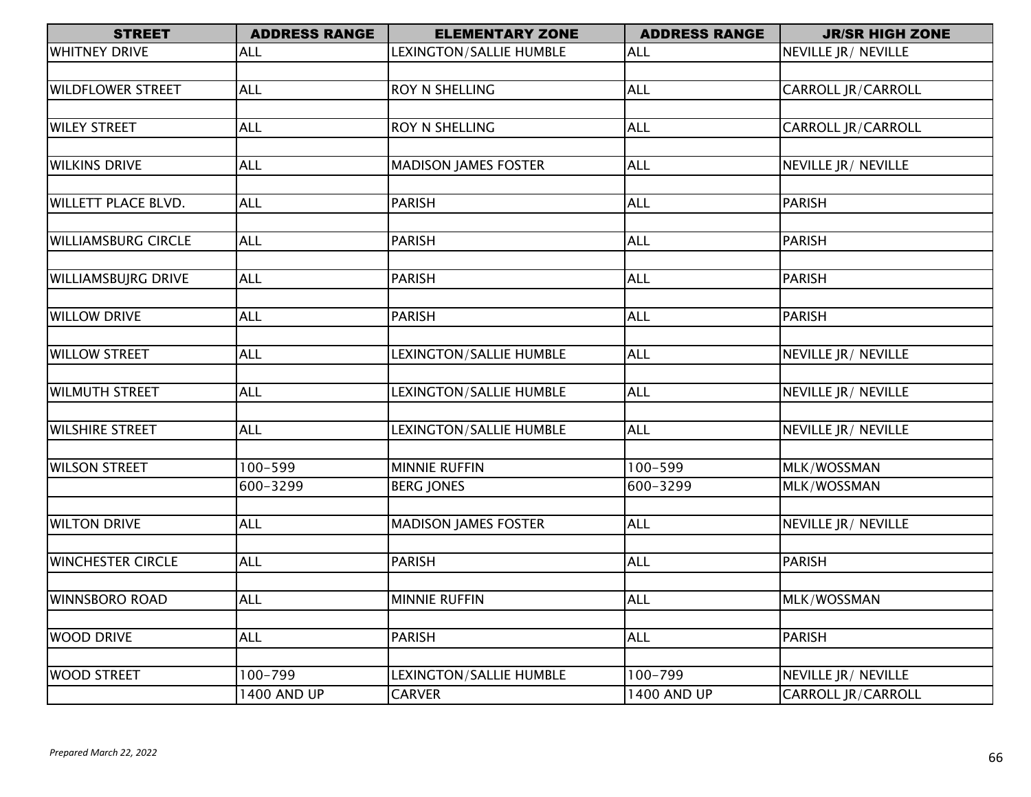| STREET | ADDRESS RANGE | ELEMENTARY ZONE | ADDRESS RANGE | JR/SR HIGH ZONE |
|---|---|---|---|---|
| WHITNEY DRIVE | ALL | LEXINGTON/SALLIE HUMBLE | ALL | NEVILLE JR/ NEVILLE |
| | | | | |
| WILDFLOWER STREET | ALL | ROY N SHELLING | ALL | CARROLL JR/CARROLL |
| | | | | |
| WILEY STREET | ALL | ROY N SHELLING | ALL | CARROLL JR/CARROLL |
| | | | | |
| WILKINS DRIVE | ALL | MADISON JAMES FOSTER | ALL | NEVILLE JR/ NEVILLE |
| | | | | |
| WILLETT PLACE BLVD. | ALL | PARISH | ALL | PARISH |
| | | | | |
| WILLIAMSBURG CIRCLE | ALL | PARISH | ALL | PARISH |
| | | | | |
| WILLIAMSBUJRG DRIVE | ALL | PARISH | ALL | PARISH |
| | | | | |
| WILLOW DRIVE | ALL | PARISH | ALL | PARISH |
| | | | | |
| WILLOW STREET | ALL | LEXINGTON/SALLIE HUMBLE | ALL | NEVILLE JR/ NEVILLE |
| | | | | |
| WILMUTH STREET | ALL | LEXINGTON/SALLIE HUMBLE | ALL | NEVILLE JR/ NEVILLE |
| | | | | |
| WILSHIRE STREET | ALL | LEXINGTON/SALLIE HUMBLE | ALL | NEVILLE JR/ NEVILLE |
| | | | | |
| WILSON STREET | 100-599 | MINNIE RUFFIN | 100-599 | MLK/WOSSMAN |
| | 600-3299 | BERG JONES | 600-3299 | MLK/WOSSMAN |
| | | | | |
| WILTON DRIVE | ALL | MADISON JAMES FOSTER | ALL | NEVILLE JR/ NEVILLE |
| | | | | |
| WINCHESTER CIRCLE | ALL | PARISH | ALL | PARISH |
| | | | | |
| WINNSBORO ROAD | ALL | MINNIE RUFFIN | ALL | MLK/WOSSMAN |
| | | | | |
| WOOD DRIVE | ALL | PARISH | ALL | PARISH |
| | | | | |
| WOOD STREET | 100-799 | LEXINGTON/SALLIE HUMBLE | 100-799 | NEVILLE JR/ NEVILLE |
| | 1400 AND UP | CARVER | 1400 AND UP | CARROLL JR/CARROLL |

*Prepared March 22, 2022*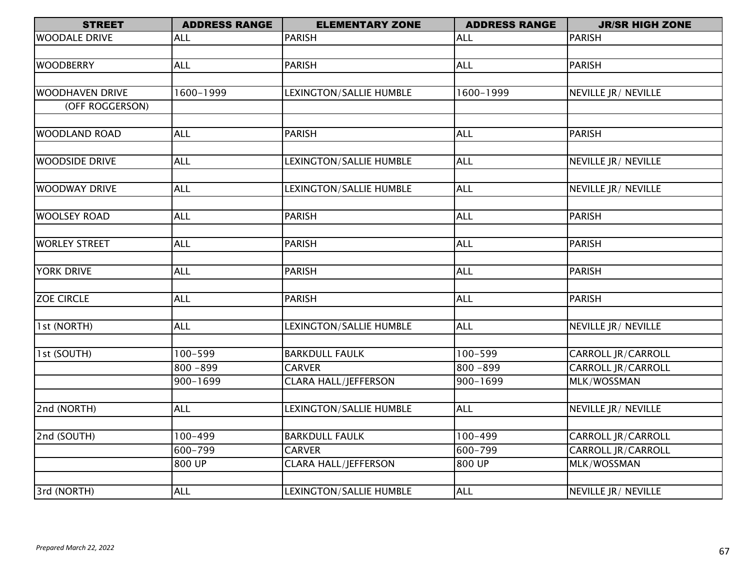| STREET | ADDRESS RANGE | ELEMENTARY ZONE | ADDRESS RANGE | JR/SR HIGH ZONE |
|---|---|---|---|---|
| WOODALE DRIVE | ALL | PARISH | ALL | PARISH |
| | | | | |
| WOODBERRY | ALL | PARISH | ALL | PARISH |
| | | | | |
| WOODHAVEN DRIVE | 1600-1999 | LEXINGTON/SALLIE HUMBLE | 1600-1999 | NEVILLE JR/ NEVILLE |
| (OFF ROGGERSON) | | | | |
| | | | | |
| WOODLAND ROAD | ALL | PARISH | ALL | PARISH |
| | | | | |
| WOODSIDE DRIVE | ALL | LEXINGTON/SALLIE HUMBLE | ALL | NEVILLE JR/ NEVILLE |
| | | | | |
| WOODWAY DRIVE | ALL | LEXINGTON/SALLIE HUMBLE | ALL | NEVILLE JR/ NEVILLE |
| | | | | |
| WOOLSEY ROAD | ALL | PARISH | ALL | PARISH |
| | | | | |
| WORLEY STREET | ALL | PARISH | ALL | PARISH |
| | | | | |
| YORK DRIVE | ALL | PARISH | ALL | PARISH |
| | | | | |
| ZOE CIRCLE | ALL | PARISH | ALL | PARISH |
| | | | | |
| 1st (NORTH) | ALL | LEXINGTON/SALLIE HUMBLE | ALL | NEVILLE JR/ NEVILLE |
| | | | | |
| 1st (SOUTH) | 100-599 | BARKDULL FAULK | 100-599 | CARROLL JR/CARROLL |
| | 800 -899 | CARVER | 800 -899 | CARROLL JR/CARROLL |
| | 900-1699 | CLARA HALL/JEFFERSON | 900-1699 | MLK/WOSSMAN |
| | | | | |
| 2nd (NORTH) | ALL | LEXINGTON/SALLIE HUMBLE | ALL | NEVILLE JR/ NEVILLE |
| | | | | |
| 2nd (SOUTH) | 100-499 | BARKDULL FAULK | 100-499 | CARROLL JR/CARROLL |
| | 600-799 | CARVER | 600-799 | CARROLL JR/CARROLL |
| | 800 UP | CLARA HALL/JEFFERSON | 800 UP | MLK/WOSSMAN |
| | | | | |
| 3rd (NORTH) | ALL | LEXINGTON/SALLIE HUMBLE | ALL | NEVILLE JR/ NEVILLE |

*Prepared March 22, 2022*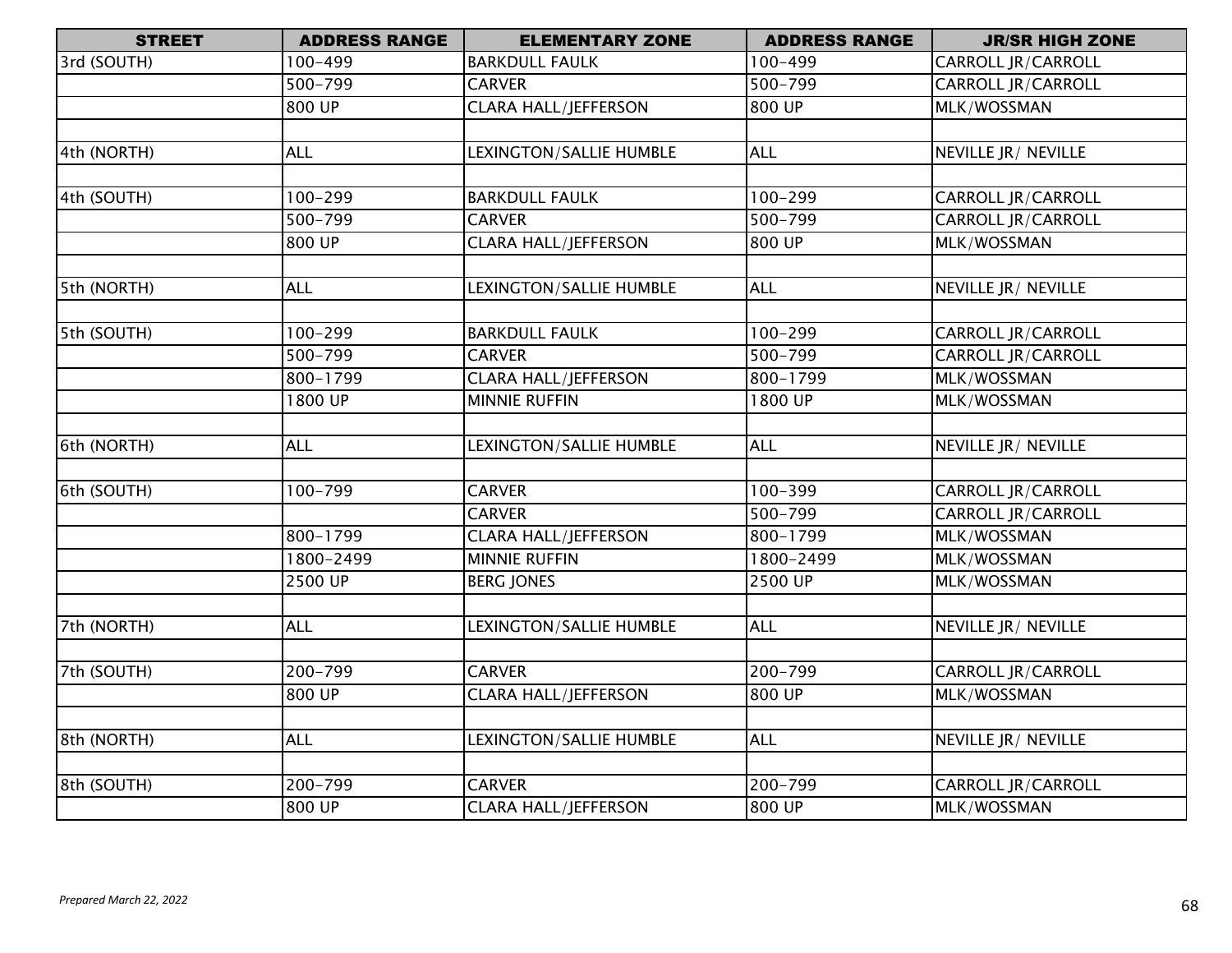| STREET | ADDRESS RANGE | ELEMENTARY ZONE | ADDRESS RANGE | JR/SR HIGH ZONE |
|---|---|---|---|---|
| 3rd (SOUTH) | 100-499 | BARKDULL FAULK | 100-499 | CARROLL JR/CARROLL |
| | 500-799 | CARVER | 500-799 | CARROLL JR/CARROLL |
| | 800 UP | CLARA HALL/JEFFERSON | 800 UP | MLK/WOSSMAN |
| | | | | |
| 4th (NORTH) | ALL | LEXINGTON/SALLIE HUMBLE | ALL | NEVILLE JR/ NEVILLE |
| | | | | |
| 4th (SOUTH) | 100-299 | BARKDULL FAULK | 100-299 | CARROLL JR/CARROLL |
| | 500-799 | CARVER | 500-799 | CARROLL JR/CARROLL |
| | 800 UP | CLARA HALL/JEFFERSON | 800 UP | MLK/WOSSMAN |
| | | | | |
| 5th (NORTH) | ALL | LEXINGTON/SALLIE HUMBLE | ALL | NEVILLE JR/ NEVILLE |
| | | | | |
| 5th (SOUTH) | 100-299 | BARKDULL FAULK | 100-299 | CARROLL JR/CARROLL |
| | 500-799 | CARVER | 500-799 | CARROLL JR/CARROLL |
| | 800-1799 | CLARA HALL/JEFFERSON | 800-1799 | MLK/WOSSMAN |
| | 1800 UP | MINNIE RUFFIN | 1800 UP | MLK/WOSSMAN |
| | | | | |
| 6th (NORTH) | ALL | LEXINGTON/SALLIE HUMBLE | ALL | NEVILLE JR/ NEVILLE |
| | | | | |
| 6th (SOUTH) | 100-799 | CARVER | 100-399 | CARROLL JR/CARROLL |
| | | CARVER | 500-799 | CARROLL JR/CARROLL |
| | 800-1799 | CLARA HALL/JEFFERSON | 800-1799 | MLK/WOSSMAN |
| | 1800-2499 | MINNIE RUFFIN | 1800-2499 | MLK/WOSSMAN |
| | 2500 UP | BERG JONES | 2500 UP | MLK/WOSSMAN |
| | | | | |
| 7th (NORTH) | ALL | LEXINGTON/SALLIE HUMBLE | ALL | NEVILLE JR/ NEVILLE |
| | | | | |
| 7th (SOUTH) | 200-799 | CARVER | 200-799 | CARROLL JR/CARROLL |
| | 800 UP | CLARA HALL/JEFFERSON | 800 UP | MLK/WOSSMAN |
| | | | | |
| 8th (NORTH) | ALL | LEXINGTON/SALLIE HUMBLE | ALL | NEVILLE JR/ NEVILLE |
| | | | | |
| 8th (SOUTH) | 200-799 | CARVER | 200-799 | CARROLL JR/CARROLL |
| | 800 UP | CLARA HALL/JEFFERSON | 800 UP | MLK/WOSSMAN |

*Prepared March 22, 2022*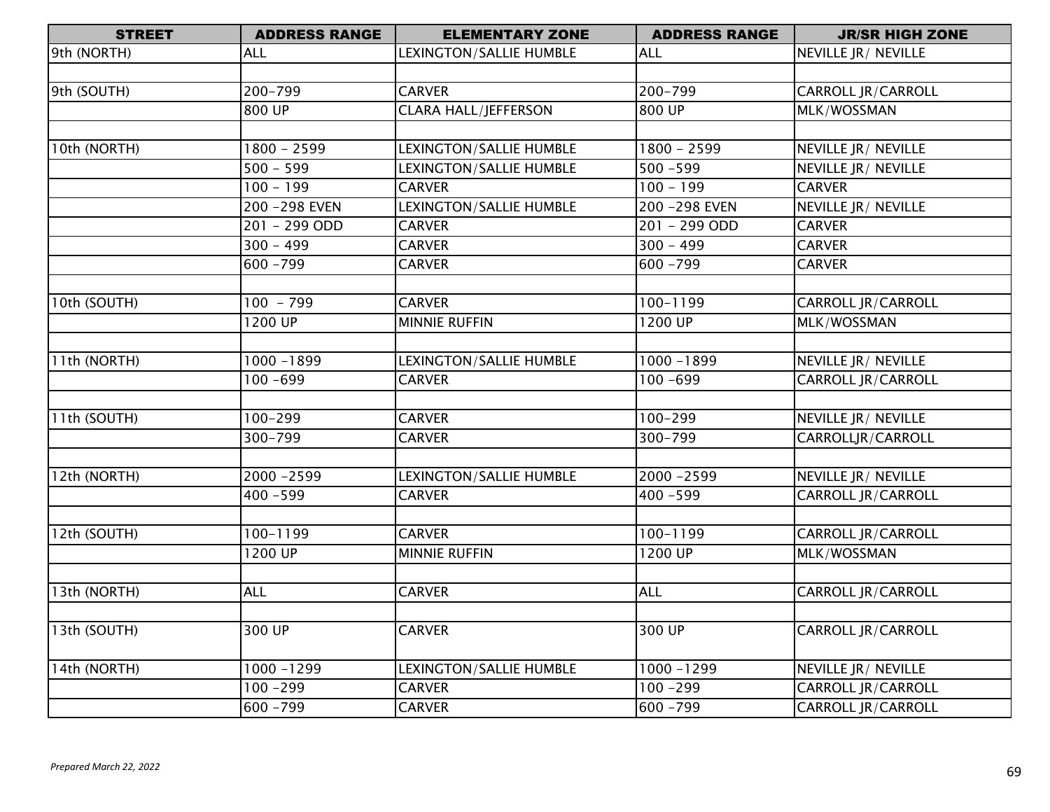| STREET | ADDRESS RANGE | ELEMENTARY ZONE | ADDRESS RANGE | JR/SR HIGH ZONE |
|---|---|---|---|---|
| 9th (NORTH) | ALL | LEXINGTON/SALLIE HUMBLE | ALL | NEVILLE JR/ NEVILLE |
| | | | | |
| 9th (SOUTH) | 200-799 | CARVER | 200-799 | CARROLL JR/CARROLL |
| | 800 UP | CLARA HALL/JEFFERSON | 800 UP | MLK/WOSSMAN |
| | | | | |
| 10th (NORTH) | 1800 - 2599 | LEXINGTON/SALLIE HUMBLE | 1800 - 2599 | NEVILLE JR/ NEVILLE |
| | 500 - 599 | LEXINGTON/SALLIE HUMBLE | 500 -599 | NEVILLE JR/ NEVILLE |
| | 100 - 199 | CARVER | 100 - 199 | CARVER |
| | 200 -298 EVEN | LEXINGTON/SALLIE HUMBLE | 200 -298 EVEN | NEVILLE JR/ NEVILLE |
| | 201 - 299 ODD | CARVER | 201 - 299 ODD | CARVER |
| | 300 - 499 | CARVER | 300 - 499 | CARVER |
| | 600 -799 | CARVER | 600 -799 | CARVER |
| | | | | |
| 10th (SOUTH) | 100 - 799 | CARVER | 100-1199 | CARROLL JR/CARROLL |
| | 1200 UP | MINNIE RUFFIN | 1200 UP | MLK/WOSSMAN |
| | | | | |
| 11th (NORTH) | 1000 -1899 | LEXINGTON/SALLIE HUMBLE | 1000 -1899 | NEVILLE JR/ NEVILLE |
| | 100 -699 | CARVER | 100 -699 | CARROLL JR/CARROLL |
| | | | | |
| 11th (SOUTH) | 100-299 | CARVER | 100-299 | NEVILLE JR/ NEVILLE |
| | 300-799 | CARVER | 300-799 | CARROLLJR/CARROLL |
| | | | | |
| 12th (NORTH) | 2000 -2599 | LEXINGTON/SALLIE HUMBLE | 2000 -2599 | NEVILLE JR/ NEVILLE |
| | 400 -599 | CARVER | 400 -599 | CARROLL JR/CARROLL |
| | | | | |
| 12th (SOUTH) | 100-1199 | CARVER | 100-1199 | CARROLL JR/CARROLL |
| | 1200 UP | MINNIE RUFFIN | 1200 UP | MLK/WOSSMAN |
| | | | | |
| 13th (NORTH) | ALL | CARVER | ALL | CARROLL JR/CARROLL |
| | | | | |
| 13th (SOUTH) | 300 UP | CARVER | 300 UP | CARROLL JR/CARROLL |
| 14th (NORTH) | 1000 -1299 | LEXINGTON/SALLIE HUMBLE | 1000 -1299 | NEVILLE JR/ NEVILLE |
| | 100 -299 | CARVER | 100 -299 | CARROLL JR/CARROLL |
| | 600 -799 | CARVER | 600 -799 | CARROLL JR/CARROLL |

*Prepared March 22, 2022*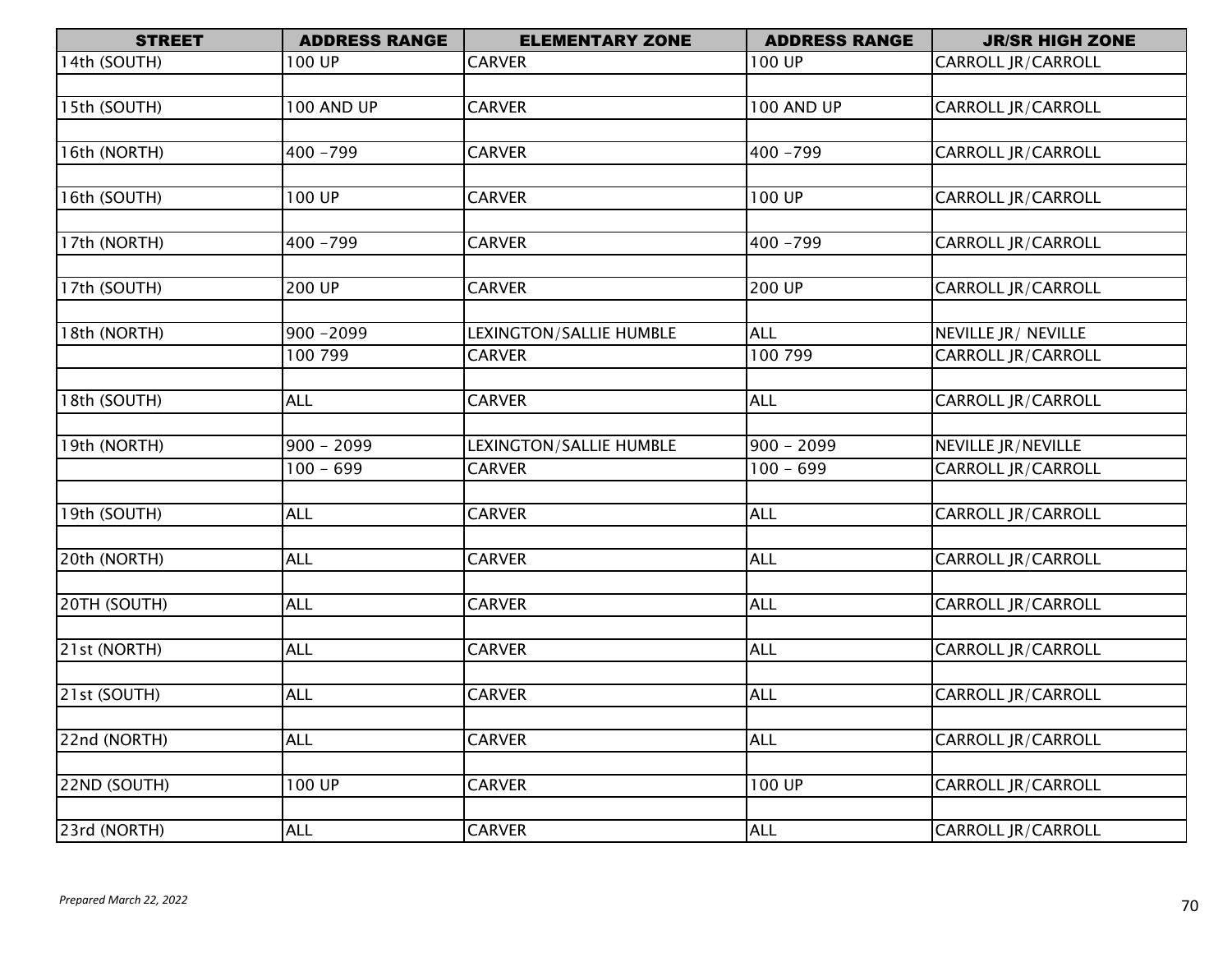| STREET | ADDRESS RANGE | ELEMENTARY ZONE | ADDRESS RANGE | JR/SR HIGH ZONE |
|---|---|---|---|---|
| 14th (SOUTH) | 100 UP | CARVER | 100 UP | CARROLL JR/CARROLL |
| | | | | |
| 15th (SOUTH) | 100 AND UP | CARVER | 100 AND UP | CARROLL JR/CARROLL |
| | | | | |
| 16th (NORTH) | 400 -799 | CARVER | 400 -799 | CARROLL JR/CARROLL |
| | | | | |
| 16th (SOUTH) | 100 UP | CARVER | 100 UP | CARROLL JR/CARROLL |
| | | | | |
| 17th (NORTH) | 400 -799 | CARVER | 400 -799 | CARROLL JR/CARROLL |
| | | | | |
| 17th (SOUTH) | 200 UP | CARVER | 200 UP | CARROLL JR/CARROLL |
| | | | | |
| 18th (NORTH) | 900 -2099 | LEXINGTON/SALLIE HUMBLE | ALL | NEVILLE JR/ NEVILLE |
| | 100 799 | CARVER | 100 799 | CARROLL JR/CARROLL |
| | | | | |
| 18th (SOUTH) | ALL | CARVER | ALL | CARROLL JR/CARROLL |
| | | | | |
| 19th (NORTH) | 900 - 2099 | LEXINGTON/SALLIE HUMBLE | 900 - 2099 | NEVILLE JR/NEVILLE |
| | 100 - 699 | CARVER | 100 - 699 | CARROLL JR/CARROLL |
| | | | | |
| 19th (SOUTH) | ALL | CARVER | ALL | CARROLL JR/CARROLL |
| | | | | |
| 20th (NORTH) | ALL | CARVER | ALL | CARROLL JR/CARROLL |
| | | | | |
| 20TH (SOUTH) | ALL | CARVER | ALL | CARROLL JR/CARROLL |
| | | | | |
| 21st (NORTH) | ALL | CARVER | ALL | CARROLL JR/CARROLL |
| | | | | |
| 21st (SOUTH) | ALL | CARVER | ALL | CARROLL JR/CARROLL |
| | | | | |
| 22nd (NORTH) | ALL | CARVER | ALL | CARROLL JR/CARROLL |
| | | | | |
| 22ND (SOUTH) | 100 UP | CARVER | 100 UP | CARROLL JR/CARROLL |
| | | | | |
| 23rd (NORTH) | ALL | CARVER | ALL | CARROLL JR/CARROLL |

*Prepared March 22, 2022*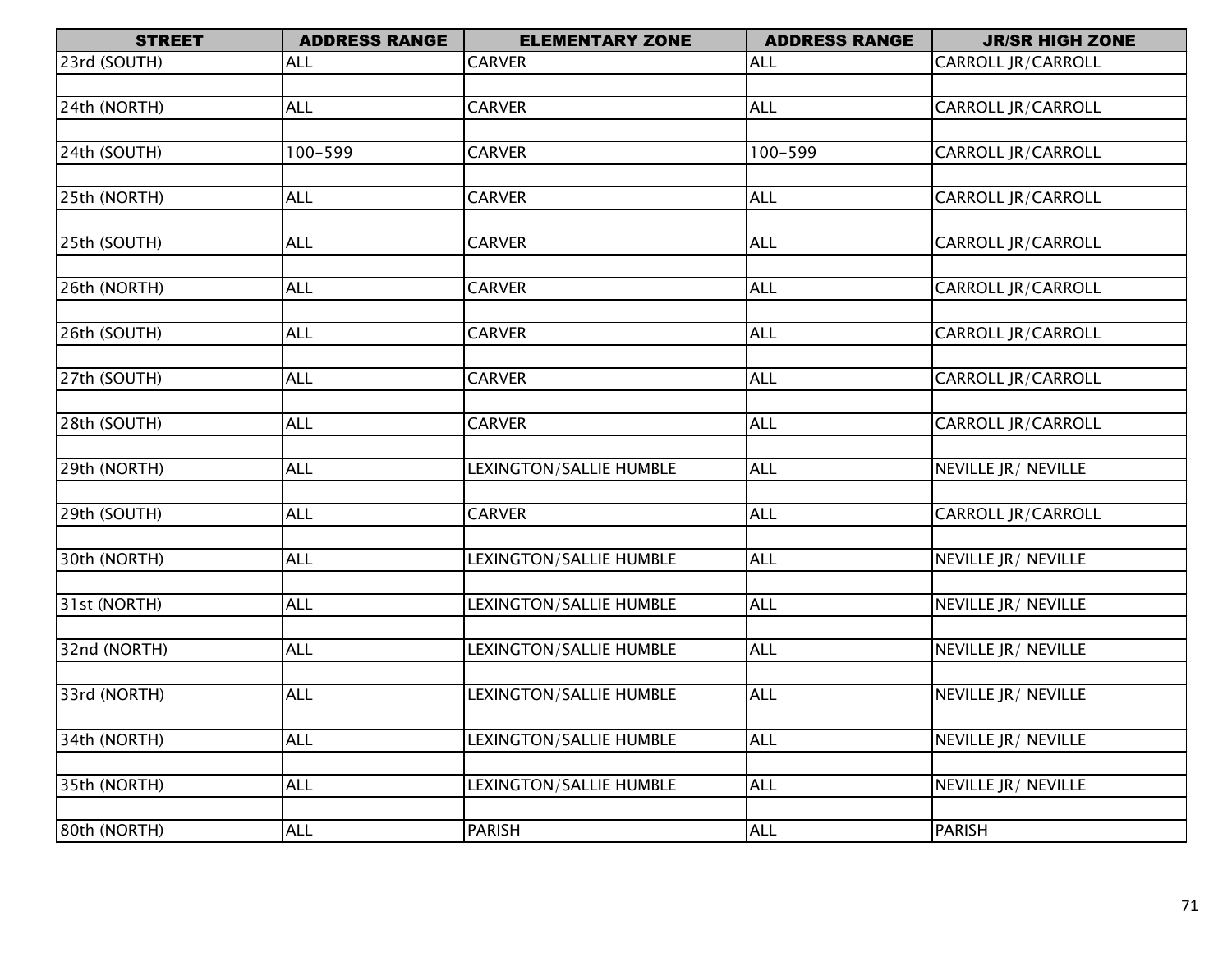| STREET | ADDRESS RANGE | ELEMENTARY ZONE | ADDRESS RANGE | JR/SR HIGH ZONE |
|---|---|---|---|---|
| 23rd (SOUTH) | ALL | CARVER | ALL | CARROLL JR/CARROLL |
| | | | | |
| 24th (NORTH) | ALL | CARVER | ALL | CARROLL JR/CARROLL |
| | | | | |
| 24th (SOUTH) | 100-599 | CARVER | 100-599 | CARROLL JR/CARROLL |
| | | | | |
| 25th (NORTH) | ALL | CARVER | ALL | CARROLL JR/CARROLL |
| | | | | |
| 25th (SOUTH) | ALL | CARVER | ALL | CARROLL JR/CARROLL |
| | | | | |
| 26th (NORTH) | ALL | CARVER | ALL | CARROLL JR/CARROLL |
| | | | | |
| 26th (SOUTH) | ALL | CARVER | ALL | CARROLL JR/CARROLL |
| | | | | |
| 27th (SOUTH) | ALL | CARVER | ALL | CARROLL JR/CARROLL |
| | | | | |
| 28th (SOUTH) | ALL | CARVER | ALL | CARROLL JR/CARROLL |
| | | | | |
| 29th (NORTH) | ALL | LEXINGTON/SALLIE HUMBLE | ALL | NEVILLE JR/ NEVILLE |
| | | | | |
| 29th (SOUTH) | ALL | CARVER | ALL | CARROLL JR/CARROLL |
| | | | | |
| 30th (NORTH) | ALL | LEXINGTON/SALLIE HUMBLE | ALL | NEVILLE JR/ NEVILLE |
| | | | | |
| 31st (NORTH) | ALL | LEXINGTON/SALLIE HUMBLE | ALL | NEVILLE JR/ NEVILLE |
| | | | | |
| 32nd (NORTH) | ALL | LEXINGTON/SALLIE HUMBLE | ALL | NEVILLE JR/ NEVILLE |
| | | | | |
| 33rd (NORTH) | ALL | LEXINGTON/SALLIE HUMBLE | ALL | NEVILLE JR/ NEVILLE |
| 34th (NORTH) | ALL | LEXINGTON/SALLIE HUMBLE | ALL | NEVILLE JR/ NEVILLE |
| | | | | |
| 35th (NORTH) | ALL | LEXINGTON/SALLIE HUMBLE | ALL | NEVILLE JR/ NEVILLE |
| | | | | |
| 80th (NORTH) | ALL | PARISH | ALL | PARISH |